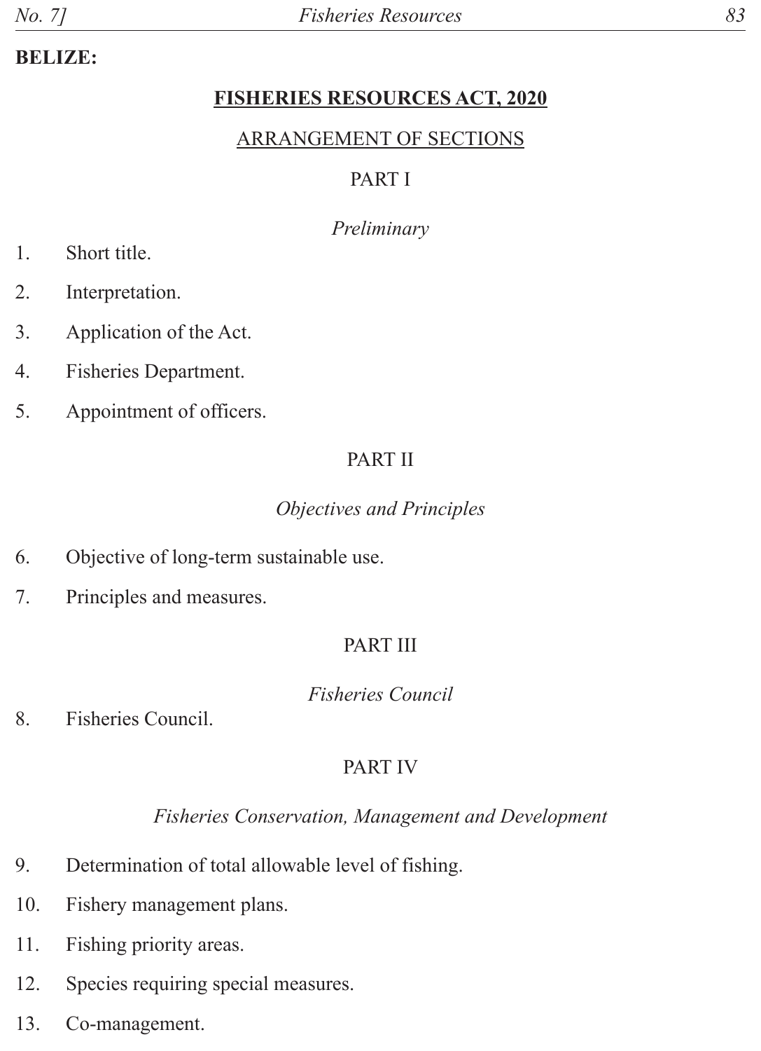**BELIZE:**

# FISHERIES RESOURCES ACT, 2020

## ARRANGEMENT OF SECTIONS

### PART I

*Preliminary*

1. Short title.
2. Interpretation.
3. Application of the Act.
4. Fisheries Department.
5. Appointment of officers.

### PART II

*Objectives and Principles*

6. Objective of long-term sustainable use.
7. Principles and measures.

### PART III

*Fisheries Council*

8. Fisheries Council.

### PART IV

*Fisheries Conservation, Management and Development*

9. Determination of total allowable level of fishing.
10. Fishery management plans.
11. Fishing priority areas.
12. Species requiring special measures.
13. Co-management.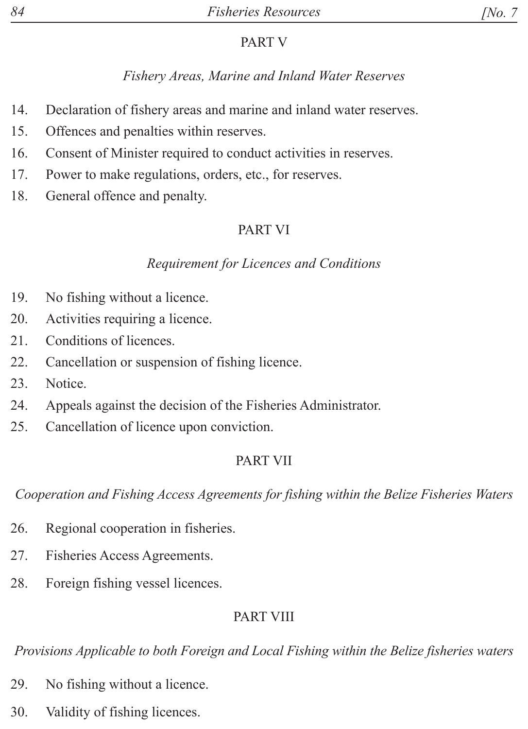## PART V

*Fishery Areas, Marine and Inland Water Reserves*

14. Declaration of fishery areas and marine and inland water reserves.
15. Offences and penalties within reserves.
16. Consent of Minister required to conduct activities in reserves.
17. Power to make regulations, orders, etc., for reserves.
18. General offence and penalty.

## PART VI

*Requirement for Licences and Conditions*

19. No fishing without a licence.
20. Activities requiring a licence.
21. Conditions of licences.
22. Cancellation or suspension of fishing licence.
23. Notice.
24. Appeals against the decision of the Fisheries Administrator.
25. Cancellation of licence upon conviction.

## PART VII

*Cooperation and Fishing Access Agreements for fishing within the Belize Fisheries Waters*

26. Regional cooperation in fisheries.
27. Fisheries Access Agreements.
28. Foreign fishing vessel licences.

## PART VIII

*Provisions Applicable to both Foreign and Local Fishing within the Belize fisheries waters*

29. No fishing without a licence.
30. Validity of fishing licences.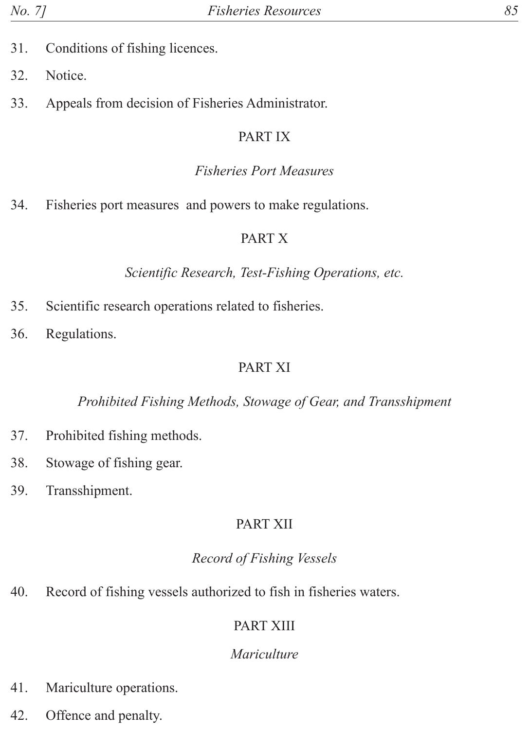31. Conditions of fishing licences.

32. Notice.

33. Appeals from decision of Fisheries Administrator.

PART IX

*Fisheries Port Measures*

34. Fisheries port measures and powers to make regulations.

PART X

*Scientific Research, Test-Fishing Operations, etc.*

35. Scientific research operations related to fisheries.

36. Regulations.

PART XI

*Prohibited Fishing Methods, Stowage of Gear, and Transshipment*

37. Prohibited fishing methods.

38. Stowage of fishing gear.

39. Transshipment.

PART XII

*Record of Fishing Vessels*

40. Record of fishing vessels authorized to fish in fisheries waters.

PART XIII

*Mariculture*

41. Mariculture operations.

42. Offence and penalty.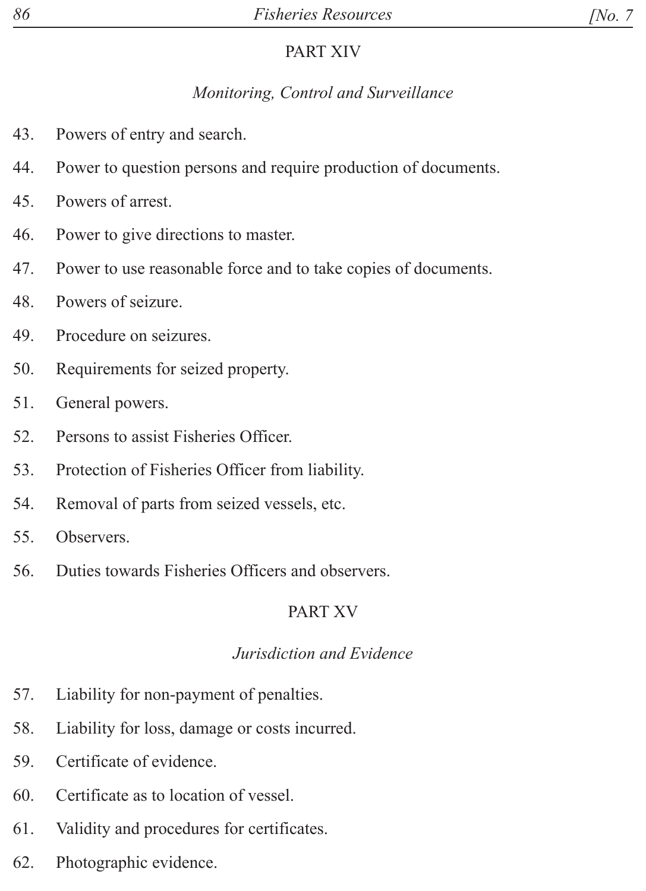## PART XIV

*Monitoring, Control and Surveillance*

43. Powers of entry and search.
44. Power to question persons and require production of documents.
45. Powers of arrest.
46. Power to give directions to master.
47. Power to use reasonable force and to take copies of documents.
48. Powers of seizure.
49. Procedure on seizures.
50. Requirements for seized property.
51. General powers.
52. Persons to assist Fisheries Officer.
53. Protection of Fisheries Officer from liability.
54. Removal of parts from seized vessels, etc.
55. Observers.
56. Duties towards Fisheries Officers and observers.

## PART XV

*Jurisdiction and Evidence*

57. Liability for non-payment of penalties.
58. Liability for loss, damage or costs incurred.
59. Certificate of evidence.
60. Certificate as to location of vessel.
61. Validity and procedures for certificates.
62. Photographic evidence.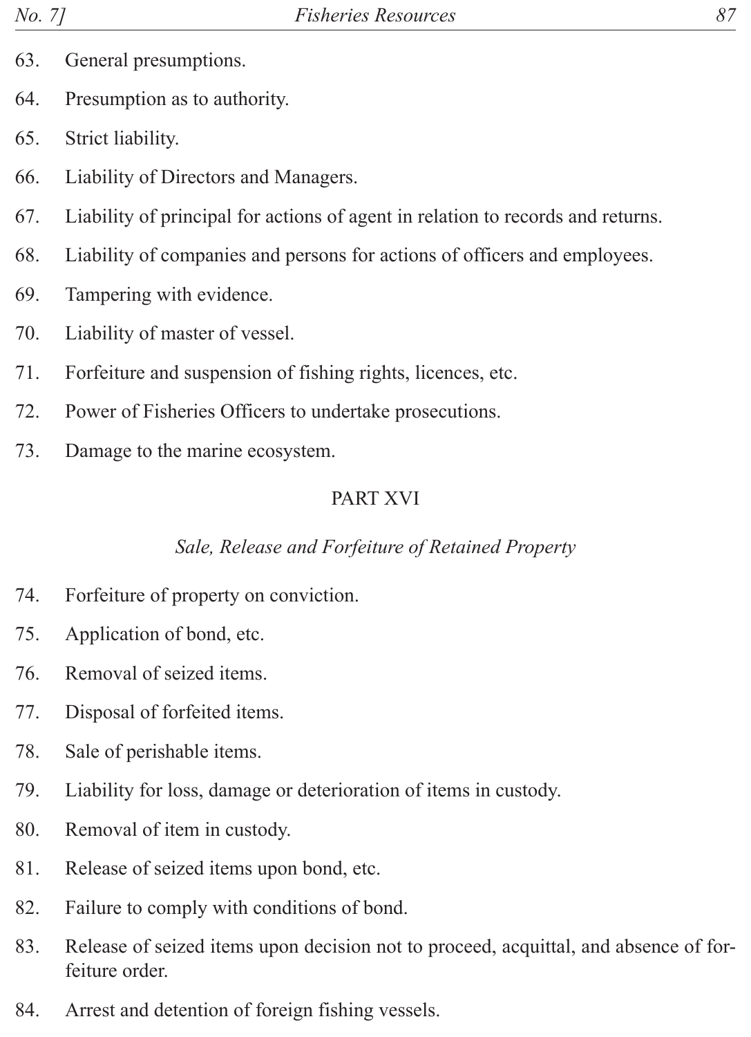63. General presumptions.

64. Presumption as to authority.

65. Strict liability.

66. Liability of Directors and Managers.

67. Liability of principal for actions of agent in relation to records and returns.

68. Liability of companies and persons for actions of officers and employees.

69. Tampering with evidence.

70. Liability of master of vessel.

71. Forfeiture and suspension of fishing rights, licences, etc.

72. Power of Fisheries Officers to undertake prosecutions.

73. Damage to the marine ecosystem.

## PART XVI

*Sale, Release and Forfeiture of Retained Property*

74. Forfeiture of property on conviction.

75. Application of bond, etc.

76. Removal of seized items.

77. Disposal of forfeited items.

78. Sale of perishable items.

79. Liability for loss, damage or deterioration of items in custody.

80. Removal of item in custody.

81. Release of seized items upon bond, etc.

82. Failure to comply with conditions of bond.

83. Release of seized items upon decision not to proceed, acquittal, and absence of forfeiture order.

84. Arrest and detention of foreign fishing vessels.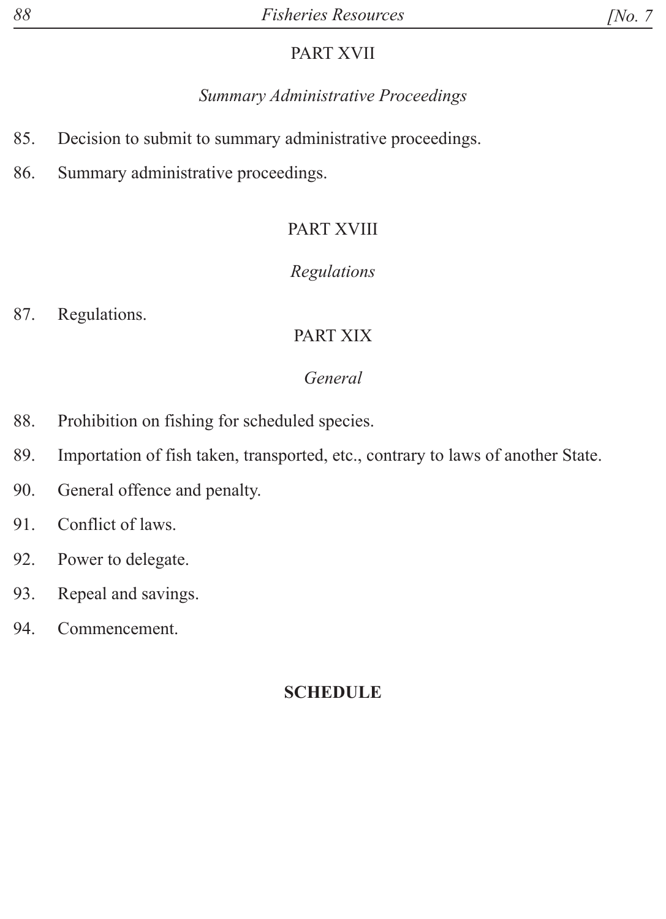## PART XVII

*Summary Administrative Proceedings*

85. Decision to submit to summary administrative proceedings.

86. Summary administrative proceedings.

## PART XVIII

*Regulations*

87. Regulations.

## PART XIX

*General*

88. Prohibition on fishing for scheduled species.

89. Importation of fish taken, transported, etc., contrary to laws of another State.

90. General offence and penalty.

91. Conflict of laws.

92. Power to delegate.

93. Repeal and savings.

94. Commencement.

**SCHEDULE**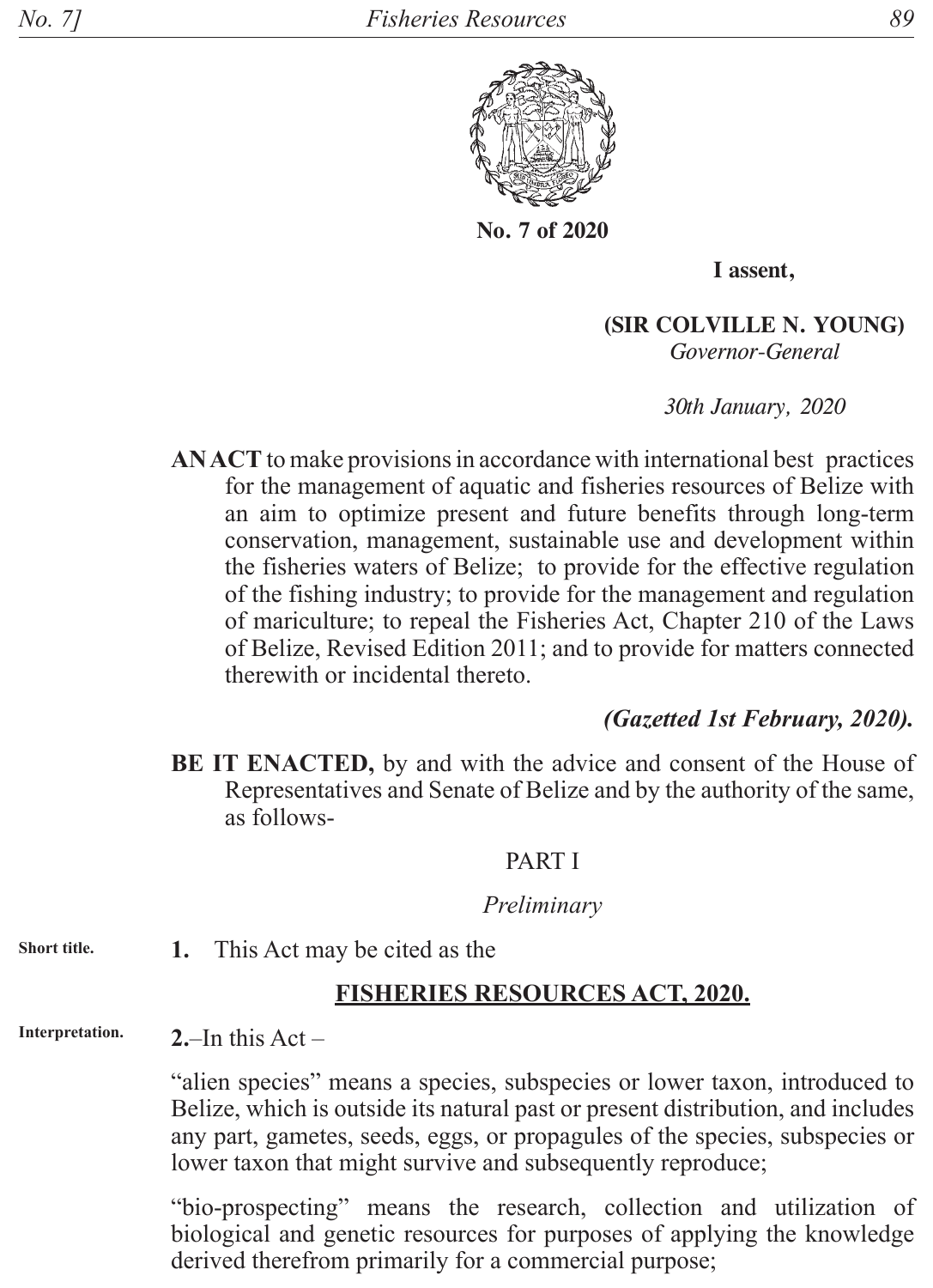**No. 7 of 2020**

**I assent,**

**(SIR COLVILLE N. YOUNG)**
*Governor-General*

*30th January, 2020*

**AN ACT** to make provisions in accordance with international best practices for the management of aquatic and fisheries resources of Belize with an aim to optimize present and future benefits through long-term conservation, management, sustainable use and development within the fisheries waters of Belize; to provide for the effective regulation of the fishing industry; to provide for the management and regulation of mariculture; to repeal the Fisheries Act, Chapter 210 of the Laws of Belize, Revised Edition 2011; and to provide for matters connected therewith or incidental thereto.

***(Gazetted 1st February, 2020).***

**BE IT ENACTED,** by and with the advice and consent of the House of Representatives and Senate of Belize and by the authority of the same, as follows-

## PART I

*Preliminary*

**Short title.**

**1.** This Act may be cited as the

**FISHERIES RESOURCES ACT, 2020.**

**Interpretation.**

**2.**–In this Act –

"alien species" means a species, subspecies or lower taxon, introduced to Belize, which is outside its natural past or present distribution, and includes any part, gametes, seeds, eggs, or propagules of the species, subspecies or lower taxon that might survive and subsequently reproduce;

"bio-prospecting" means the research, collection and utilization of biological and genetic resources for purposes of applying the knowledge derived therefrom primarily for a commercial purpose;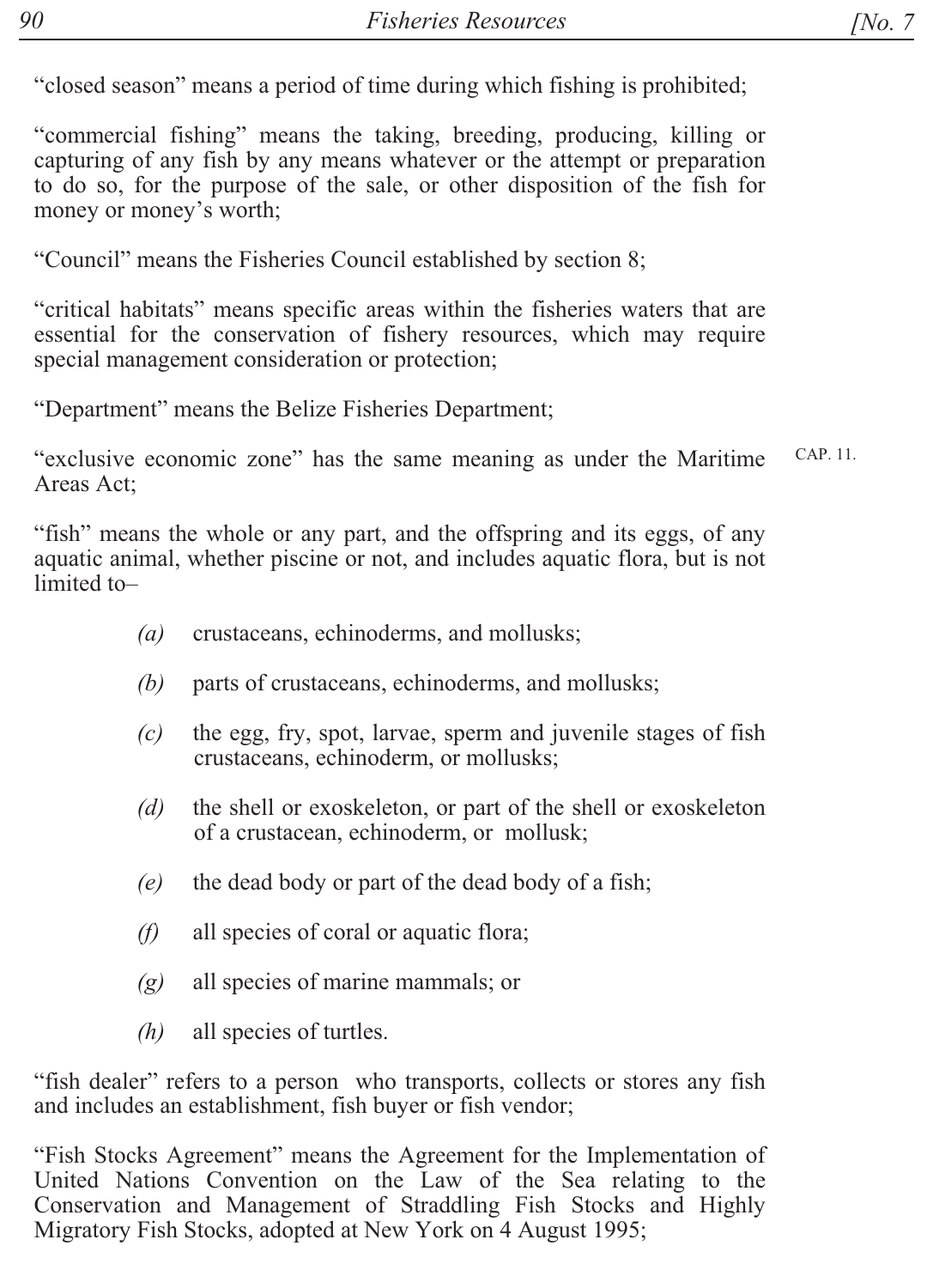"closed season" means a period of time during which fishing is prohibited;

"commercial fishing" means the taking, breeding, producing, killing or capturing of any fish by any means whatever or the attempt or preparation to do so, for the purpose of the sale, or other disposition of the fish for money or money's worth;

"Council" means the Fisheries Council established by section 8;

"critical habitats" means specific areas within the fisheries waters that are essential for the conservation of fishery resources, which may require special management consideration or protection;

"Department" means the Belize Fisheries Department;

"exclusive economic zone" has the same meaning as under the Maritime Areas Act; CAP. 11.

"fish" means the whole or any part, and the offspring and its eggs, of any aquatic animal, whether piscine or not, and includes aquatic flora, but is not limited to–

*(a)* crustaceans, echinoderms, and mollusks;

*(b)* parts of crustaceans, echinoderms, and mollusks;

*(c)* the egg, fry, spot, larvae, sperm and juvenile stages of fish crustaceans, echinoderm, or mollusks;

*(d)* the shell or exoskeleton, or part of the shell or exoskeleton of a crustacean, echinoderm, or mollusk;

*(e)* the dead body or part of the dead body of a fish;

*(f)* all species of coral or aquatic flora;

*(g)* all species of marine mammals; or

*(h)* all species of turtles.

"fish dealer" refers to a person who transports, collects or stores any fish and includes an establishment, fish buyer or fish vendor;

"Fish Stocks Agreement" means the Agreement for the Implementation of United Nations Convention on the Law of the Sea relating to the Conservation and Management of Straddling Fish Stocks and Highly Migratory Fish Stocks, adopted at New York on 4 August 1995;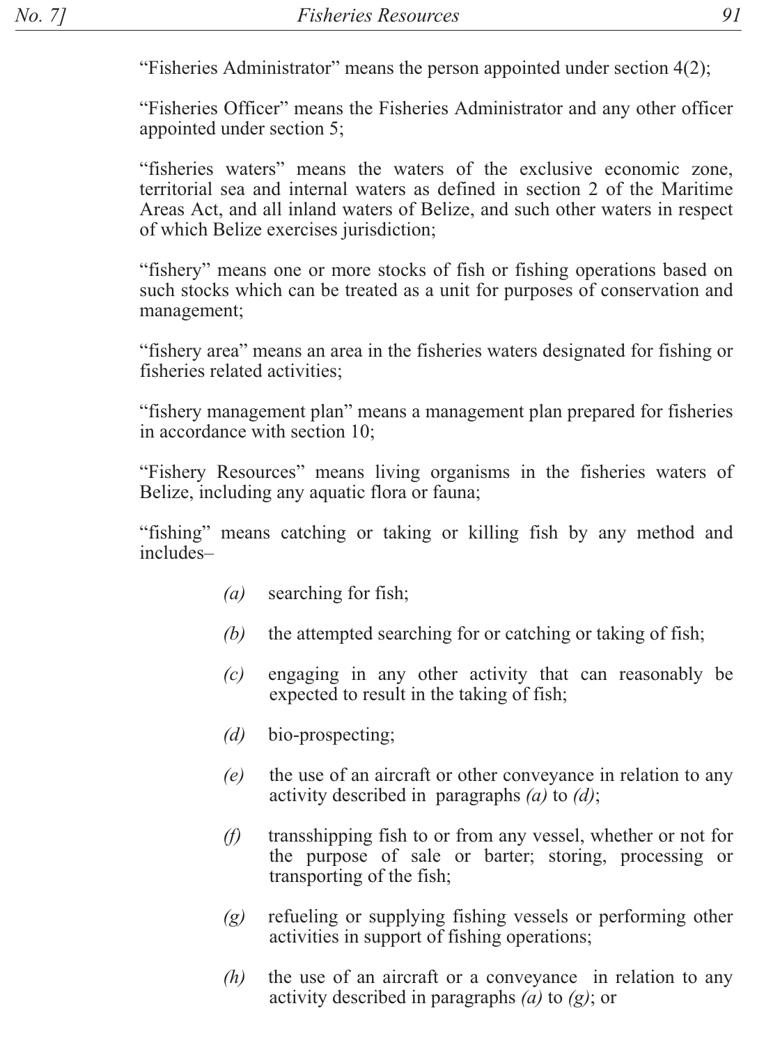"Fisheries Administrator" means the person appointed under section 4(2);

"Fisheries Officer" means the Fisheries Administrator and any other officer appointed under section 5;

"fisheries waters" means the waters of the exclusive economic zone, territorial sea and internal waters as defined in section 2 of the Maritime Areas Act, and all inland waters of Belize, and such other waters in respect of which Belize exercises jurisdiction;

"fishery" means one or more stocks of fish or fishing operations based on such stocks which can be treated as a unit for purposes of conservation and management;

"fishery area" means an area in the fisheries waters designated for fishing or fisheries related activities;

"fishery management plan" means a management plan prepared for fisheries in accordance with section 10;

"Fishery Resources" means living organisms in the fisheries waters of Belize, including any aquatic flora or fauna;

"fishing" means catching or taking or killing fish by any method and includes–

- *(a)* searching for fish;
- *(b)* the attempted searching for or catching or taking of fish;
- *(c)* engaging in any other activity that can reasonably be expected to result in the taking of fish;
- *(d)* bio-prospecting;
- *(e)* the use of an aircraft or other conveyance in relation to any activity described in paragraphs *(a)* to *(d)*;
- *(f)* transshipping fish to or from any vessel, whether or not for the purpose of sale or barter; storing, processing or transporting of the fish;
- *(g)* refueling or supplying fishing vessels or performing other activities in support of fishing operations;
- *(h)* the use of an aircraft or a conveyance in relation to any activity described in paragraphs *(a)* to *(g)*; or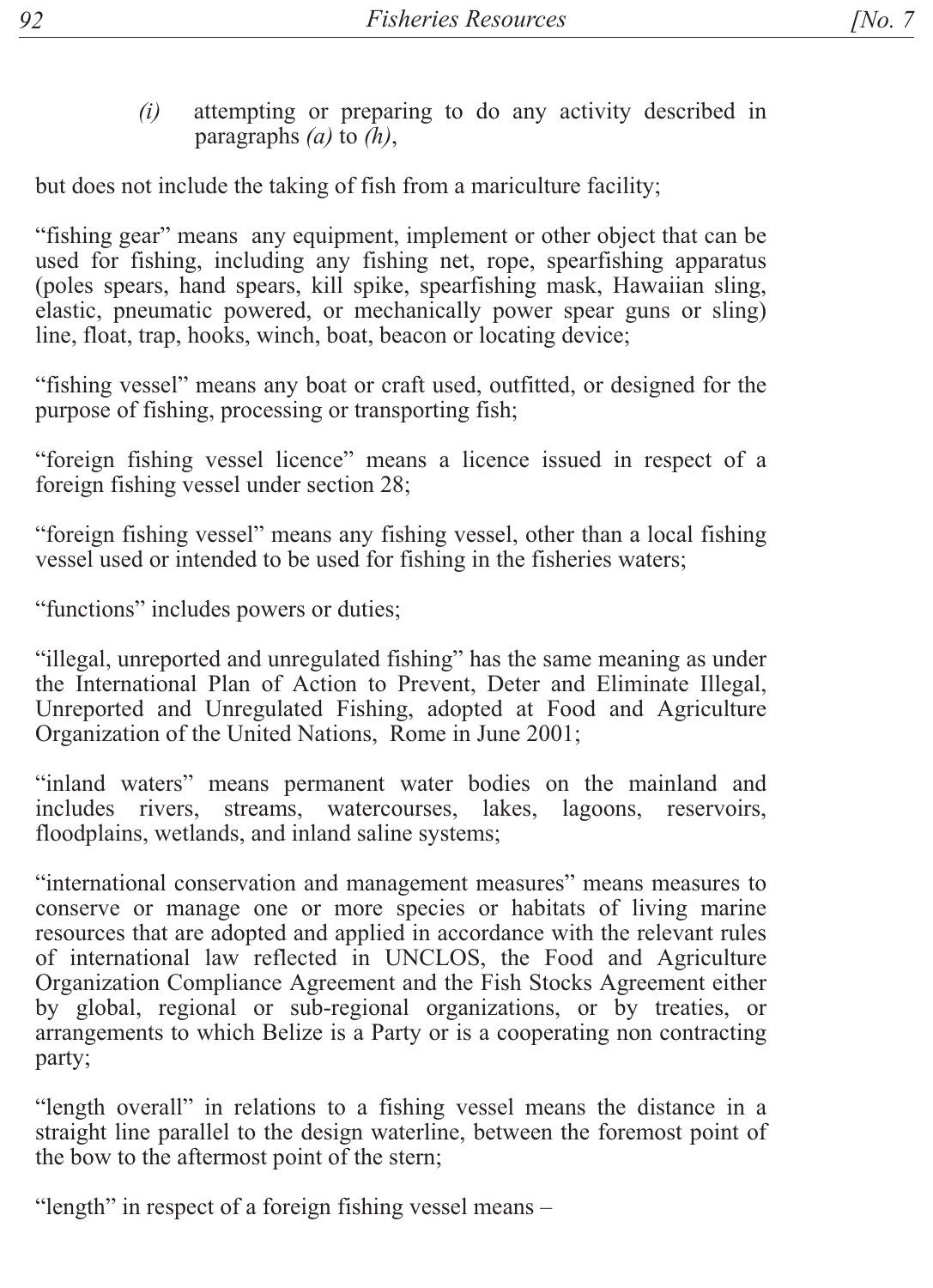*(i)* attempting or preparing to do any activity described in paragraphs *(a)* to *(h)*,

but does not include the taking of fish from a mariculture facility;

"fishing gear" means any equipment, implement or other object that can be used for fishing, including any fishing net, rope, spearfishing apparatus (poles spears, hand spears, kill spike, spearfishing mask, Hawaiian sling, elastic, pneumatic powered, or mechanically power spear guns or sling) line, float, trap, hooks, winch, boat, beacon or locating device;

"fishing vessel" means any boat or craft used, outfitted, or designed for the purpose of fishing, processing or transporting fish;

"foreign fishing vessel licence" means a licence issued in respect of a foreign fishing vessel under section 28;

"foreign fishing vessel" means any fishing vessel, other than a local fishing vessel used or intended to be used for fishing in the fisheries waters;

"functions" includes powers or duties;

"illegal, unreported and unregulated fishing" has the same meaning as under the International Plan of Action to Prevent, Deter and Eliminate Illegal, Unreported and Unregulated Fishing, adopted at Food and Agriculture Organization of the United Nations, Rome in June 2001;

"inland waters" means permanent water bodies on the mainland and includes rivers, streams, watercourses, lakes, lagoons, reservoirs, floodplains, wetlands, and inland saline systems;

"international conservation and management measures" means measures to conserve or manage one or more species or habitats of living marine resources that are adopted and applied in accordance with the relevant rules of international law reflected in UNCLOS, the Food and Agriculture Organization Compliance Agreement and the Fish Stocks Agreement either by global, regional or sub-regional organizations, or by treaties, or arrangements to which Belize is a Party or is a cooperating non contracting party;

"length overall" in relations to a fishing vessel means the distance in a straight line parallel to the design waterline, between the foremost point of the bow to the aftermost point of the stern;

"length" in respect of a foreign fishing vessel means –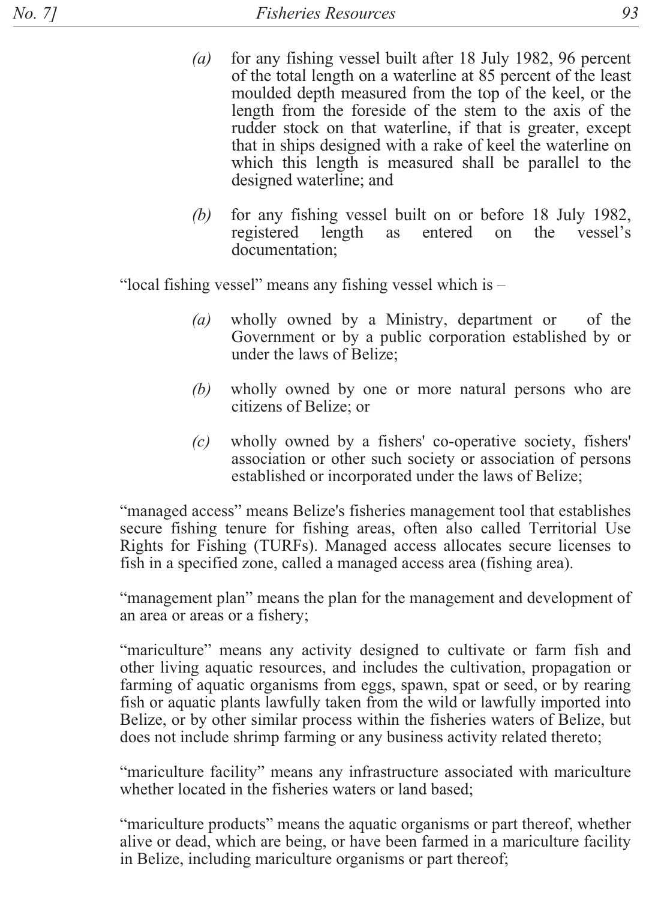*(a)* for any fishing vessel built after 18 July 1982, 96 percent of the total length on a waterline at 85 percent of the least moulded depth measured from the top of the keel, or the length from the foreside of the stem to the axis of the rudder stock on that waterline, if that is greater, except that in ships designed with a rake of keel the waterline on which this length is measured shall be parallel to the designed waterline; and

*(b)* for any fishing vessel built on or before 18 July 1982, registered length as entered on the vessel's documentation;

"local fishing vessel" means any fishing vessel which is –

*(a)* wholly owned by a Ministry, department or  of the Government or by a public corporation established by or under the laws of Belize;

*(b)* wholly owned by one or more natural persons who are citizens of Belize; or

*(c)* wholly owned by a fishers' co-operative society, fishers' association or other such society or association of persons established or incorporated under the laws of Belize;

"managed access" means Belize's fisheries management tool that establishes secure fishing tenure for fishing areas, often also called Territorial Use Rights for Fishing (TURFs). Managed access allocates secure licenses to fish in a specified zone, called a managed access area (fishing area).

"management plan" means the plan for the management and development of an area or areas or a fishery;

"mariculture" means any activity designed to cultivate or farm fish and other living aquatic resources, and includes the cultivation, propagation or farming of aquatic organisms from eggs, spawn, spat or seed, or by rearing fish or aquatic plants lawfully taken from the wild or lawfully imported into Belize, or by other similar process within the fisheries waters of Belize, but does not include shrimp farming or any business activity related thereto;

"mariculture facility" means any infrastructure associated with mariculture whether located in the fisheries waters or land based;

"mariculture products" means the aquatic organisms or part thereof, whether alive or dead, which are being, or have been farmed in a mariculture facility in Belize, including mariculture organisms or part thereof;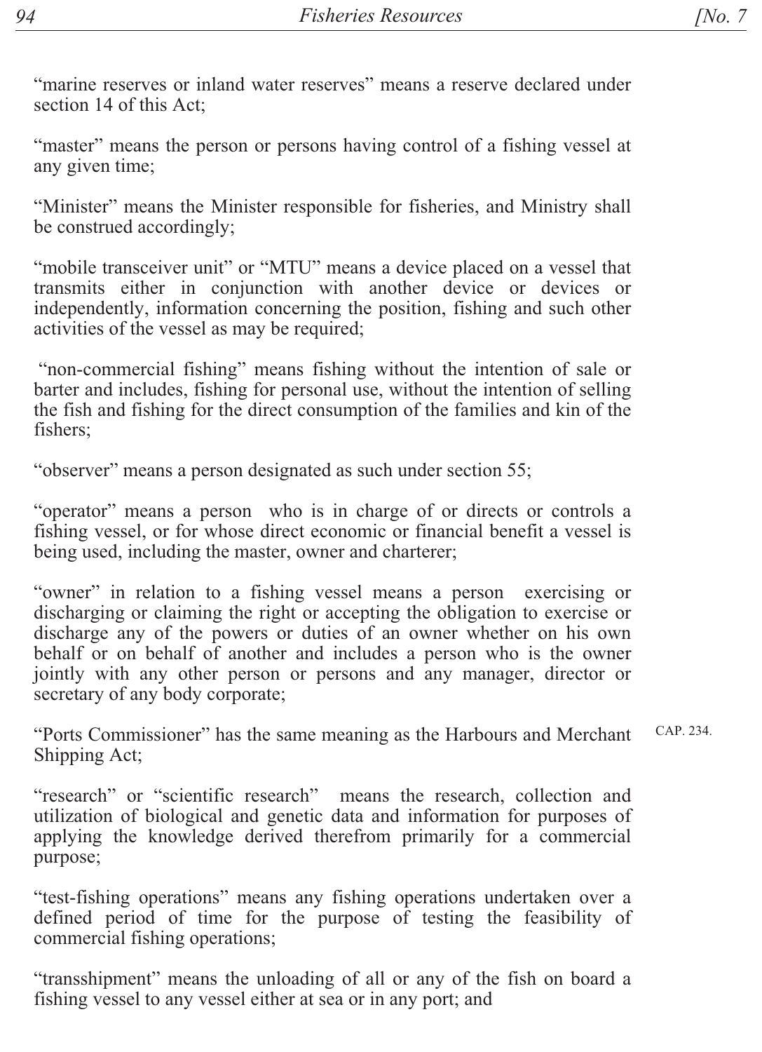"marine reserves or inland water reserves" means a reserve declared under section 14 of this Act;

"master" means the person or persons having control of a fishing vessel at any given time;

"Minister" means the Minister responsible for fisheries, and Ministry shall be construed accordingly;

"mobile transceiver unit" or "MTU" means a device placed on a vessel that transmits either in conjunction with another device or devices or independently, information concerning the position, fishing and such other activities of the vessel as may be required;

"non-commercial fishing" means fishing without the intention of sale or barter and includes, fishing for personal use, without the intention of selling the fish and fishing for the direct consumption of the families and kin of the fishers;

"observer" means a person designated as such under section 55;

"operator" means a person who is in charge of or directs or controls a fishing vessel, or for whose direct economic or financial benefit a vessel is being used, including the master, owner and charterer;

"owner" in relation to a fishing vessel means a person exercising or discharging or claiming the right or accepting the obligation to exercise or discharge any of the powers or duties of an owner whether on his own behalf or on behalf of another and includes a person who is the owner jointly with any other person or persons and any manager, director or secretary of any body corporate;

"Ports Commissioner" has the same meaning as the Harbours and Merchant Shipping Act; CAP. 234.

"research" or "scientific research" means the research, collection and utilization of biological and genetic data and information for purposes of applying the knowledge derived therefrom primarily for a commercial purpose;

"test-fishing operations" means any fishing operations undertaken over a defined period of time for the purpose of testing the feasibility of commercial fishing operations;

"transshipment" means the unloading of all or any of the fish on board a fishing vessel to any vessel either at sea or in any port; and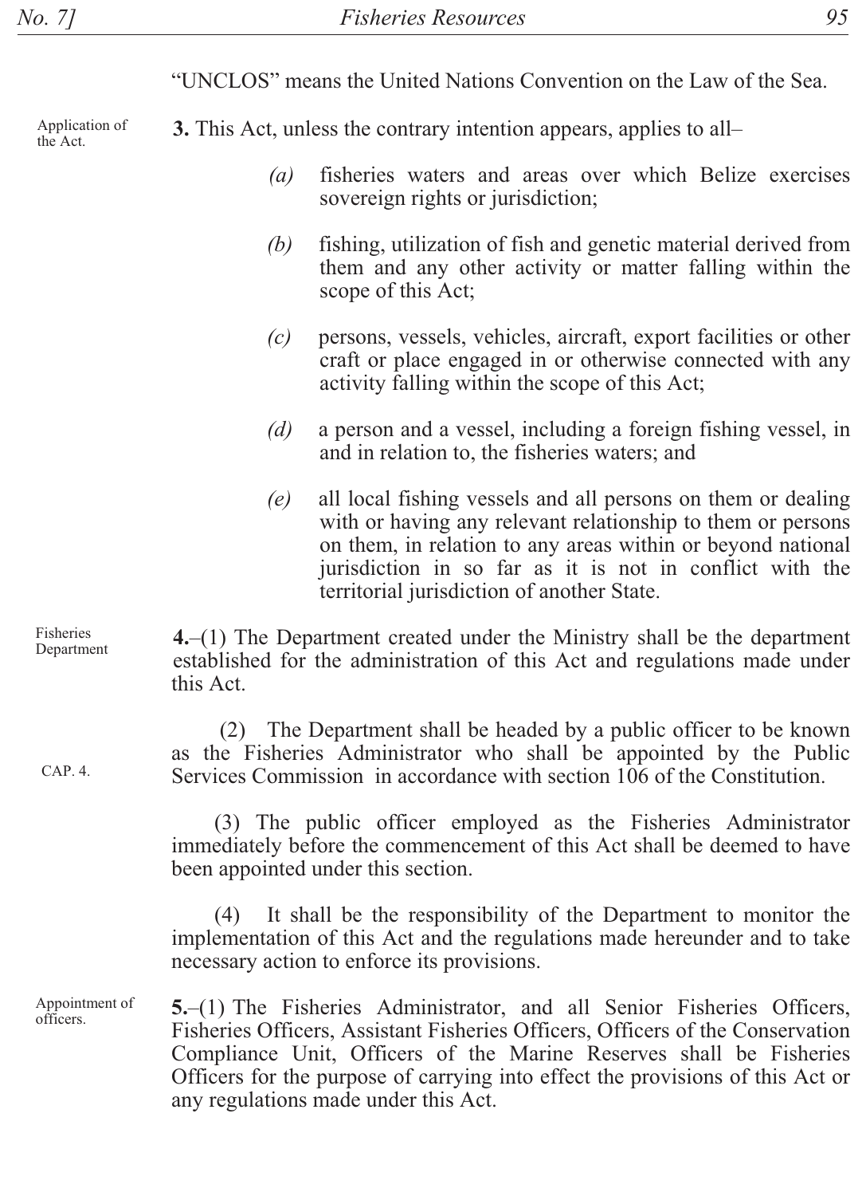"UNCLOS" means the United Nations Convention on the Law of the Sea.

Application of the Act.

**3.** This Act, unless the contrary intention appears, applies to all–

*(a)* fisheries waters and areas over which Belize exercises sovereign rights or jurisdiction;

*(b)* fishing, utilization of fish and genetic material derived from them and any other activity or matter falling within the scope of this Act;

*(c)* persons, vessels, vehicles, aircraft, export facilities or other craft or place engaged in or otherwise connected with any activity falling within the scope of this Act;

*(d)* a person and a vessel, including a foreign fishing vessel, in and in relation to, the fisheries waters; and

*(e)* all local fishing vessels and all persons on them or dealing with or having any relevant relationship to them or persons on them, in relation to any areas within or beyond national jurisdiction in so far as it is not in conflict with the territorial jurisdiction of another State.

Fisheries Department

**4.**–(1) The Department created under the Ministry shall be the department established for the administration of this Act and regulations made under this Act.

CAP. 4.

(2) The Department shall be headed by a public officer to be known as the Fisheries Administrator who shall be appointed by the Public Services Commission in accordance with section 106 of the Constitution.

(3) The public officer employed as the Fisheries Administrator immediately before the commencement of this Act shall be deemed to have been appointed under this section.

(4) It shall be the responsibility of the Department to monitor the implementation of this Act and the regulations made hereunder and to take necessary action to enforce its provisions.

Appointment of officers.

**5.**–(1) The Fisheries Administrator, and all Senior Fisheries Officers, Fisheries Officers, Assistant Fisheries Officers, Officers of the Conservation Compliance Unit, Officers of the Marine Reserves shall be Fisheries Officers for the purpose of carrying into effect the provisions of this Act or any regulations made under this Act.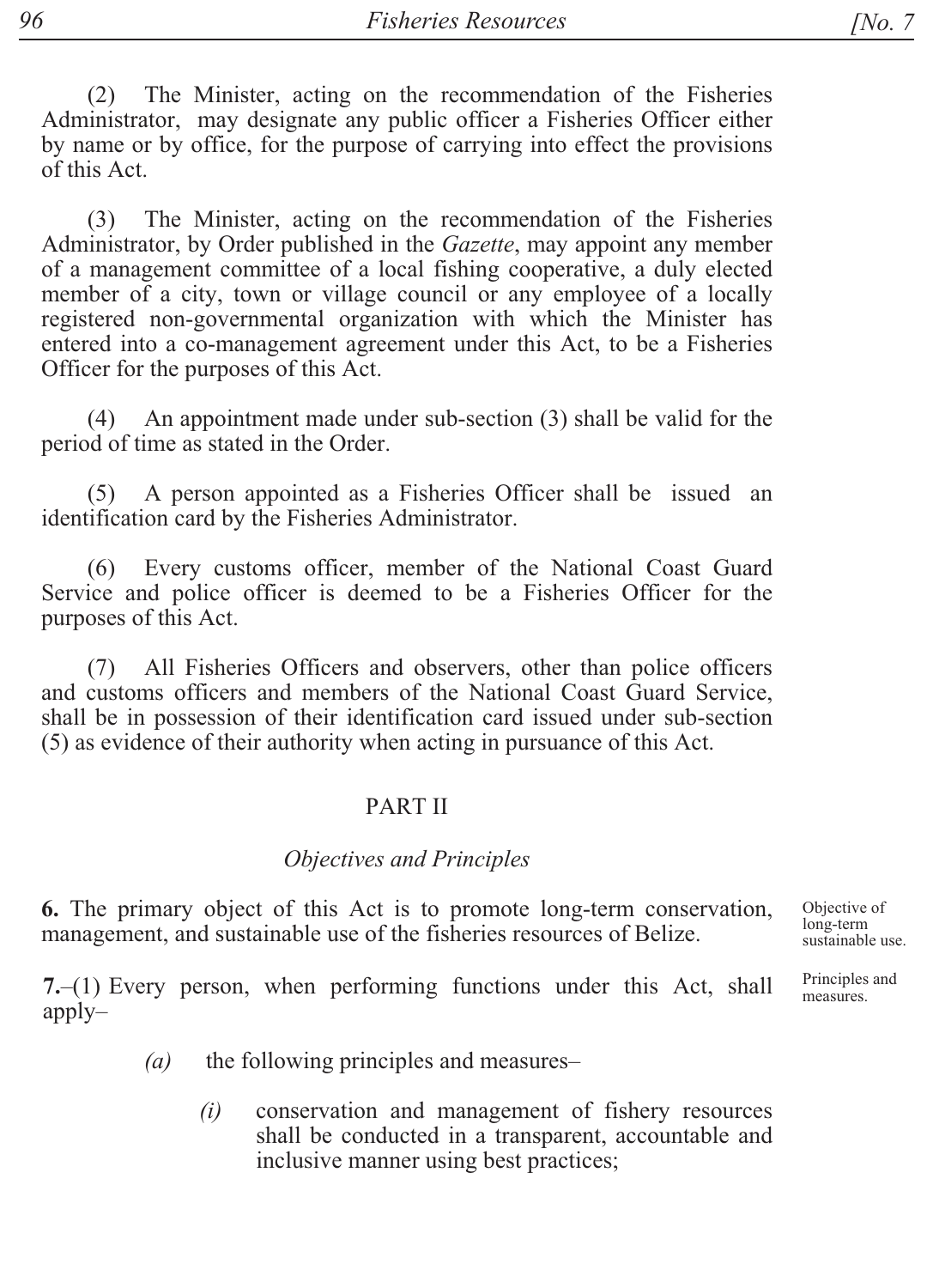(2) The Minister, acting on the recommendation of the Fisheries Administrator, may designate any public officer a Fisheries Officer either by name or by office, for the purpose of carrying into effect the provisions of this Act.

(3) The Minister, acting on the recommendation of the Fisheries Administrator, by Order published in the *Gazette*, may appoint any member of a management committee of a local fishing cooperative, a duly elected member of a city, town or village council or any employee of a locally registered non-governmental organization with which the Minister has entered into a co-management agreement under this Act, to be a Fisheries Officer for the purposes of this Act.

(4) An appointment made under sub-section (3) shall be valid for the period of time as stated in the Order.

(5) A person appointed as a Fisheries Officer shall be issued an identification card by the Fisheries Administrator.

(6) Every customs officer, member of the National Coast Guard Service and police officer is deemed to be a Fisheries Officer for the purposes of this Act.

(7) All Fisheries Officers and observers, other than police officers and customs officers and members of the National Coast Guard Service, shall be in possession of their identification card issued under sub-section (5) as evidence of their authority when acting in pursuance of this Act.

## PART II

### *Objectives and Principles*

Objective of long-term sustainable use.

**6.** The primary object of this Act is to promote long-term conservation, management, and sustainable use of the fisheries resources of Belize.

Principles and measures.

**7.**–(1) Every person, when performing functions under this Act, shall apply–

*(a)* the following principles and measures–

*(i)* conservation and management of fishery resources shall be conducted in a transparent, accountable and inclusive manner using best practices;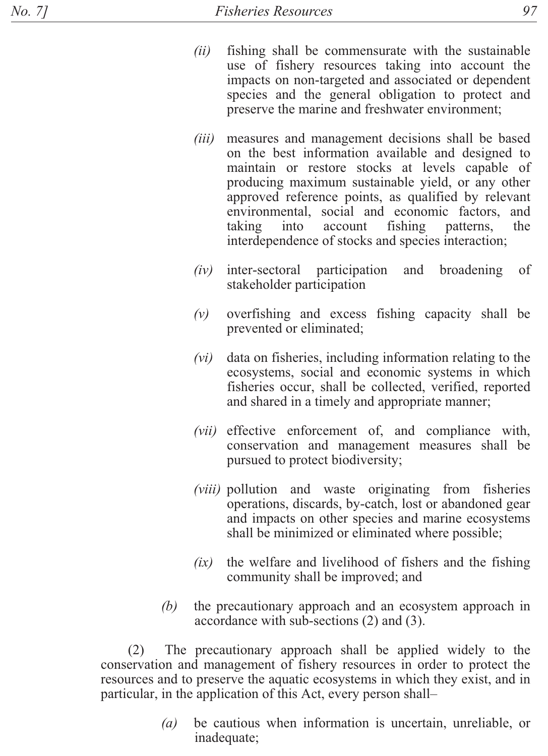(ii) fishing shall be commensurate with the sustainable use of fishery resources taking into account the impacts on non-targeted and associated or dependent species and the general obligation to protect and preserve the marine and freshwater environment;

(iii) measures and management decisions shall be based on the best information available and designed to maintain or restore stocks at levels capable of producing maximum sustainable yield, or any other approved reference points, as qualified by relevant environmental, social and economic factors, and taking into account fishing patterns, the interdependence of stocks and species interaction;

(iv) inter-sectoral participation and broadening of stakeholder participation

(v) overfishing and excess fishing capacity shall be prevented or eliminated;

(vi) data on fisheries, including information relating to the ecosystems, social and economic systems in which fisheries occur, shall be collected, verified, reported and shared in a timely and appropriate manner;

(vii) effective enforcement of, and compliance with, conservation and management measures shall be pursued to protect biodiversity;

(viii) pollution and waste originating from fisheries operations, discards, by-catch, lost or abandoned gear and impacts on other species and marine ecosystems shall be minimized or eliminated where possible;

(ix) the welfare and livelihood of fishers and the fishing community shall be improved; and

(b) the precautionary approach and an ecosystem approach in accordance with sub-sections (2) and (3).

(2) The precautionary approach shall be applied widely to the conservation and management of fishery resources in order to protect the resources and to preserve the aquatic ecosystems in which they exist, and in particular, in the application of this Act, every person shall–

(a) be cautious when information is uncertain, unreliable, or inadequate;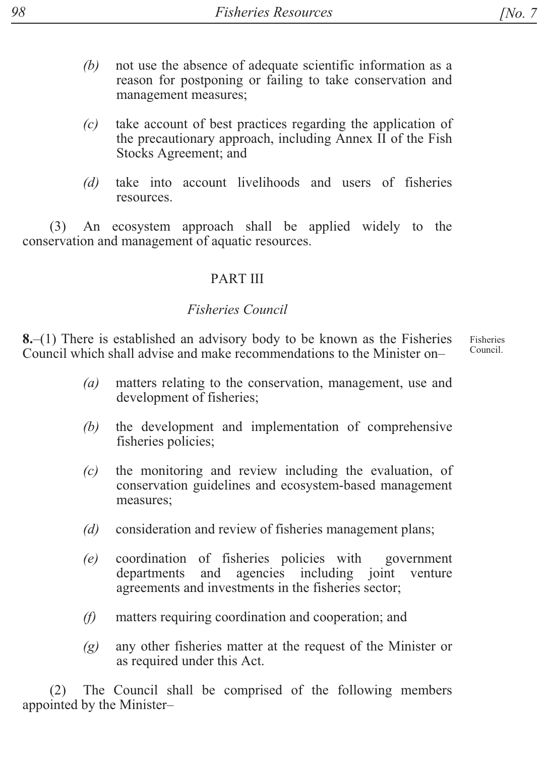*(b)* not use the absence of adequate scientific information as a reason for postponing or failing to take conservation and management measures;

*(c)* take account of best practices regarding the application of the precautionary approach, including Annex II of the Fish Stocks Agreement; and

*(d)* take into account livelihoods and users of fisheries resources.

(3) An ecosystem approach shall be applied widely to the conservation and management of aquatic resources.

## PART III

### *Fisheries Council*

**8.**–(1) There is established an advisory body to be known as the Fisheries Council which shall advise and make recommendations to the Minister on–

Fisheries Council.

*(a)* matters relating to the conservation, management, use and development of fisheries;

*(b)* the development and implementation of comprehensive fisheries policies;

*(c)* the monitoring and review including the evaluation, of conservation guidelines and ecosystem-based management measures;

*(d)* consideration and review of fisheries management plans;

*(e)* coordination of fisheries policies with government departments and agencies including joint venture agreements and investments in the fisheries sector;

*(f)* matters requiring coordination and cooperation; and

*(g)* any other fisheries matter at the request of the Minister or as required under this Act.

(2) The Council shall be comprised of the following members appointed by the Minister–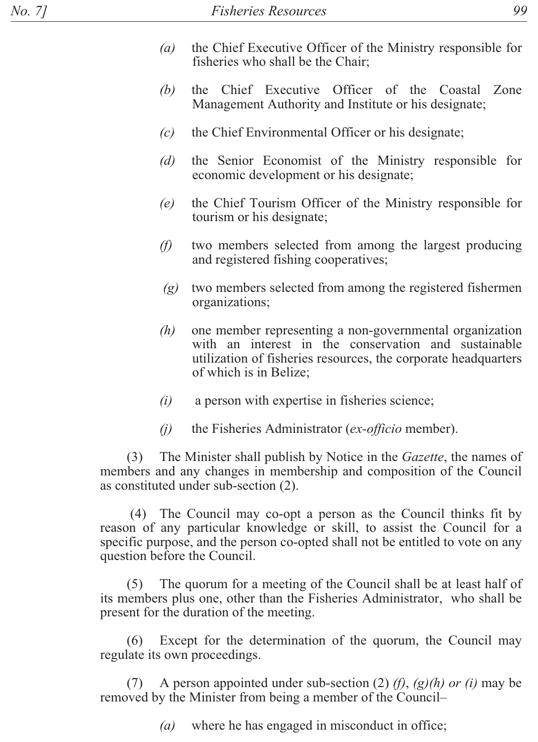(a) the Chief Executive Officer of the Ministry responsible for fisheries who shall be the Chair;

(b) the Chief Executive Officer of the Coastal Zone Management Authority and Institute or his designate;

(c) the Chief Environmental Officer or his designate;

(d) the Senior Economist of the Ministry responsible for economic development or his designate;

(e) the Chief Tourism Officer of the Ministry responsible for tourism or his designate;

(f) two members selected from among the largest producing and registered fishing cooperatives;

(g) two members selected from among the registered fishermen organizations;

(h) one member representing a non-governmental organization with an interest in the conservation and sustainable utilization of fisheries resources, the corporate headquarters of which is in Belize;

(i) a person with expertise in fisheries science;

(j) the Fisheries Administrator (*ex-officio* member).

(3) The Minister shall publish by Notice in the *Gazette*, the names of members and any changes in membership and composition of the Council as constituted under sub-section (2).

(4) The Council may co-opt a person as the Council thinks fit by reason of any particular knowledge or skill, to assist the Council for a specific purpose, and the person co-opted shall not be entitled to vote on any question before the Council.

(5) The quorum for a meeting of the Council shall be at least half of its members plus one, other than the Fisheries Administrator, who shall be present for the duration of the meeting.

(6) Except for the determination of the quorum, the Council may regulate its own proceedings.

(7) A person appointed under sub-section (2) *(f)*, *(g)(h) or (i)* may be removed by the Minister from being a member of the Council–

(a) where he has engaged in misconduct in office;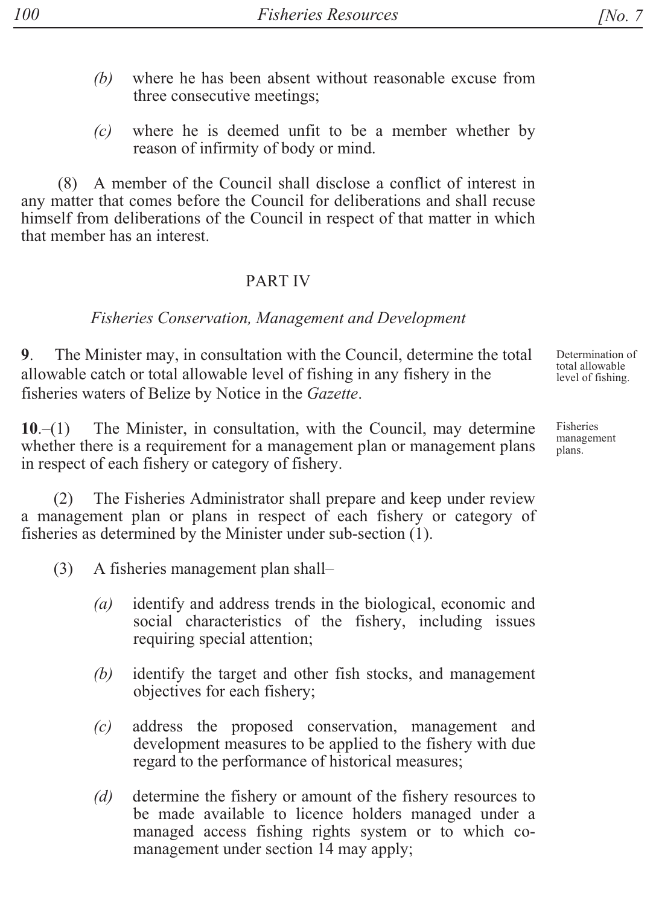*(b)* where he has been absent without reasonable excuse from three consecutive meetings;

*(c)* where he is deemed unfit to be a member whether by reason of infirmity of body or mind.

(8) A member of the Council shall disclose a conflict of interest in any matter that comes before the Council for deliberations and shall recuse himself from deliberations of the Council in respect of that matter in which that member has an interest.

## PART IV

### *Fisheries Conservation, Management and Development*

Determination of total allowable level of fishing.

**9**. The Minister may, in consultation with the Council, determine the total allowable catch or total allowable level of fishing in any fishery in the fisheries waters of Belize by Notice in the *Gazette*.

Fisheries management plans.

**10**.–(1) The Minister, in consultation, with the Council, may determine whether there is a requirement for a management plan or management plans in respect of each fishery or category of fishery.

(2) The Fisheries Administrator shall prepare and keep under review a management plan or plans in respect of each fishery or category of fisheries as determined by the Minister under sub-section (1).

(3) A fisheries management plan shall–

*(a)* identify and address trends in the biological, economic and social characteristics of the fishery, including issues requiring special attention;

*(b)* identify the target and other fish stocks, and management objectives for each fishery;

*(c)* address the proposed conservation, management and development measures to be applied to the fishery with due regard to the performance of historical measures;

*(d)* determine the fishery or amount of the fishery resources to be made available to licence holders managed under a managed access fishing rights system or to which co-management under section 14 may apply;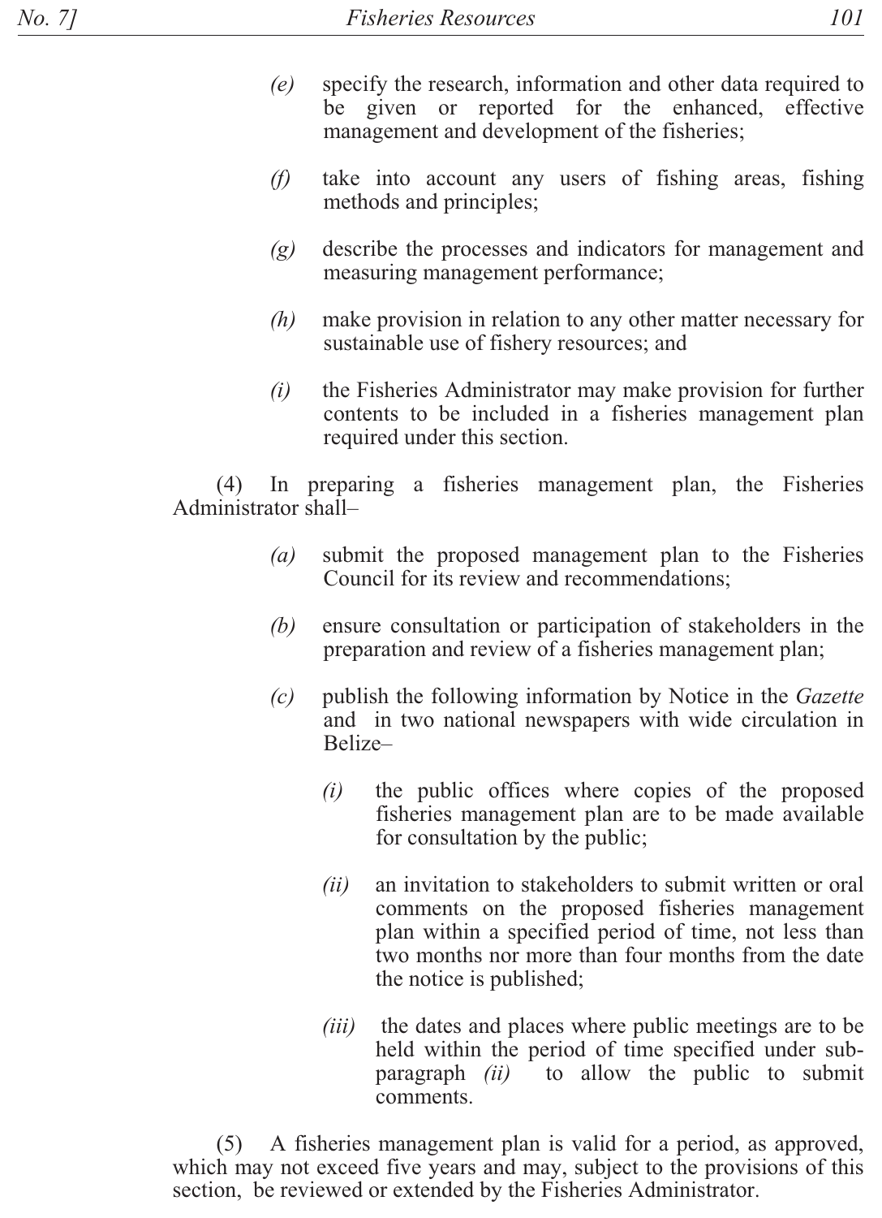*(e)* specify the research, information and other data required to be given or reported for the enhanced, effective management and development of the fisheries;

*(f)* take into account any users of fishing areas, fishing methods and principles;

*(g)* describe the processes and indicators for management and measuring management performance;

*(h)* make provision in relation to any other matter necessary for sustainable use of fishery resources; and

*(i)* the Fisheries Administrator may make provision for further contents to be included in a fisheries management plan required under this section.

(4) In preparing a fisheries management plan, the Fisheries Administrator shall–

*(a)* submit the proposed management plan to the Fisheries Council for its review and recommendations;

*(b)* ensure consultation or participation of stakeholders in the preparation and review of a fisheries management plan;

*(c)* publish the following information by Notice in the *Gazette* and in two national newspapers with wide circulation in Belize–

*(i)* the public offices where copies of the proposed fisheries management plan are to be made available for consultation by the public;

*(ii)* an invitation to stakeholders to submit written or oral comments on the proposed fisheries management plan within a specified period of time, not less than two months nor more than four months from the date the notice is published;

*(iii)* the dates and places where public meetings are to be held within the period of time specified under sub-paragraph *(ii)* to allow the public to submit comments.

(5) A fisheries management plan is valid for a period, as approved, which may not exceed five years and may, subject to the provisions of this section, be reviewed or extended by the Fisheries Administrator.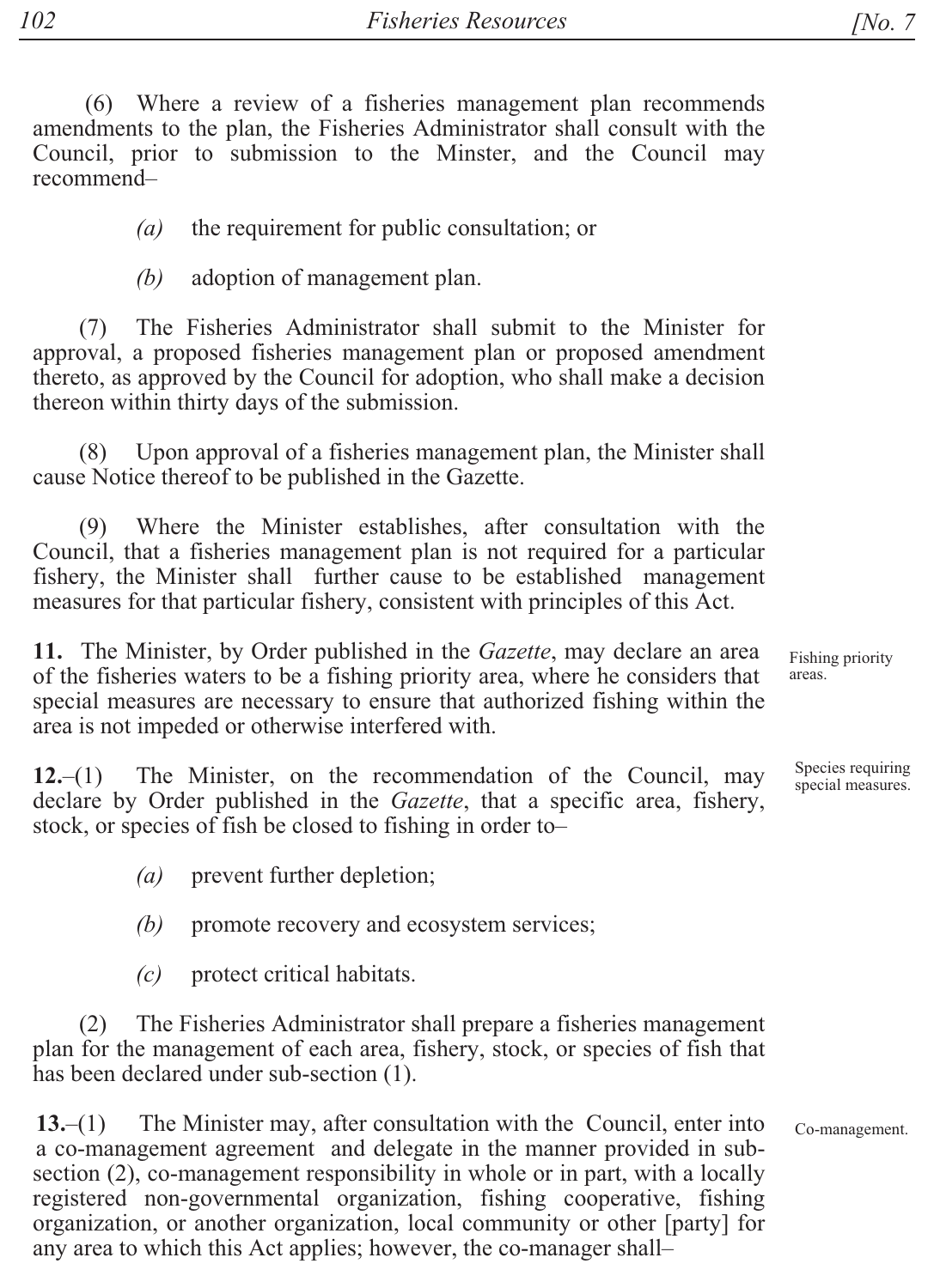(6) Where a review of a fisheries management plan recommends amendments to the plan, the Fisheries Administrator shall consult with the Council, prior to submission to the Minster, and the Council may recommend–

*(a)* the requirement for public consultation; or

*(b)* adoption of management plan.

(7) The Fisheries Administrator shall submit to the Minister for approval, a proposed fisheries management plan or proposed amendment thereto, as approved by the Council for adoption, who shall make a decision thereon within thirty days of the submission.

(8) Upon approval of a fisheries management plan, the Minister shall cause Notice thereof to be published in the Gazette.

(9) Where the Minister establishes, after consultation with the Council, that a fisheries management plan is not required for a particular fishery, the Minister shall further cause to be established management measures for that particular fishery, consistent with principles of this Act.

*Fishing priority areas.*

**11.** The Minister, by Order published in the *Gazette*, may declare an area of the fisheries waters to be a fishing priority area, where he considers that special measures are necessary to ensure that authorized fishing within the area is not impeded or otherwise interfered with.

*Species requiring special measures.*

**12.**–(1) The Minister, on the recommendation of the Council, may declare by Order published in the *Gazette*, that a specific area, fishery, stock, or species of fish be closed to fishing in order to–

*(a)* prevent further depletion;

*(b)* promote recovery and ecosystem services;

*(c)* protect critical habitats.

(2) The Fisheries Administrator shall prepare a fisheries management plan for the management of each area, fishery, stock, or species of fish that has been declared under sub-section (1).

*Co-management.*

**13.**–(1) The Minister may, after consultation with the Council, enter into a co-management agreement and delegate in the manner provided in sub-section (2), co-management responsibility in whole or in part, with a locally registered non-governmental organization, fishing cooperative, fishing organization, or another organization, local community or other [party] for any area to which this Act applies; however, the co-manager shall–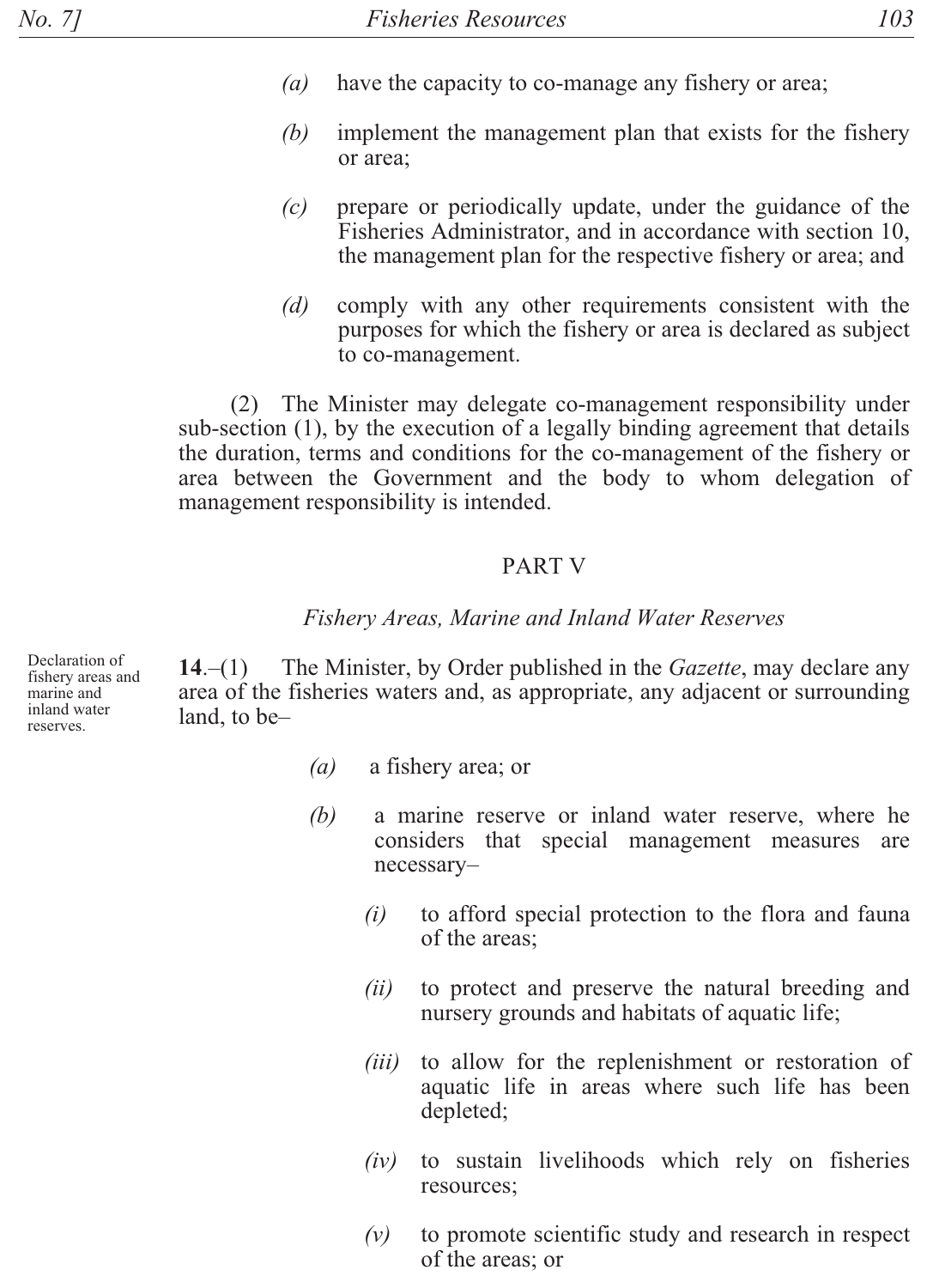(a) have the capacity to co-manage any fishery or area;

(b) implement the management plan that exists for the fishery or area;

(c) prepare or periodically update, under the guidance of the Fisheries Administrator, and in accordance with section 10, the management plan for the respective fishery or area; and

(d) comply with any other requirements consistent with the purposes for which the fishery or area is declared as subject to co-management.

(2) The Minister may delegate co-management responsibility under sub-section (1), by the execution of a legally binding agreement that details the duration, terms and conditions for the co-management of the fishery or area between the Government and the body to whom delegation of management responsibility is intended.

## PART V

### *Fishery Areas, Marine and Inland Water Reserves*

Declaration of fishery areas and marine and inland water reserves.

**14**.–(1) The Minister, by Order published in the *Gazette*, may declare any area of the fisheries waters and, as appropriate, any adjacent or surrounding land, to be–

(a) a fishery area; or

(b) a marine reserve or inland water reserve, where he considers that special management measures are necessary–

(i) to afford special protection to the flora and fauna of the areas;

(ii) to protect and preserve the natural breeding and nursery grounds and habitats of aquatic life;

(iii) to allow for the replenishment or restoration of aquatic life in areas where such life has been depleted;

(iv) to sustain livelihoods which rely on fisheries resources;

(v) to promote scientific study and research in respect of the areas; or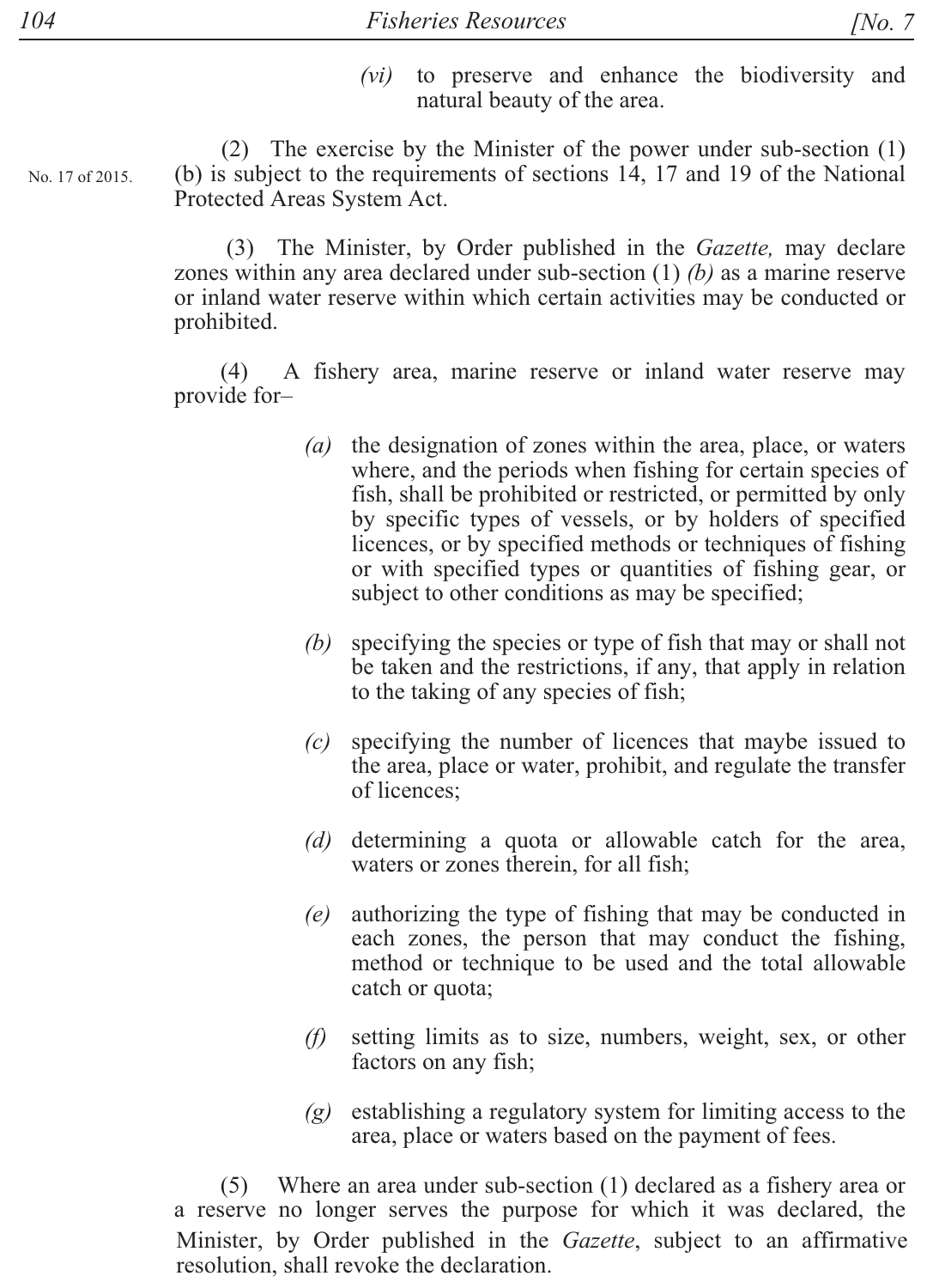(vi) to preserve and enhance the biodiversity and natural beauty of the area.

No. 17 of 2015.

(2) The exercise by the Minister of the power under sub-section (1) (b) is subject to the requirements of sections 14, 17 and 19 of the National Protected Areas System Act.

(3) The Minister, by Order published in the *Gazette,* may declare zones within any area declared under sub-section (1) *(b)* as a marine reserve or inland water reserve within which certain activities may be conducted or prohibited.

(4) A fishery area, marine reserve or inland water reserve may provide for–

*(a)* the designation of zones within the area, place, or waters where, and the periods when fishing for certain species of fish, shall be prohibited or restricted, or permitted by only by specific types of vessels, or by holders of specified licences, or by specified methods or techniques of fishing or with specified types or quantities of fishing gear, or subject to other conditions as may be specified;

*(b)* specifying the species or type of fish that may or shall not be taken and the restrictions, if any, that apply in relation to the taking of any species of fish;

*(c)* specifying the number of licences that maybe issued to the area, place or water, prohibit, and regulate the transfer of licences;

*(d)* determining a quota or allowable catch for the area, waters or zones therein, for all fish;

*(e)* authorizing the type of fishing that may be conducted in each zones, the person that may conduct the fishing, method or technique to be used and the total allowable catch or quota;

*(f)* setting limits as to size, numbers, weight, sex, or other factors on any fish;

*(g)* establishing a regulatory system for limiting access to the area, place or waters based on the payment of fees.

(5) Where an area under sub-section (1) declared as a fishery area or a reserve no longer serves the purpose for which it was declared, the Minister, by Order published in the *Gazette*, subject to an affirmative resolution, shall revoke the declaration.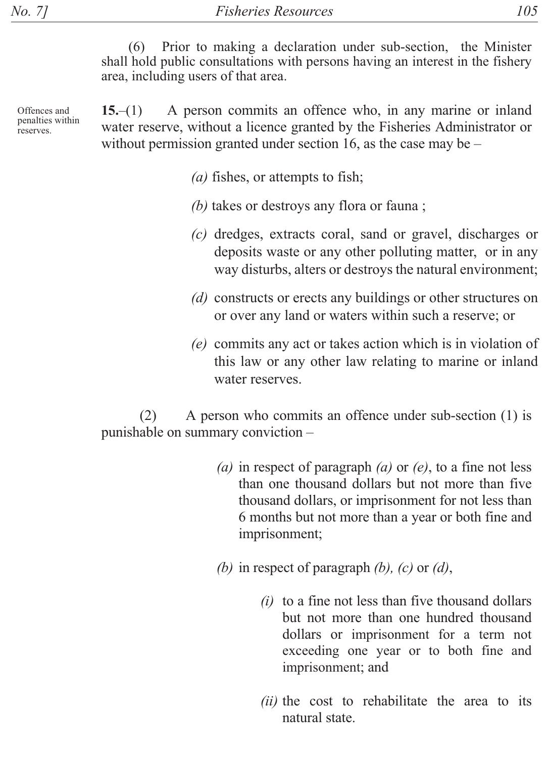(6) Prior to making a declaration under sub-section, the Minister shall hold public consultations with persons having an interest in the fishery area, including users of that area.

Offences and penalties within reserves.

**15.**–(1) A person commits an offence who, in any marine or inland water reserve, without a licence granted by the Fisheries Administrator or without permission granted under section 16, as the case may be –

*(a)* fishes, or attempts to fish;

*(b)* takes or destroys any flora or fauna ;

*(c)* dredges, extracts coral, sand or gravel, discharges or deposits waste or any other polluting matter, or in any way disturbs, alters or destroys the natural environment;

*(d)* constructs or erects any buildings or other structures on or over any land or waters within such a reserve; or

*(e)* commits any act or takes action which is in violation of this law or any other law relating to marine or inland water reserves.

(2) A person who commits an offence under sub-section (1) is punishable on summary conviction –

*(a)* in respect of paragraph *(a)* or *(e)*, to a fine not less than one thousand dollars but not more than five thousand dollars, or imprisonment for not less than 6 months but not more than a year or both fine and imprisonment;

*(b)* in respect of paragraph *(b), (c)* or *(d)*,

*(i)* to a fine not less than five thousand dollars but not more than one hundred thousand dollars or imprisonment for a term not exceeding one year or to both fine and imprisonment; and

*(ii)* the cost to rehabilitate the area to its natural state.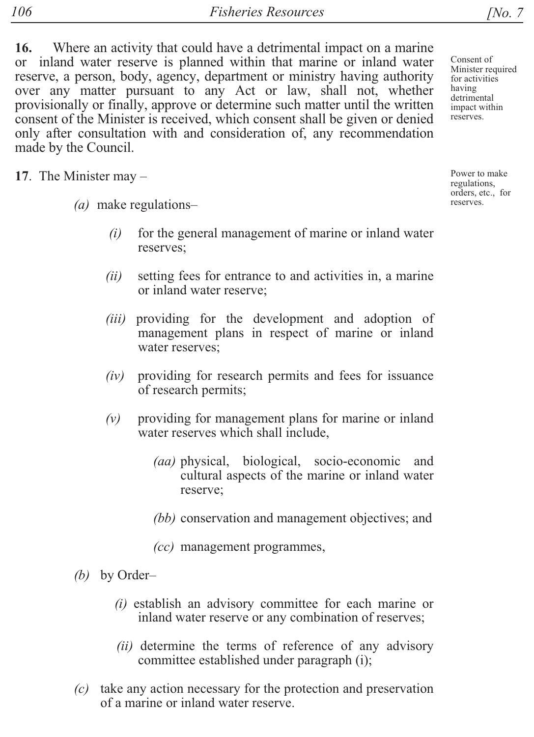**16.** Where an activity that could have a detrimental impact on a marine or inland water reserve is planned within that marine or inland water reserve, a person, body, agency, department or ministry having authority over any matter pursuant to any Act or law, shall not, whether provisionally or finally, approve or determine such matter until the written consent of the Minister is received, which consent shall be given or denied only after consultation with and consideration of, any recommendation made by the Council.

Consent of Minister required for activities having detrimental impact within reserves.

**17**. The Minister may –

Power to make regulations, orders, etc., for reserves.

*(a)* make regulations–

*(i)* for the general management of marine or inland water reserves;

*(ii)* setting fees for entrance to and activities in, a marine or inland water reserve;

*(iii)* providing for the development and adoption of management plans in respect of marine or inland water reserves;

*(iv)* providing for research permits and fees for issuance of research permits;

*(v)* providing for management plans for marine or inland water reserves which shall include,

*(aa)* physical, biological, socio-economic and cultural aspects of the marine or inland water reserve;

*(bb)* conservation and management objectives; and

*(cc)* management programmes,

*(b)* by Order–

*(i)* establish an advisory committee for each marine or inland water reserve or any combination of reserves;

*(ii)* determine the terms of reference of any advisory committee established under paragraph (i);

*(c)* take any action necessary for the protection and preservation of a marine or inland water reserve.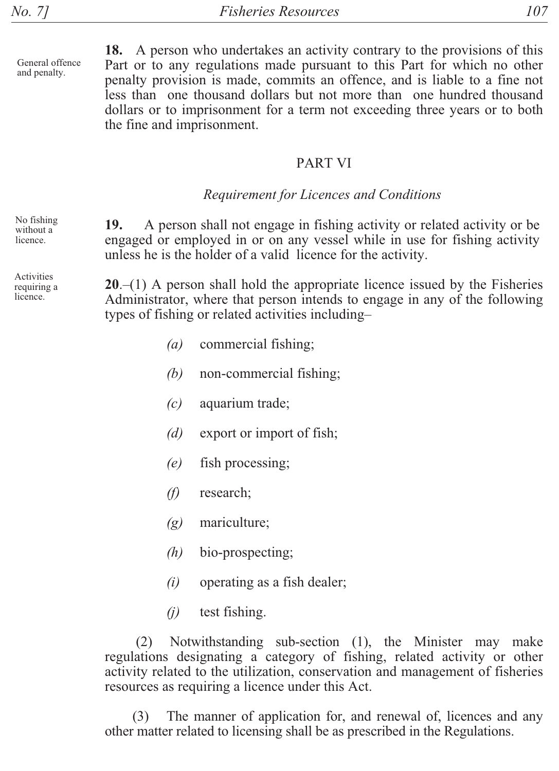**18.** A person who undertakes an activity contrary to the provisions of this Part or to any regulations made pursuant to this Part for which no other penalty provision is made, commits an offence, and is liable to a fine not less than one thousand dollars but not more than one hundred thousand dollars or to imprisonment for a term not exceeding three years or to both the fine and imprisonment.

General offence and penalty.

## PART VI

### *Requirement for Licences and Conditions*

No fishing without a licence.

**19.** A person shall not engage in fishing activity or related activity or be engaged or employed in or on any vessel while in use for fishing activity unless he is the holder of a valid licence for the activity.

Activities requiring a licence.

**20**.–(1) A person shall hold the appropriate licence issued by the Fisheries Administrator, where that person intends to engage in any of the following types of fishing or related activities including–

*(a)* commercial fishing;

*(b)* non-commercial fishing;

*(c)* aquarium trade;

*(d)* export or import of fish;

*(e)* fish processing;

*(f)* research;

*(g)* mariculture;

*(h)* bio-prospecting;

*(i)* operating as a fish dealer;

*(j)* test fishing.

(2) Notwithstanding sub-section (1), the Minister may make regulations designating a category of fishing, related activity or other activity related to the utilization, conservation and management of fisheries resources as requiring a licence under this Act.

(3) The manner of application for, and renewal of, licences and any other matter related to licensing shall be as prescribed in the Regulations.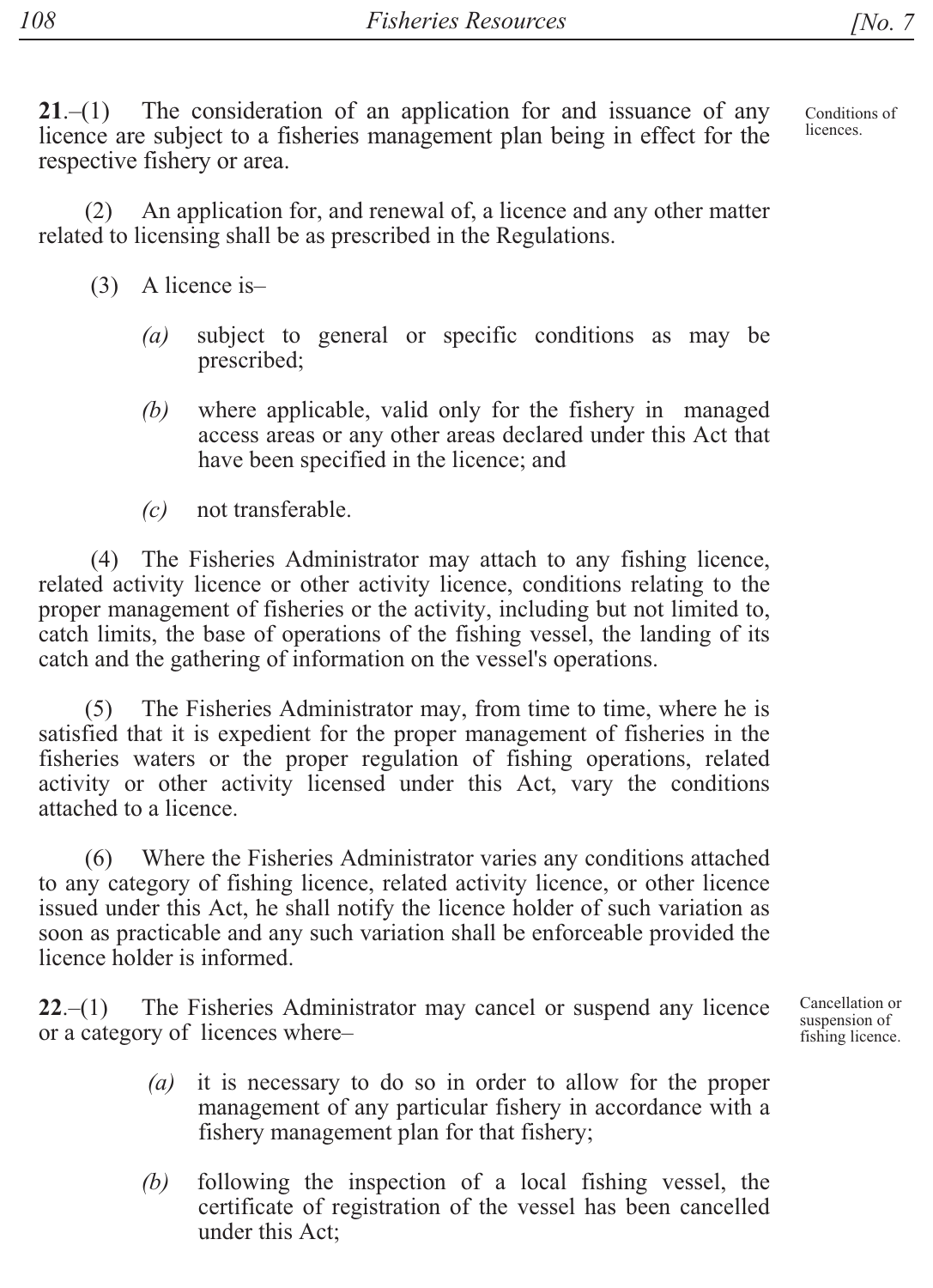**21**.–(1) The consideration of an application for and issuance of any licence are subject to a fisheries management plan being in effect for the respective fishery or area.

Conditions of licences.

(2) An application for, and renewal of, a licence and any other matter related to licensing shall be as prescribed in the Regulations.

(3) A licence is–

*(a)* subject to general or specific conditions as may be prescribed;

*(b)* where applicable, valid only for the fishery in managed access areas or any other areas declared under this Act that have been specified in the licence; and

*(c)* not transferable.

(4) The Fisheries Administrator may attach to any fishing licence, related activity licence or other activity licence, conditions relating to the proper management of fisheries or the activity, including but not limited to, catch limits, the base of operations of the fishing vessel, the landing of its catch and the gathering of information on the vessel's operations.

(5) The Fisheries Administrator may, from time to time, where he is satisfied that it is expedient for the proper management of fisheries in the fisheries waters or the proper regulation of fishing operations, related activity or other activity licensed under this Act, vary the conditions attached to a licence.

(6) Where the Fisheries Administrator varies any conditions attached to any category of fishing licence, related activity licence, or other licence issued under this Act, he shall notify the licence holder of such variation as soon as practicable and any such variation shall be enforceable provided the licence holder is informed.

**22**.–(1) The Fisheries Administrator may cancel or suspend any licence or a category of licences where–

Cancellation or suspension of fishing licence.

*(a)* it is necessary to do so in order to allow for the proper management of any particular fishery in accordance with a fishery management plan for that fishery;

*(b)* following the inspection of a local fishing vessel, the certificate of registration of the vessel has been cancelled under this Act;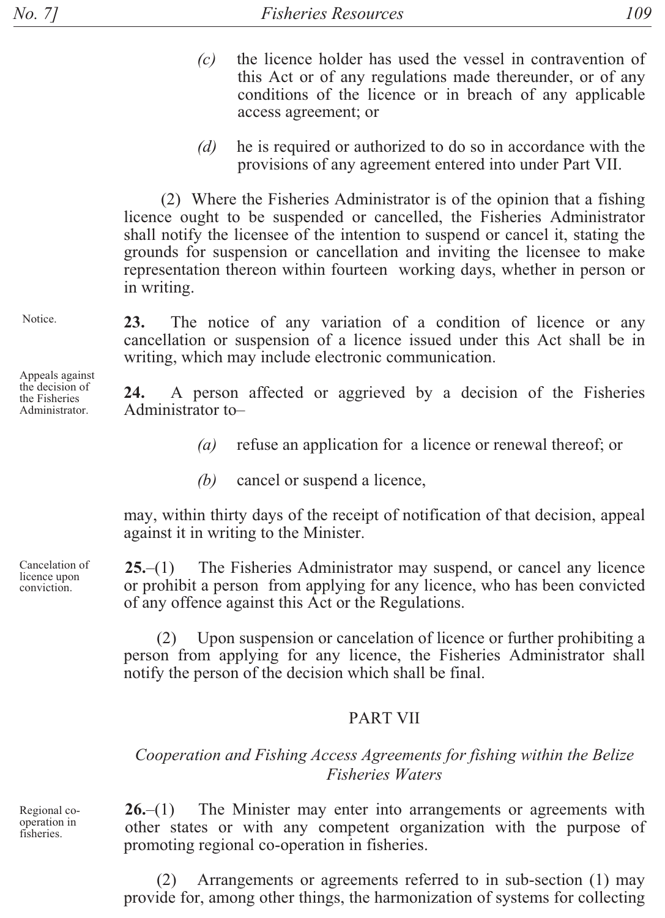(c) the licence holder has used the vessel in contravention of this Act or of any regulations made thereunder, or of any conditions of the licence or in breach of any applicable access agreement; or

(d) he is required or authorized to do so in accordance with the provisions of any agreement entered into under Part VII.

(2) Where the Fisheries Administrator is of the opinion that a fishing licence ought to be suspended or cancelled, the Fisheries Administrator shall notify the licensee of the intention to suspend or cancel it, stating the grounds for suspension or cancellation and inviting the licensee to make representation thereon within fourteen working days, whether in person or in writing.

Notice.

**23.** The notice of any variation of a condition of licence or any cancellation or suspension of a licence issued under this Act shall be in writing, which may include electronic communication.

Appeals against the decision of the Fisheries Administrator.

**24.** A person affected or aggrieved by a decision of the Fisheries Administrator to–

(a) refuse an application for a licence or renewal thereof; or

(b) cancel or suspend a licence,

may, within thirty days of the receipt of notification of that decision, appeal against it in writing to the Minister.

Cancelation of licence upon conviction.

**25.**–(1) The Fisheries Administrator may suspend, or cancel any licence or prohibit a person from applying for any licence, who has been convicted of any offence against this Act or the Regulations.

(2) Upon suspension or cancelation of licence or further prohibiting a person from applying for any licence, the Fisheries Administrator shall notify the person of the decision which shall be final.

## PART VII

*Cooperation and Fishing Access Agreements for fishing within the Belize Fisheries Waters*

Regional co-operation in fisheries.

**26.**–(1) The Minister may enter into arrangements or agreements with other states or with any competent organization with the purpose of promoting regional co-operation in fisheries.

(2) Arrangements or agreements referred to in sub-section (1) may provide for, among other things, the harmonization of systems for collecting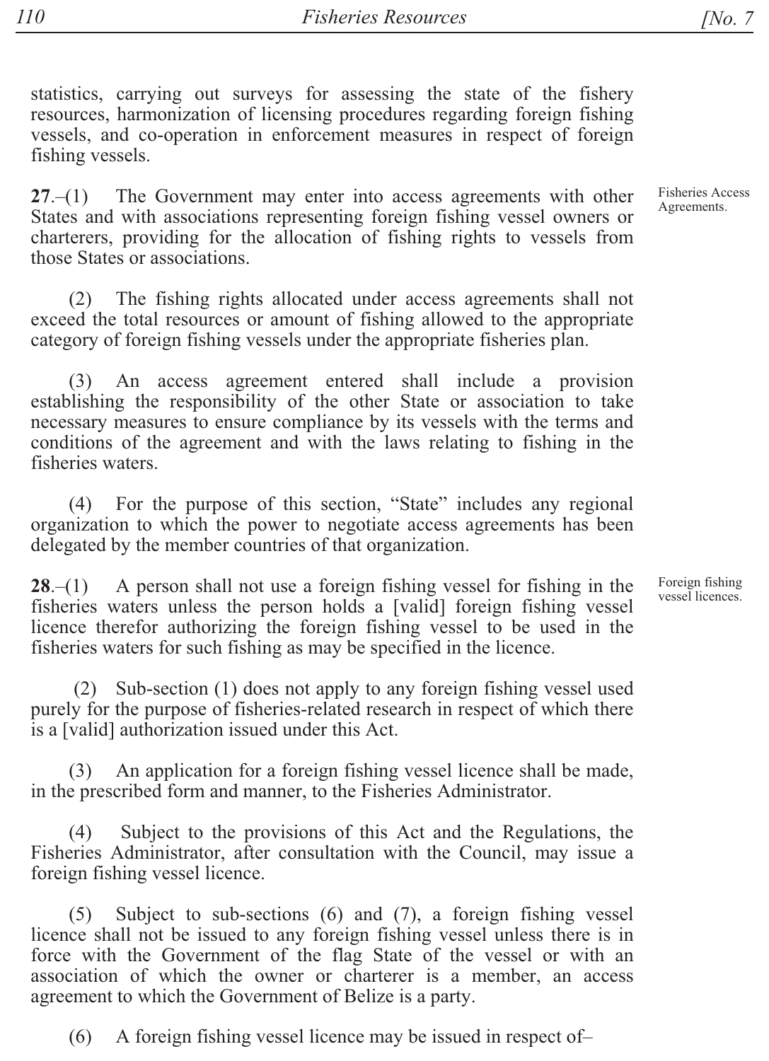statistics, carrying out surveys for assessing the state of the fishery resources, harmonization of licensing procedures regarding foreign fishing vessels, and co-operation in enforcement measures in respect of foreign fishing vessels.

Fisheries Access Agreements.

**27**.–(1) The Government may enter into access agreements with other States and with associations representing foreign fishing vessel owners or charterers, providing for the allocation of fishing rights to vessels from those States or associations.

(2) The fishing rights allocated under access agreements shall not exceed the total resources or amount of fishing allowed to the appropriate category of foreign fishing vessels under the appropriate fisheries plan.

(3) An access agreement entered shall include a provision establishing the responsibility of the other State or association to take necessary measures to ensure compliance by its vessels with the terms and conditions of the agreement and with the laws relating to fishing in the fisheries waters.

(4) For the purpose of this section, "State" includes any regional organization to which the power to negotiate access agreements has been delegated by the member countries of that organization.

Foreign fishing vessel licences.

**28**.–(1) A person shall not use a foreign fishing vessel for fishing in the fisheries waters unless the person holds a [valid] foreign fishing vessel licence therefor authorizing the foreign fishing vessel to be used in the fisheries waters for such fishing as may be specified in the licence.

(2) Sub-section (1) does not apply to any foreign fishing vessel used purely for the purpose of fisheries-related research in respect of which there is a [valid] authorization issued under this Act.

(3) An application for a foreign fishing vessel licence shall be made, in the prescribed form and manner, to the Fisheries Administrator.

(4) Subject to the provisions of this Act and the Regulations, the Fisheries Administrator, after consultation with the Council, may issue a foreign fishing vessel licence.

(5) Subject to sub-sections (6) and (7), a foreign fishing vessel licence shall not be issued to any foreign fishing vessel unless there is in force with the Government of the flag State of the vessel or with an association of which the owner or charterer is a member, an access agreement to which the Government of Belize is a party.

(6) A foreign fishing vessel licence may be issued in respect of–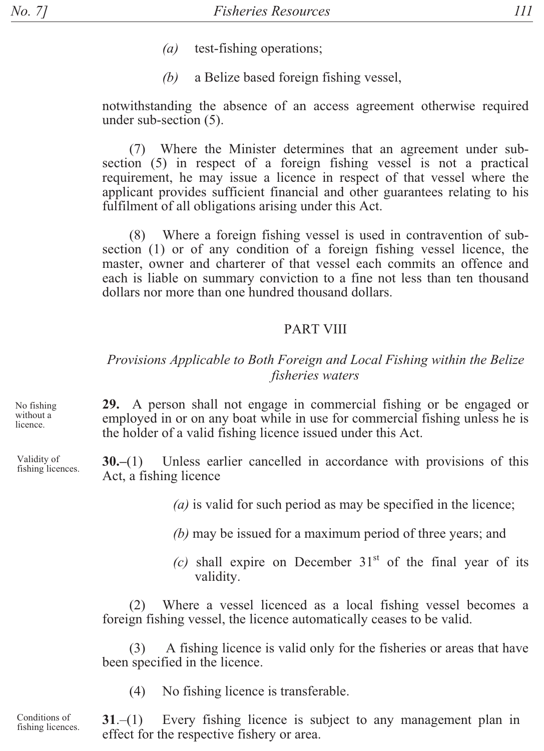(a) test-fishing operations;

(b) a Belize based foreign fishing vessel,

notwithstanding the absence of an access agreement otherwise required under sub-section (5).

(7) Where the Minister determines that an agreement under sub-section (5) in respect of a foreign fishing vessel is not a practical requirement, he may issue a licence in respect of that vessel where the applicant provides sufficient financial and other guarantees relating to his fulfilment of all obligations arising under this Act.

(8) Where a foreign fishing vessel is used in contravention of sub-section (1) or of any condition of a foreign fishing vessel licence, the master, owner and charterer of that vessel each commits an offence and each is liable on summary conviction to a fine not less than ten thousand dollars nor more than one hundred thousand dollars.

## PART VIII

### *Provisions Applicable to Both Foreign and Local Fishing within the Belize fisheries waters*

No fishing without a licence.

**29.** A person shall not engage in commercial fishing or be engaged or employed in or on any boat while in use for commercial fishing unless he is the holder of a valid fishing licence issued under this Act.

Validity of fishing licences.

**30.**–(1) Unless earlier cancelled in accordance with provisions of this Act, a fishing licence

*(a)* is valid for such period as may be specified in the licence;

*(b)* may be issued for a maximum period of three years; and

*(c)* shall expire on December 31st of the final year of its validity.

(2) Where a vessel licenced as a local fishing vessel becomes a foreign fishing vessel, the licence automatically ceases to be valid.

(3) A fishing licence is valid only for the fisheries or areas that have been specified in the licence.

(4) No fishing licence is transferable.

Conditions of fishing licences.

**31**.–(1) Every fishing licence is subject to any management plan in effect for the respective fishery or area.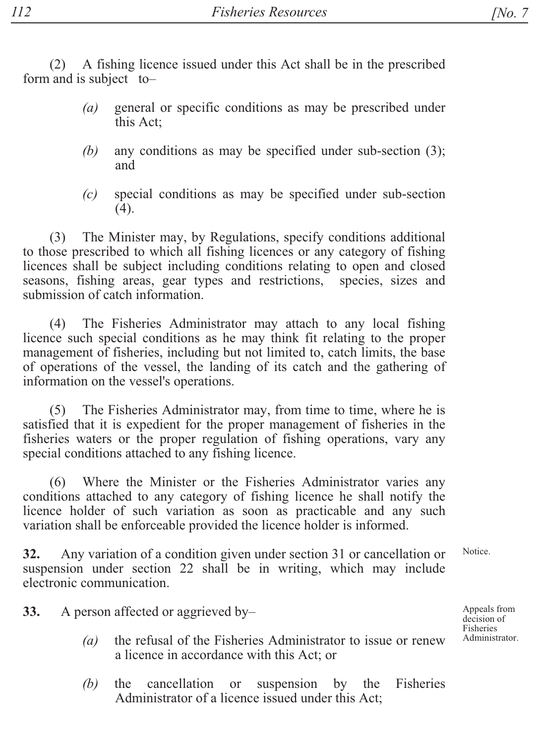(2) A fishing licence issued under this Act shall be in the prescribed form and is subject to–

*(a)* general or specific conditions as may be prescribed under this Act;

*(b)* any conditions as may be specified under sub-section (3); and

*(c)* special conditions as may be specified under sub-section (4).

(3) The Minister may, by Regulations, specify conditions additional to those prescribed to which all fishing licences or any category of fishing licences shall be subject including conditions relating to open and closed seasons, fishing areas, gear types and restrictions, species, sizes and submission of catch information.

(4) The Fisheries Administrator may attach to any local fishing licence such special conditions as he may think fit relating to the proper management of fisheries, including but not limited to, catch limits, the base of operations of the vessel, the landing of its catch and the gathering of information on the vessel's operations.

(5) The Fisheries Administrator may, from time to time, where he is satisfied that it is expedient for the proper management of fisheries in the fisheries waters or the proper regulation of fishing operations, vary any special conditions attached to any fishing licence.

(6) Where the Minister or the Fisheries Administrator varies any conditions attached to any category of fishing licence he shall notify the licence holder of such variation as soon as practicable and any such variation shall be enforceable provided the licence holder is informed.

Notice.

**32.** Any variation of a condition given under section 31 or cancellation or suspension under section 22 shall be in writing, which may include electronic communication.

Appeals from decision of Fisheries Administrator.

**33.** A person affected or aggrieved by–

*(a)* the refusal of the Fisheries Administrator to issue or renew a licence in accordance with this Act; or

*(b)* the cancellation or suspension by the Fisheries Administrator of a licence issued under this Act;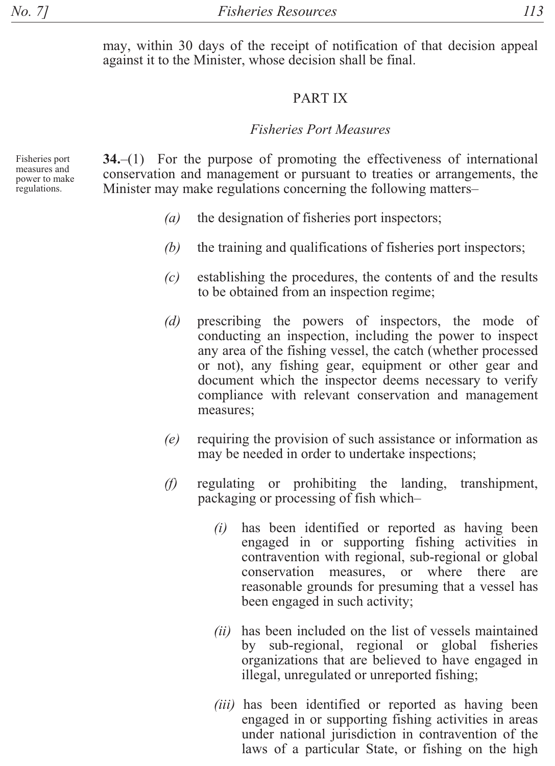may, within 30 days of the receipt of notification of that decision appeal against it to the Minister, whose decision shall be final.

## PART IX

### *Fisheries Port Measures*

Fisheries port measures and power to make regulations.

**34.**–(1) For the purpose of promoting the effectiveness of international conservation and management or pursuant to treaties or arrangements, the Minister may make regulations concerning the following matters–

*(a)* the designation of fisheries port inspectors;

*(b)* the training and qualifications of fisheries port inspectors;

*(c)* establishing the procedures, the contents of and the results to be obtained from an inspection regime;

*(d)* prescribing the powers of inspectors, the mode of conducting an inspection, including the power to inspect any area of the fishing vessel, the catch (whether processed or not), any fishing gear, equipment or other gear and document which the inspector deems necessary to verify compliance with relevant conservation and management measures;

*(e)* requiring the provision of such assistance or information as may be needed in order to undertake inspections;

*(f)* regulating or prohibiting the landing, transhipment, packaging or processing of fish which–

*(i)* has been identified or reported as having been engaged in or supporting fishing activities in contravention with regional, sub-regional or global conservation measures, or where there are reasonable grounds for presuming that a vessel has been engaged in such activity;

*(ii)* has been included on the list of vessels maintained by sub-regional, regional or global fisheries organizations that are believed to have engaged in illegal, unregulated or unreported fishing;

*(iii)* has been identified or reported as having been engaged in or supporting fishing activities in areas under national jurisdiction in contravention of the laws of a particular State, or fishing on the high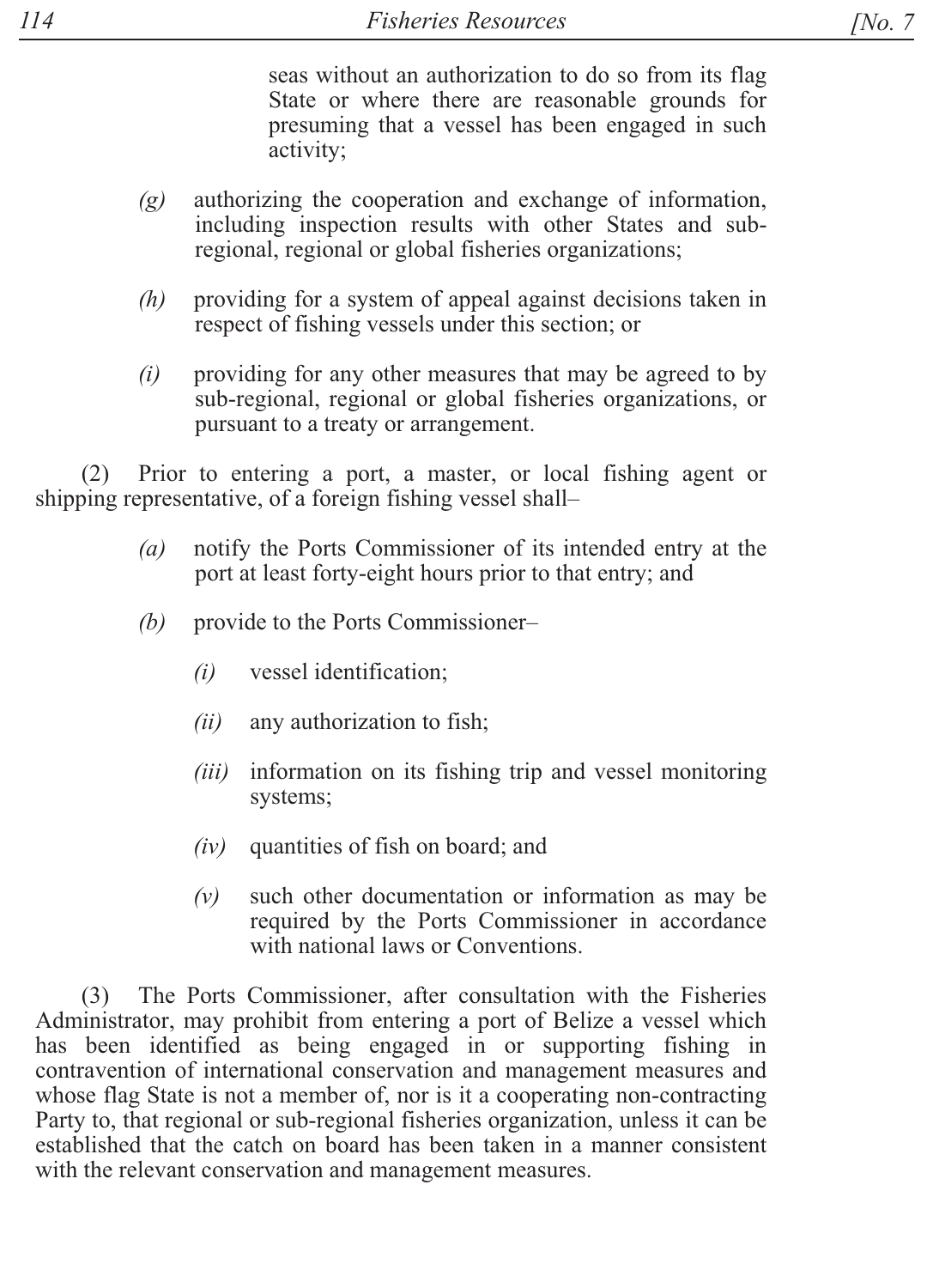seas without an authorization to do so from its flag State or where there are reasonable grounds for presuming that a vessel has been engaged in such activity;

*(g)* authorizing the cooperation and exchange of information, including inspection results with other States and sub-regional, regional or global fisheries organizations;

*(h)* providing for a system of appeal against decisions taken in respect of fishing vessels under this section; or

*(i)* providing for any other measures that may be agreed to by sub-regional, regional or global fisheries organizations, or pursuant to a treaty or arrangement.

(2) Prior to entering a port, a master, or local fishing agent or shipping representative, of a foreign fishing vessel shall–

*(a)* notify the Ports Commissioner of its intended entry at the port at least forty-eight hours prior to that entry; and

*(b)* provide to the Ports Commissioner–

*(i)* vessel identification;

*(ii)* any authorization to fish;

*(iii)* information on its fishing trip and vessel monitoring systems;

*(iv)* quantities of fish on board; and

*(v)* such other documentation or information as may be required by the Ports Commissioner in accordance with national laws or Conventions.

(3) The Ports Commissioner, after consultation with the Fisheries Administrator, may prohibit from entering a port of Belize a vessel which has been identified as being engaged in or supporting fishing in contravention of international conservation and management measures and whose flag State is not a member of, nor is it a cooperating non-contracting Party to, that regional or sub-regional fisheries organization, unless it can be established that the catch on board has been taken in a manner consistent with the relevant conservation and management measures.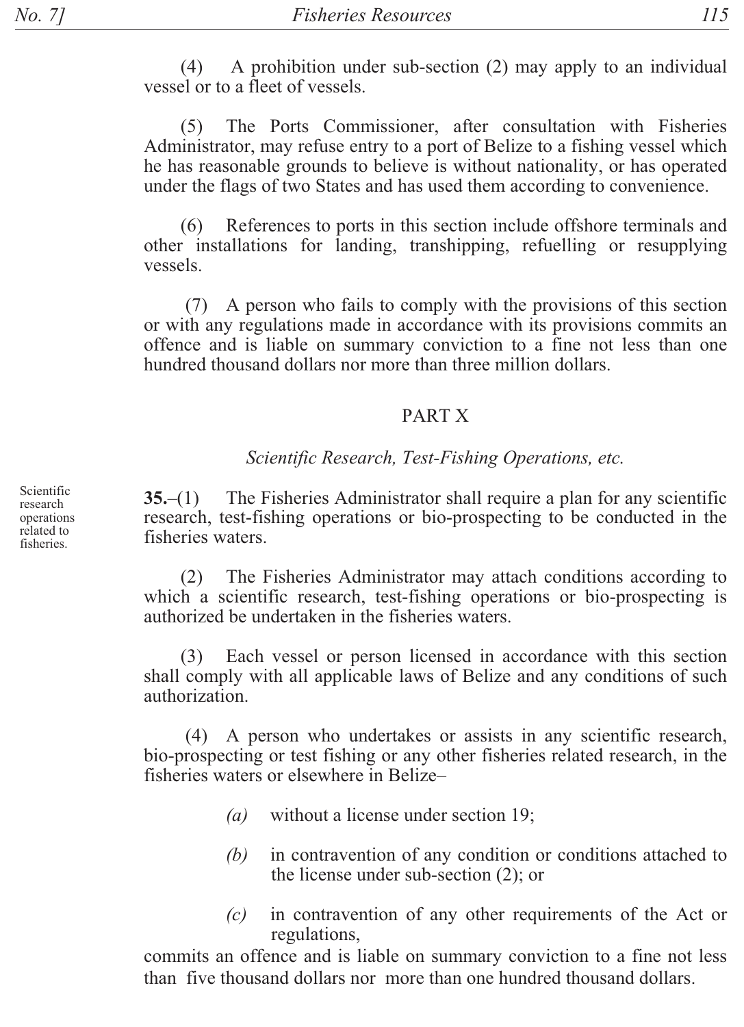(4) A prohibition under sub-section (2) may apply to an individual vessel or to a fleet of vessels.

(5) The Ports Commissioner, after consultation with Fisheries Administrator, may refuse entry to a port of Belize to a fishing vessel which he has reasonable grounds to believe is without nationality, or has operated under the flags of two States and has used them according to convenience.

(6) References to ports in this section include offshore terminals and other installations for landing, transhipping, refuelling or resupplying vessels.

(7) A person who fails to comply with the provisions of this section or with any regulations made in accordance with its provisions commits an offence and is liable on summary conviction to a fine not less than one hundred thousand dollars nor more than three million dollars.

## PART X

### *Scientific Research, Test-Fishing Operations, etc.*

Scientific research operations related to fisheries.

**35.**–(1) The Fisheries Administrator shall require a plan for any scientific research, test-fishing operations or bio-prospecting to be conducted in the fisheries waters.

(2) The Fisheries Administrator may attach conditions according to which a scientific research, test-fishing operations or bio-prospecting is authorized be undertaken in the fisheries waters.

(3) Each vessel or person licensed in accordance with this section shall comply with all applicable laws of Belize and any conditions of such authorization.

(4) A person who undertakes or assists in any scientific research, bio-prospecting or test fishing or any other fisheries related research, in the fisheries waters or elsewhere in Belize–

*(a)* without a license under section 19;

*(b)* in contravention of any condition or conditions attached to the license under sub-section (2); or

*(c)* in contravention of any other requirements of the Act or regulations,

commits an offence and is liable on summary conviction to a fine not less than five thousand dollars nor more than one hundred thousand dollars.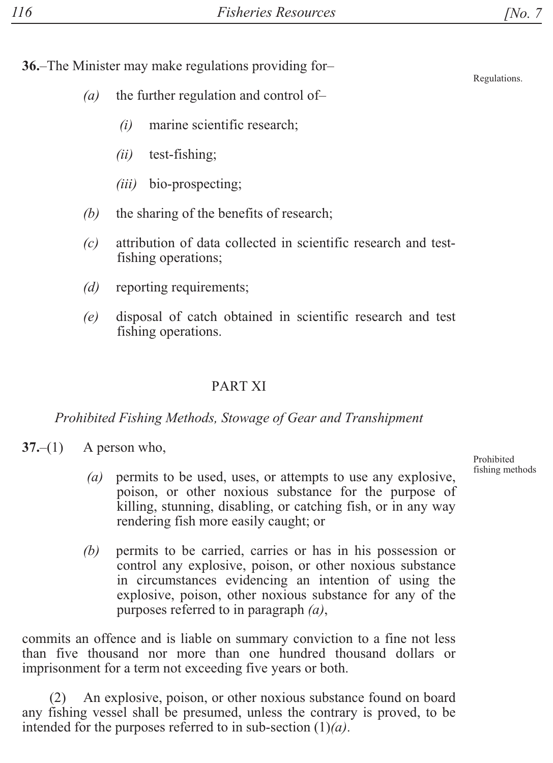**36.**–The Minister may make regulations providing for–

Regulations.

*(a)* the further regulation and control of–

*(i)* marine scientific research;

*(ii)* test-fishing;

*(iii)* bio-prospecting;

*(b)* the sharing of the benefits of research;

*(c)* attribution of data collected in scientific research and test-fishing operations;

*(d)* reporting requirements;

*(e)* disposal of catch obtained in scientific research and test fishing operations.

## PART XI

### *Prohibited Fishing Methods, Stowage of Gear and Transhipment*

**37.**–(1) A person who,

Prohibited fishing methods

*(a)* permits to be used, uses, or attempts to use any explosive, poison, or other noxious substance for the purpose of killing, stunning, disabling, or catching fish, or in any way rendering fish more easily caught; or

*(b)* permits to be carried, carries or has in his possession or control any explosive, poison, or other noxious substance in circumstances evidencing an intention of using the explosive, poison, other noxious substance for any of the purposes referred to in paragraph *(a)*,

commits an offence and is liable on summary conviction to a fine not less than five thousand nor more than one hundred thousand dollars or imprisonment for a term not exceeding five years or both.

(2) An explosive, poison, or other noxious substance found on board any fishing vessel shall be presumed, unless the contrary is proved, to be intended for the purposes referred to in sub-section (1)*(a)*.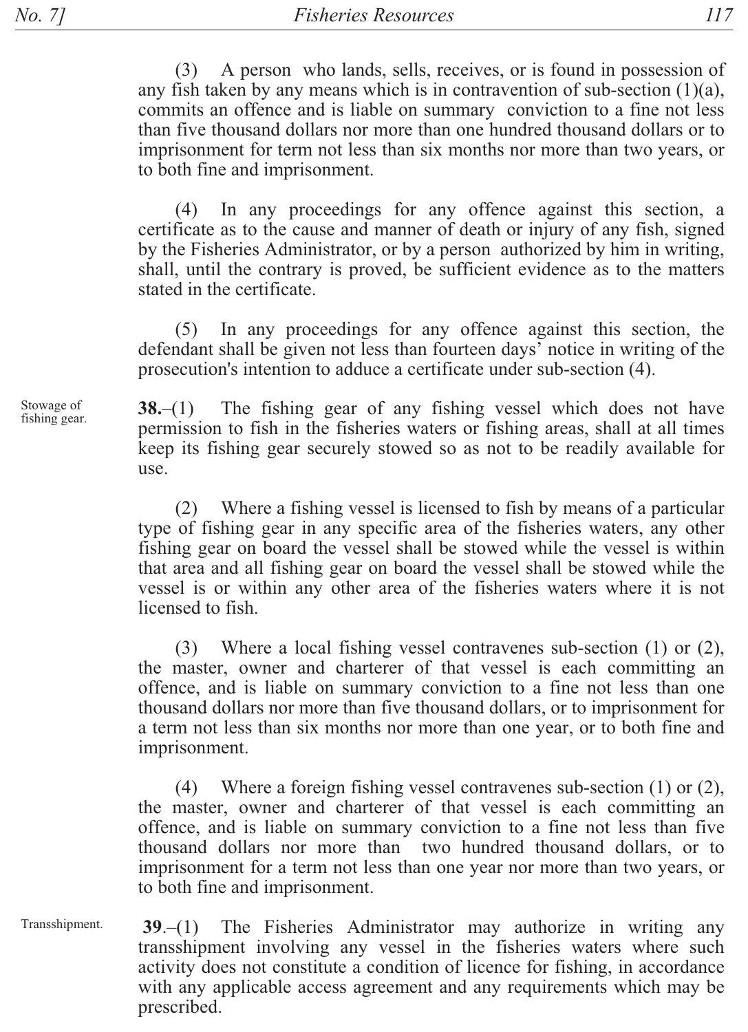(3) A person who lands, sells, receives, or is found in possession of any fish taken by any means which is in contravention of sub-section (1)(a), commits an offence and is liable on summary conviction to a fine not less than five thousand dollars nor more than one hundred thousand dollars or to imprisonment for term not less than six months nor more than two years, or to both fine and imprisonment.

(4) In any proceedings for any offence against this section, a certificate as to the cause and manner of death or injury of any fish, signed by the Fisheries Administrator, or by a person authorized by him in writing, shall, until the contrary is proved, be sufficient evidence as to the matters stated in the certificate.

(5) In any proceedings for any offence against this section, the defendant shall be given not less than fourteen days' notice in writing of the prosecution's intention to adduce a certificate under sub-section (4).

Stowage of fishing gear.

**38.**–(1) The fishing gear of any fishing vessel which does not have permission to fish in the fisheries waters or fishing areas, shall at all times keep its fishing gear securely stowed so as not to be readily available for use.

(2) Where a fishing vessel is licensed to fish by means of a particular type of fishing gear in any specific area of the fisheries waters, any other fishing gear on board the vessel shall be stowed while the vessel is within that area and all fishing gear on board the vessel shall be stowed while the vessel is or within any other area of the fisheries waters where it is not licensed to fish.

(3) Where a local fishing vessel contravenes sub-section (1) or (2), the master, owner and charterer of that vessel is each committing an offence, and is liable on summary conviction to a fine not less than one thousand dollars nor more than five thousand dollars, or to imprisonment for a term not less than six months nor more than one year, or to both fine and imprisonment.

(4) Where a foreign fishing vessel contravenes sub-section (1) or (2), the master, owner and charterer of that vessel is each committing an offence, and is liable on summary conviction to a fine not less than five thousand dollars nor more than two hundred thousand dollars, or to imprisonment for a term not less than one year nor more than two years, or to both fine and imprisonment.

Transshipment.

**39**.–(1) The Fisheries Administrator may authorize in writing any transshipment involving any vessel in the fisheries waters where such activity does not constitute a condition of licence for fishing, in accordance with any applicable access agreement and any requirements which may be prescribed.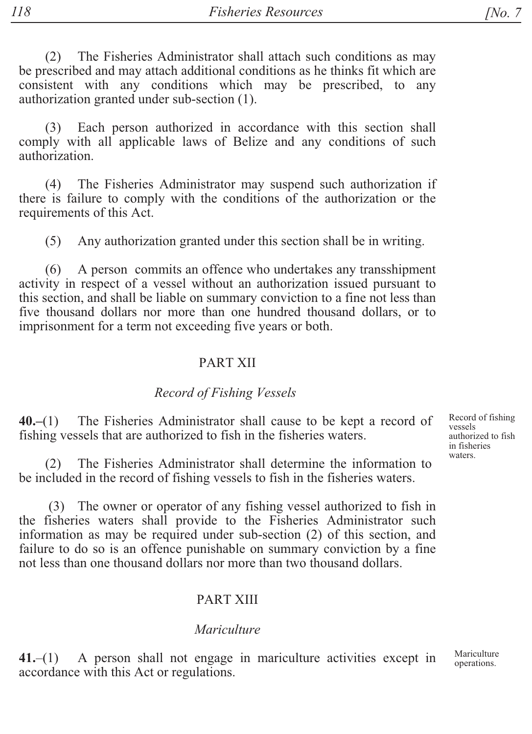(2) The Fisheries Administrator shall attach such conditions as may be prescribed and may attach additional conditions as he thinks fit which are consistent with any conditions which may be prescribed, to any authorization granted under sub-section (1).

(3) Each person authorized in accordance with this section shall comply with all applicable laws of Belize and any conditions of such authorization.

(4) The Fisheries Administrator may suspend such authorization if there is failure to comply with the conditions of the authorization or the requirements of this Act.

(5) Any authorization granted under this section shall be in writing.

(6) A person commits an offence who undertakes any transshipment activity in respect of a vessel without an authorization issued pursuant to this section, and shall be liable on summary conviction to a fine not less than five thousand dollars nor more than one hundred thousand dollars, or to imprisonment for a term not exceeding five years or both.

## PART XII

### *Record of Fishing Vessels*

Record of fishing vessels authorized to fish in fisheries waters.

**40.**–(1) The Fisheries Administrator shall cause to be kept a record of fishing vessels that are authorized to fish in the fisheries waters.

(2) The Fisheries Administrator shall determine the information to be included in the record of fishing vessels to fish in the fisheries waters.

(3) The owner or operator of any fishing vessel authorized to fish in the fisheries waters shall provide to the Fisheries Administrator such information as may be required under sub-section (2) of this section, and failure to do so is an offence punishable on summary conviction by a fine not less than one thousand dollars nor more than two thousand dollars.

## PART XIII

### *Mariculture*

Mariculture operations.

**41.**–(1) A person shall not engage in mariculture activities except in accordance with this Act or regulations.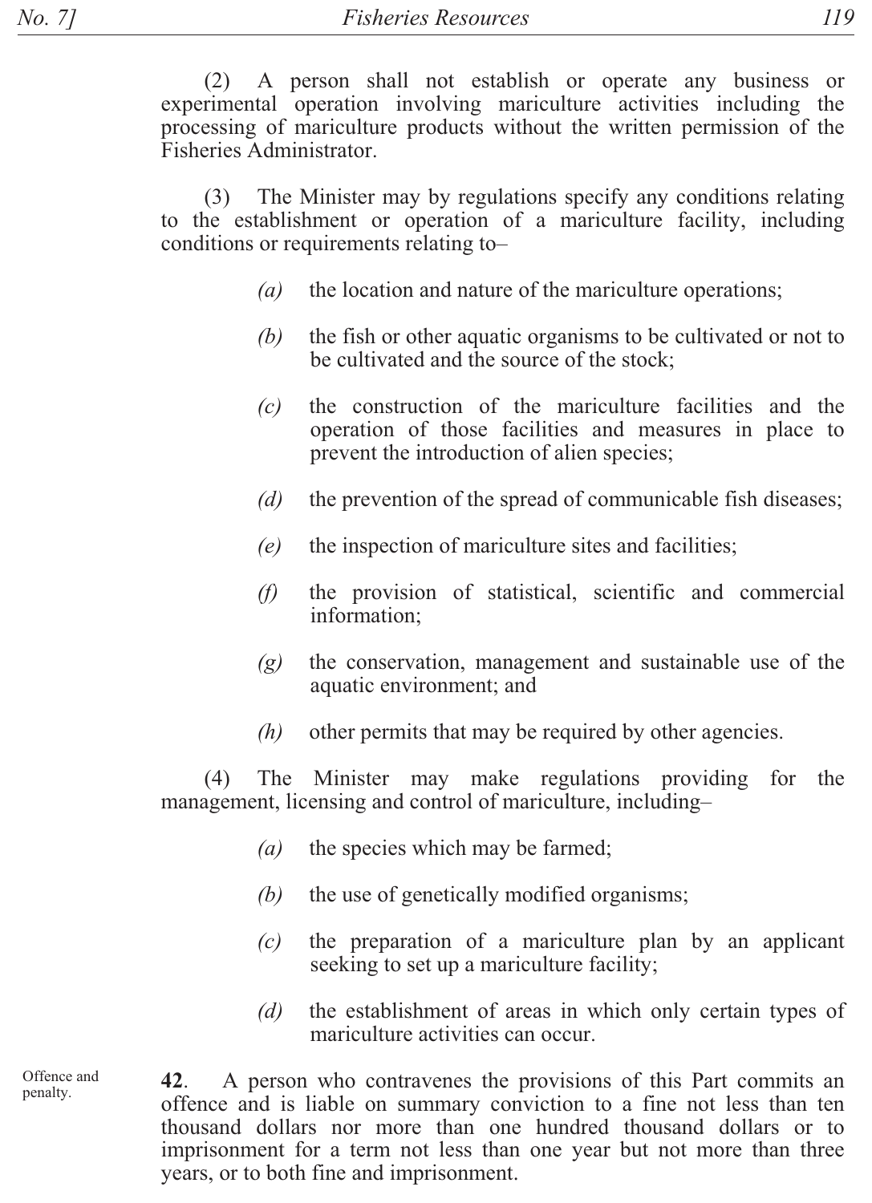(2) A person shall not establish or operate any business or experimental operation involving mariculture activities including the processing of mariculture products without the written permission of the Fisheries Administrator.

(3) The Minister may by regulations specify any conditions relating to the establishment or operation of a mariculture facility, including conditions or requirements relating to–

*(a)* the location and nature of the mariculture operations;

*(b)* the fish or other aquatic organisms to be cultivated or not to be cultivated and the source of the stock;

*(c)* the construction of the mariculture facilities and the operation of those facilities and measures in place to prevent the introduction of alien species;

*(d)* the prevention of the spread of communicable fish diseases;

*(e)* the inspection of mariculture sites and facilities;

*(f)* the provision of statistical, scientific and commercial information;

*(g)* the conservation, management and sustainable use of the aquatic environment; and

*(h)* other permits that may be required by other agencies.

(4) The Minister may make regulations providing for the management, licensing and control of mariculture, including–

*(a)* the species which may be farmed;

*(b)* the use of genetically modified organisms;

*(c)* the preparation of a mariculture plan by an applicant seeking to set up a mariculture facility;

*(d)* the establishment of areas in which only certain types of mariculture activities can occur.

Offence and penalty.

**42**. A person who contravenes the provisions of this Part commits an offence and is liable on summary conviction to a fine not less than ten thousand dollars nor more than one hundred thousand dollars or to imprisonment for a term not less than one year but not more than three years, or to both fine and imprisonment.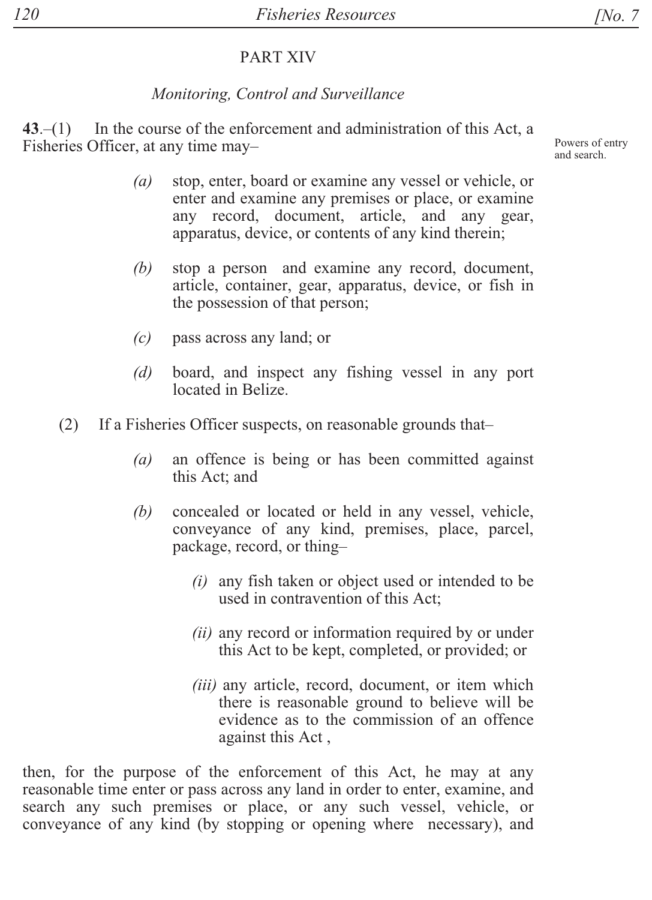## PART XIV

### *Monitoring, Control and Surveillance*

**43**.–(1) In the course of the enforcement and administration of this Act, a Fisheries Officer, at any time may–

Powers of entry and search.

*(a)* stop, enter, board or examine any vessel or vehicle, or enter and examine any premises or place, or examine any record, document, article, and any gear, apparatus, device, or contents of any kind therein;

*(b)* stop a person and examine any record, document, article, container, gear, apparatus, device, or fish in the possession of that person;

*(c)* pass across any land; or

*(d)* board, and inspect any fishing vessel in any port located in Belize.

(2) If a Fisheries Officer suspects, on reasonable grounds that–

*(a)* an offence is being or has been committed against this Act; and

*(b)* concealed or located or held in any vessel, vehicle, conveyance of any kind, premises, place, parcel, package, record, or thing–

*(i)* any fish taken or object used or intended to be used in contravention of this Act;

*(ii)* any record or information required by or under this Act to be kept, completed, or provided; or

*(iii)* any article, record, document, or item which there is reasonable ground to believe will be evidence as to the commission of an offence against this Act ,

then, for the purpose of the enforcement of this Act, he may at any reasonable time enter or pass across any land in order to enter, examine, and search any such premises or place, or any such vessel, vehicle, or conveyance of any kind (by stopping or opening where necessary), and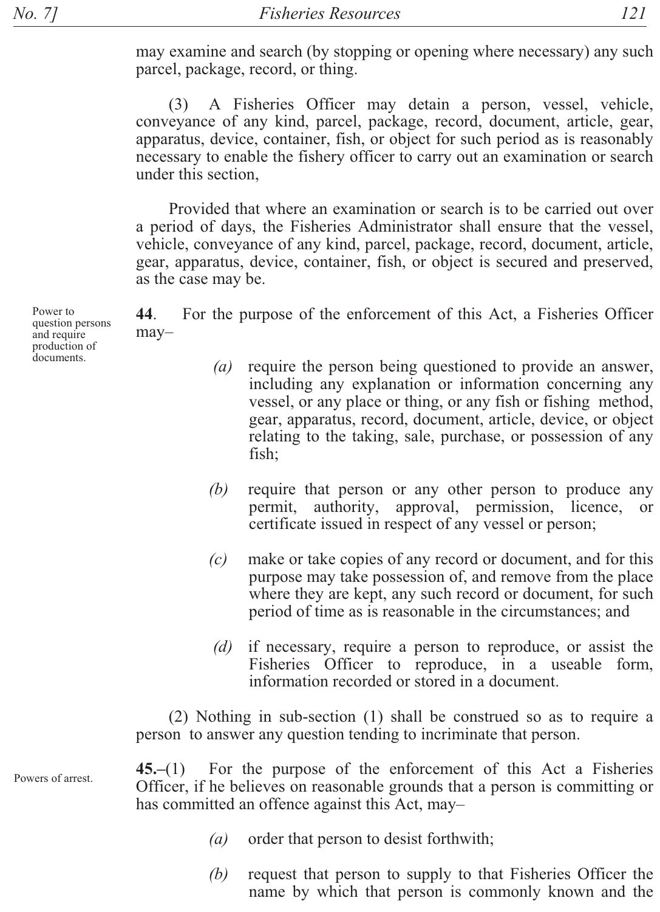may examine and search (by stopping or opening where necessary) any such parcel, package, record, or thing.

(3) A Fisheries Officer may detain a person, vessel, vehicle, conveyance of any kind, parcel, package, record, document, article, gear, apparatus, device, container, fish, or object for such period as is reasonably necessary to enable the fishery officer to carry out an examination or search under this section,

Provided that where an examination or search is to be carried out over a period of days, the Fisheries Administrator shall ensure that the vessel, vehicle, conveyance of any kind, parcel, package, record, document, article, gear, apparatus, device, container, fish, or object is secured and preserved, as the case may be.

Power to question persons and require production of documents.

**44**. For the purpose of the enforcement of this Act, a Fisheries Officer may–

*(a)* require the person being questioned to provide an answer, including any explanation or information concerning any vessel, or any place or thing, or any fish or fishing method, gear, apparatus, record, document, article, device, or object relating to the taking, sale, purchase, or possession of any fish;

*(b)* require that person or any other person to produce any permit, authority, approval, permission, licence, or certificate issued in respect of any vessel or person;

*(c)* make or take copies of any record or document, and for this purpose may take possession of, and remove from the place where they are kept, any such record or document, for such period of time as is reasonable in the circumstances; and

*(d)* if necessary, require a person to reproduce, or assist the Fisheries Officer to reproduce, in a useable form, information recorded or stored in a document.

(2) Nothing in sub-section (1) shall be construed so as to require a person to answer any question tending to incriminate that person.

Powers of arrest.

**45.–**(1) For the purpose of the enforcement of this Act a Fisheries Officer, if he believes on reasonable grounds that a person is committing or has committed an offence against this Act, may–

*(a)* order that person to desist forthwith;

*(b)* request that person to supply to that Fisheries Officer the name by which that person is commonly known and the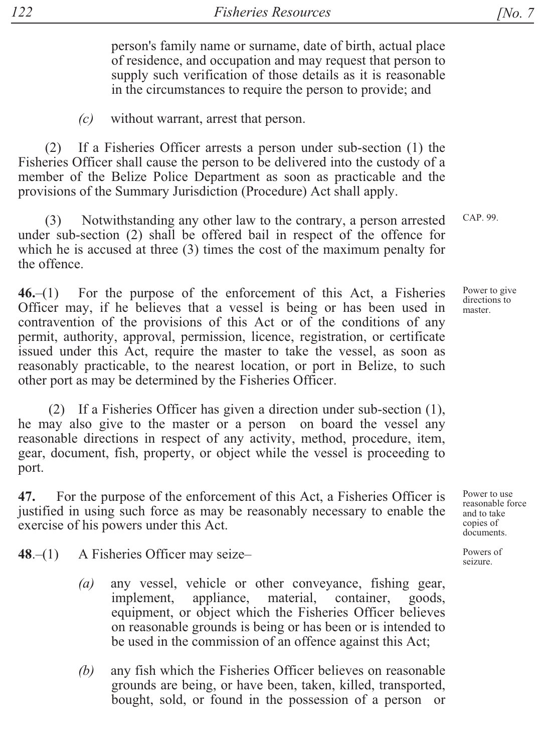person's family name or surname, date of birth, actual place of residence, and occupation and may request that person to supply such verification of those details as it is reasonable in the circumstances to require the person to provide; and

*(c)* without warrant, arrest that person.

(2) If a Fisheries Officer arrests a person under sub-section (1) the Fisheries Officer shall cause the person to be delivered into the custody of a member of the Belize Police Department as soon as practicable and the provisions of the Summary Jurisdiction (Procedure) Act shall apply.

CAP. 99.

(3) Notwithstanding any other law to the contrary, a person arrested under sub-section (2) shall be offered bail in respect of the offence for which he is accused at three (3) times the cost of the maximum penalty for the offence.

Power to give directions to master.

**46.**–(1) For the purpose of the enforcement of this Act, a Fisheries Officer may, if he believes that a vessel is being or has been used in contravention of the provisions of this Act or of the conditions of any permit, authority, approval, permission, licence, registration, or certificate issued under this Act, require the master to take the vessel, as soon as reasonably practicable, to the nearest location, or port in Belize, to such other port as may be determined by the Fisheries Officer.

(2) If a Fisheries Officer has given a direction under sub-section (1), he may also give to the master or a person on board the vessel any reasonable directions in respect of any activity, method, procedure, item, gear, document, fish, property, or object while the vessel is proceeding to port.

Power to use reasonable force and to take copies of documents.

**47.** For the purpose of the enforcement of this Act, a Fisheries Officer is justified in using such force as may be reasonably necessary to enable the exercise of his powers under this Act.

Powers of seizure.

**48**.–(1) A Fisheries Officer may seize–

*(a)* any vessel, vehicle or other conveyance, fishing gear, implement, appliance, material, container, goods, equipment, or object which the Fisheries Officer believes on reasonable grounds is being or has been or is intended to be used in the commission of an offence against this Act;

*(b)* any fish which the Fisheries Officer believes on reasonable grounds are being, or have been, taken, killed, transported, bought, sold, or found in the possession of a person or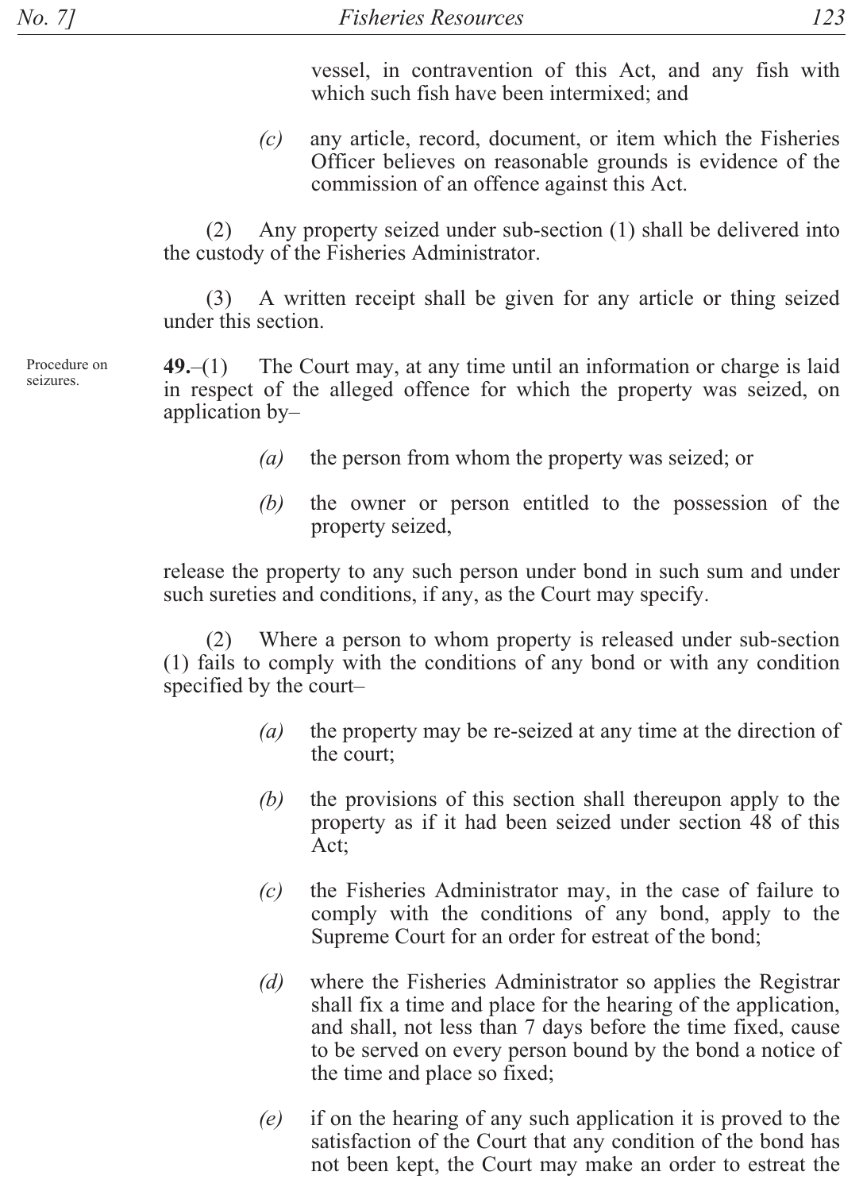vessel, in contravention of this Act, and any fish with which such fish have been intermixed; and

*(c)* any article, record, document, or item which the Fisheries Officer believes on reasonable grounds is evidence of the commission of an offence against this Act.

(2) Any property seized under sub-section (1) shall be delivered into the custody of the Fisheries Administrator.

(3) A written receipt shall be given for any article or thing seized under this section.

Procedure on seizures.

**49.**–(1) The Court may, at any time until an information or charge is laid in respect of the alleged offence for which the property was seized, on application by–

*(a)* the person from whom the property was seized; or

*(b)* the owner or person entitled to the possession of the property seized,

release the property to any such person under bond in such sum and under such sureties and conditions, if any, as the Court may specify.

(2) Where a person to whom property is released under sub-section (1) fails to comply with the conditions of any bond or with any condition specified by the court–

*(a)* the property may be re-seized at any time at the direction of the court;

*(b)* the provisions of this section shall thereupon apply to the property as if it had been seized under section 48 of this Act;

*(c)* the Fisheries Administrator may, in the case of failure to comply with the conditions of any bond, apply to the Supreme Court for an order for estreat of the bond;

*(d)* where the Fisheries Administrator so applies the Registrar shall fix a time and place for the hearing of the application, and shall, not less than 7 days before the time fixed, cause to be served on every person bound by the bond a notice of the time and place so fixed;

*(e)* if on the hearing of any such application it is proved to the satisfaction of the Court that any condition of the bond has not been kept, the Court may make an order to estreat the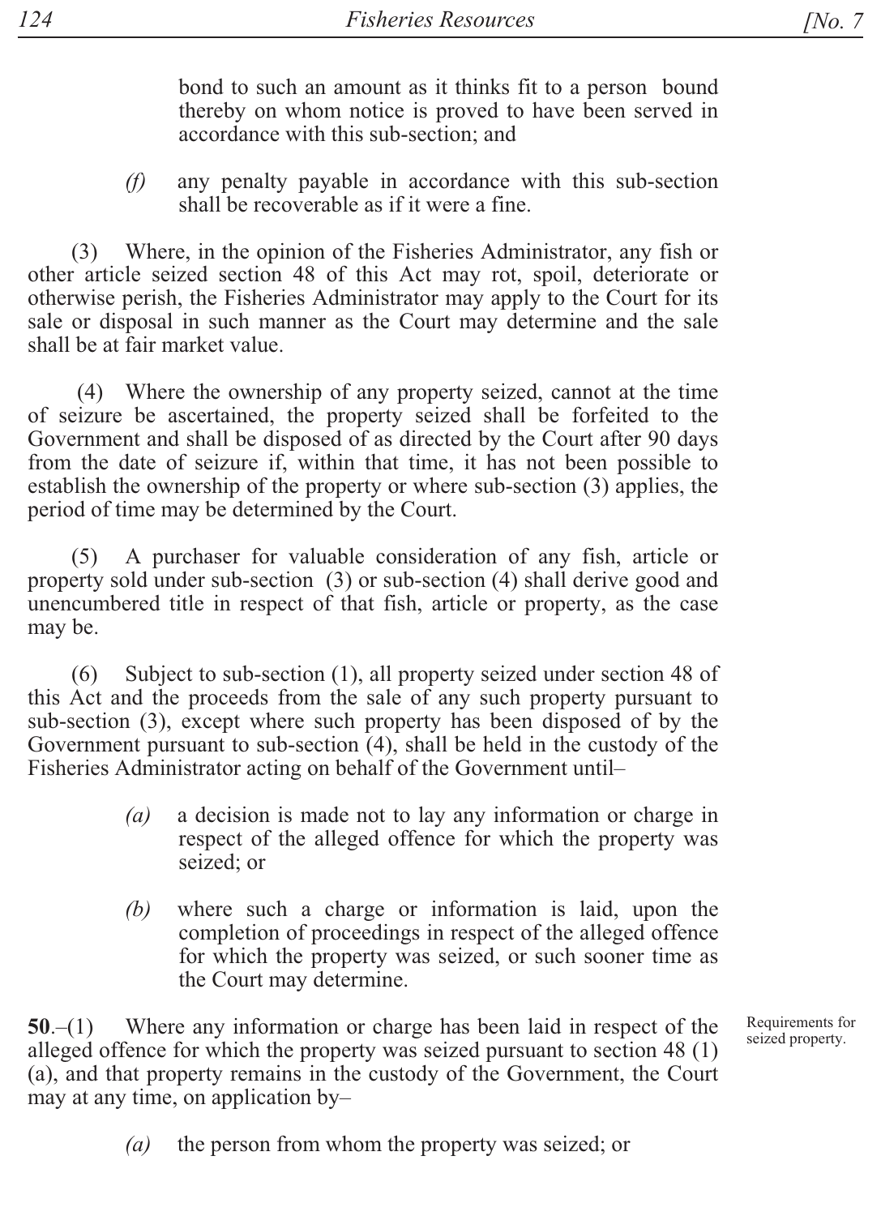bond to such an amount as it thinks fit to a person bound thereby on whom notice is proved to have been served in accordance with this sub-section; and

*(f)* any penalty payable in accordance with this sub-section shall be recoverable as if it were a fine.

(3) Where, in the opinion of the Fisheries Administrator, any fish or other article seized section 48 of this Act may rot, spoil, deteriorate or otherwise perish, the Fisheries Administrator may apply to the Court for its sale or disposal in such manner as the Court may determine and the sale shall be at fair market value.

(4) Where the ownership of any property seized, cannot at the time of seizure be ascertained, the property seized shall be forfeited to the Government and shall be disposed of as directed by the Court after 90 days from the date of seizure if, within that time, it has not been possible to establish the ownership of the property or where sub-section (3) applies, the period of time may be determined by the Court.

(5) A purchaser for valuable consideration of any fish, article or property sold under sub-section (3) or sub-section (4) shall derive good and unencumbered title in respect of that fish, article or property, as the case may be.

(6) Subject to sub-section (1), all property seized under section 48 of this Act and the proceeds from the sale of any such property pursuant to sub-section (3), except where such property has been disposed of by the Government pursuant to sub-section (4), shall be held in the custody of the Fisheries Administrator acting on behalf of the Government until–

*(a)* a decision is made not to lay any information or charge in respect of the alleged offence for which the property was seized; or

*(b)* where such a charge or information is laid, upon the completion of proceedings in respect of the alleged offence for which the property was seized, or such sooner time as the Court may determine.

Requirements for seized property.

**50**.–(1) Where any information or charge has been laid in respect of the alleged offence for which the property was seized pursuant to section 48 (1) (a), and that property remains in the custody of the Government, the Court may at any time, on application by–

*(a)* the person from whom the property was seized; or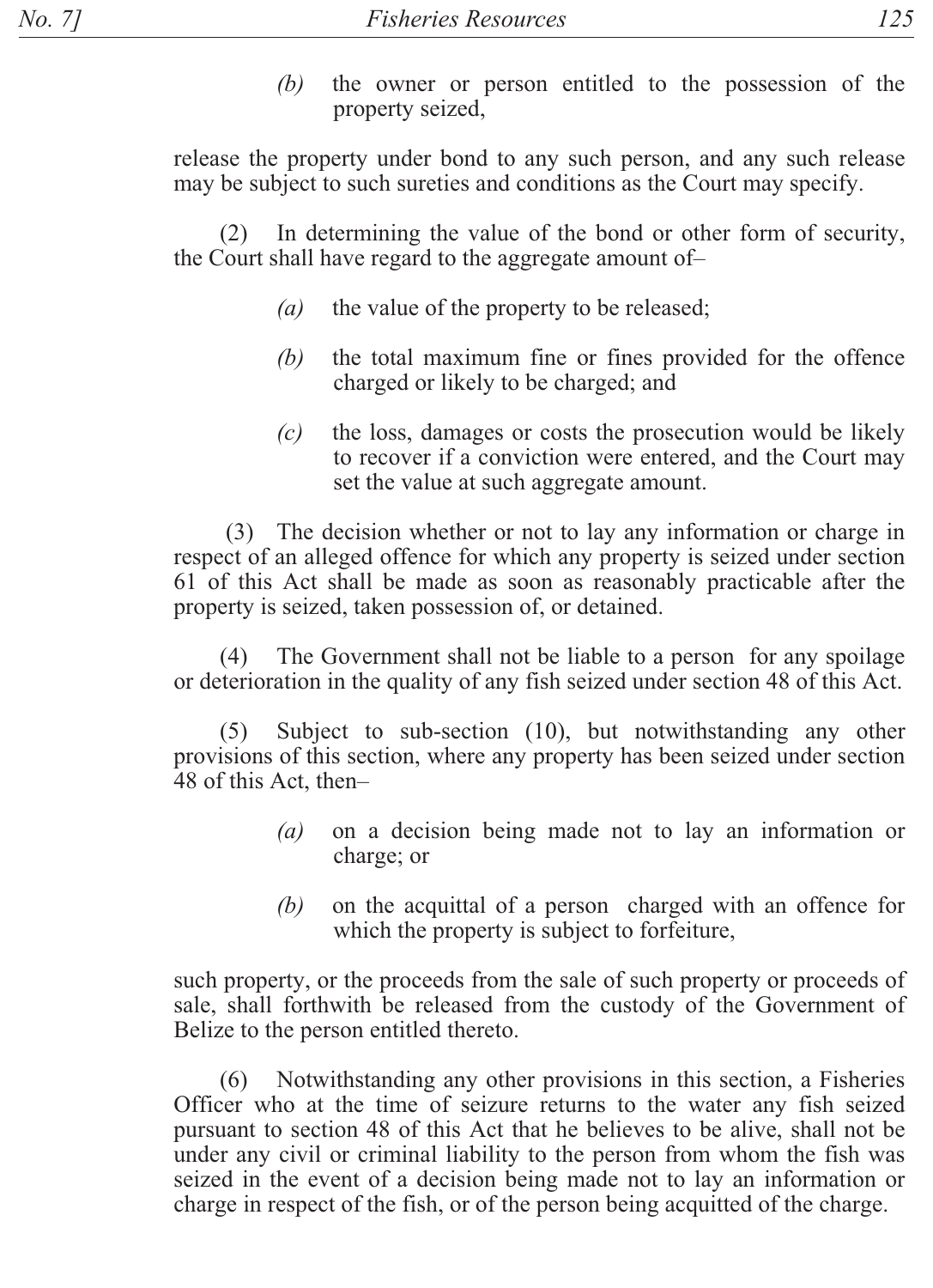*(b)* the owner or person entitled to the possession of the property seized,

release the property under bond to any such person, and any such release may be subject to such sureties and conditions as the Court may specify.

(2) In determining the value of the bond or other form of security, the Court shall have regard to the aggregate amount of–

*(a)* the value of the property to be released;

*(b)* the total maximum fine or fines provided for the offence charged or likely to be charged; and

*(c)* the loss, damages or costs the prosecution would be likely to recover if a conviction were entered, and the Court may set the value at such aggregate amount.

(3) The decision whether or not to lay any information or charge in respect of an alleged offence for which any property is seized under section 61 of this Act shall be made as soon as reasonably practicable after the property is seized, taken possession of, or detained.

(4) The Government shall not be liable to a person for any spoilage or deterioration in the quality of any fish seized under section 48 of this Act.

(5) Subject to sub-section (10), but notwithstanding any other provisions of this section, where any property has been seized under section 48 of this Act, then–

*(a)* on a decision being made not to lay an information or charge; or

*(b)* on the acquittal of a person charged with an offence for which the property is subject to forfeiture,

such property, or the proceeds from the sale of such property or proceeds of sale, shall forthwith be released from the custody of the Government of Belize to the person entitled thereto.

(6) Notwithstanding any other provisions in this section, a Fisheries Officer who at the time of seizure returns to the water any fish seized pursuant to section 48 of this Act that he believes to be alive, shall not be under any civil or criminal liability to the person from whom the fish was seized in the event of a decision being made not to lay an information or charge in respect of the fish, or of the person being acquitted of the charge.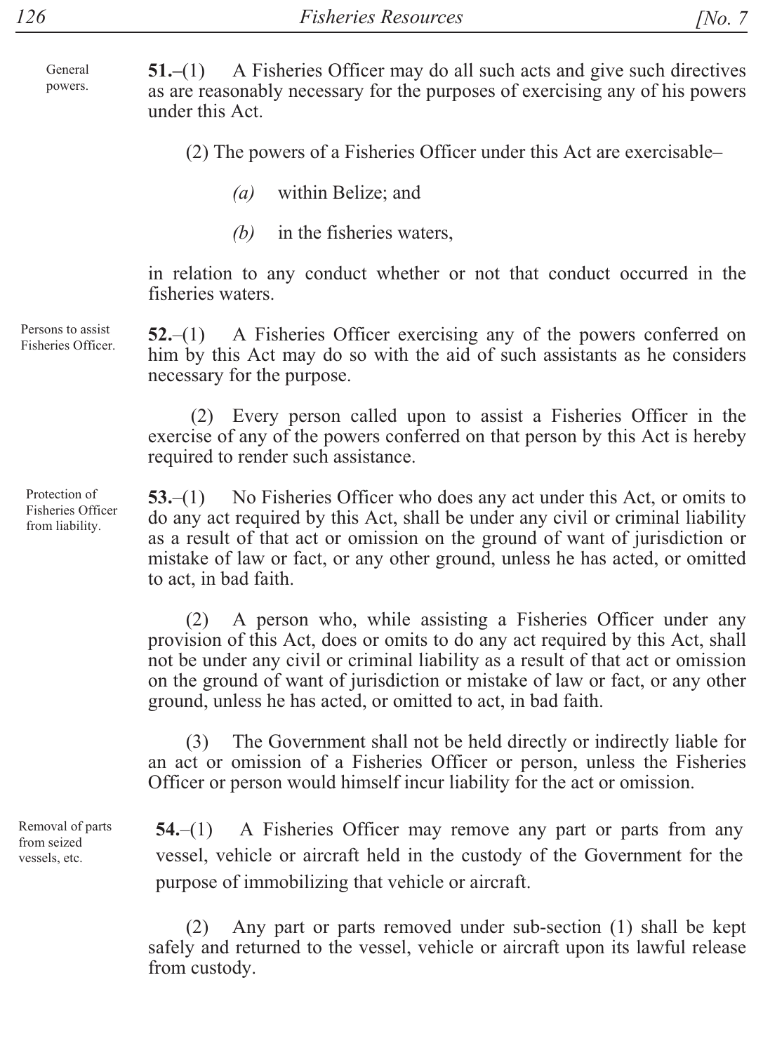General powers.

**51.–**(1) A Fisheries Officer may do all such acts and give such directives as are reasonably necessary for the purposes of exercising any of his powers under this Act.

(2) The powers of a Fisheries Officer under this Act are exercisable–

*(a)* within Belize; and

*(b)* in the fisheries waters,

in relation to any conduct whether or not that conduct occurred in the fisheries waters.

Persons to assist Fisheries Officer.

**52.**–(1) A Fisheries Officer exercising any of the powers conferred on him by this Act may do so with the aid of such assistants as he considers necessary for the purpose.

(2) Every person called upon to assist a Fisheries Officer in the exercise of any of the powers conferred on that person by this Act is hereby required to render such assistance.

Protection of Fisheries Officer from liability.

**53.**–(1) No Fisheries Officer who does any act under this Act, or omits to do any act required by this Act, shall be under any civil or criminal liability as a result of that act or omission on the ground of want of jurisdiction or mistake of law or fact, or any other ground, unless he has acted, or omitted to act, in bad faith.

(2) A person who, while assisting a Fisheries Officer under any provision of this Act, does or omits to do any act required by this Act, shall not be under any civil or criminal liability as a result of that act or omission on the ground of want of jurisdiction or mistake of law or fact, or any other ground, unless he has acted, or omitted to act, in bad faith.

(3) The Government shall not be held directly or indirectly liable for an act or omission of a Fisheries Officer or person, unless the Fisheries Officer or person would himself incur liability for the act or omission.

Removal of parts from seized vessels, etc.

**54.**–(1) A Fisheries Officer may remove any part or parts from any vessel, vehicle or aircraft held in the custody of the Government for the purpose of immobilizing that vehicle or aircraft.

(2) Any part or parts removed under sub-section (1) shall be kept safely and returned to the vessel, vehicle or aircraft upon its lawful release from custody.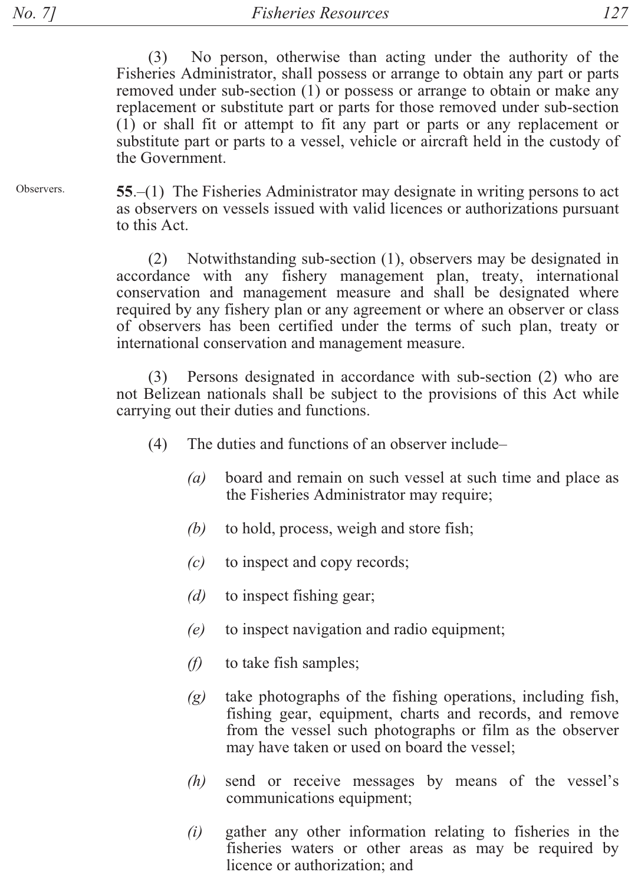(3) No person, otherwise than acting under the authority of the Fisheries Administrator, shall possess or arrange to obtain any part or parts removed under sub-section (1) or possess or arrange to obtain or make any replacement or substitute part or parts for those removed under sub-section (1) or shall fit or attempt to fit any part or parts or any replacement or substitute part or parts to a vessel, vehicle or aircraft held in the custody of the Government.

Observers.

**55**.–(1) The Fisheries Administrator may designate in writing persons to act as observers on vessels issued with valid licences or authorizations pursuant to this Act.

(2) Notwithstanding sub-section (1), observers may be designated in accordance with any fishery management plan, treaty, international conservation and management measure and shall be designated where required by any fishery plan or any agreement or where an observer or class of observers has been certified under the terms of such plan, treaty or international conservation and management measure.

(3) Persons designated in accordance with sub-section (2) who are not Belizean nationals shall be subject to the provisions of this Act while carrying out their duties and functions.

(4) The duties and functions of an observer include–

*(a)* board and remain on such vessel at such time and place as the Fisheries Administrator may require;

*(b)* to hold, process, weigh and store fish;

*(c)* to inspect and copy records;

*(d)* to inspect fishing gear;

*(e)* to inspect navigation and radio equipment;

*(f)* to take fish samples;

*(g)* take photographs of the fishing operations, including fish, fishing gear, equipment, charts and records, and remove from the vessel such photographs or film as the observer may have taken or used on board the vessel;

*(h)* send or receive messages by means of the vessel's communications equipment;

*(i)* gather any other information relating to fisheries in the fisheries waters or other areas as may be required by licence or authorization; and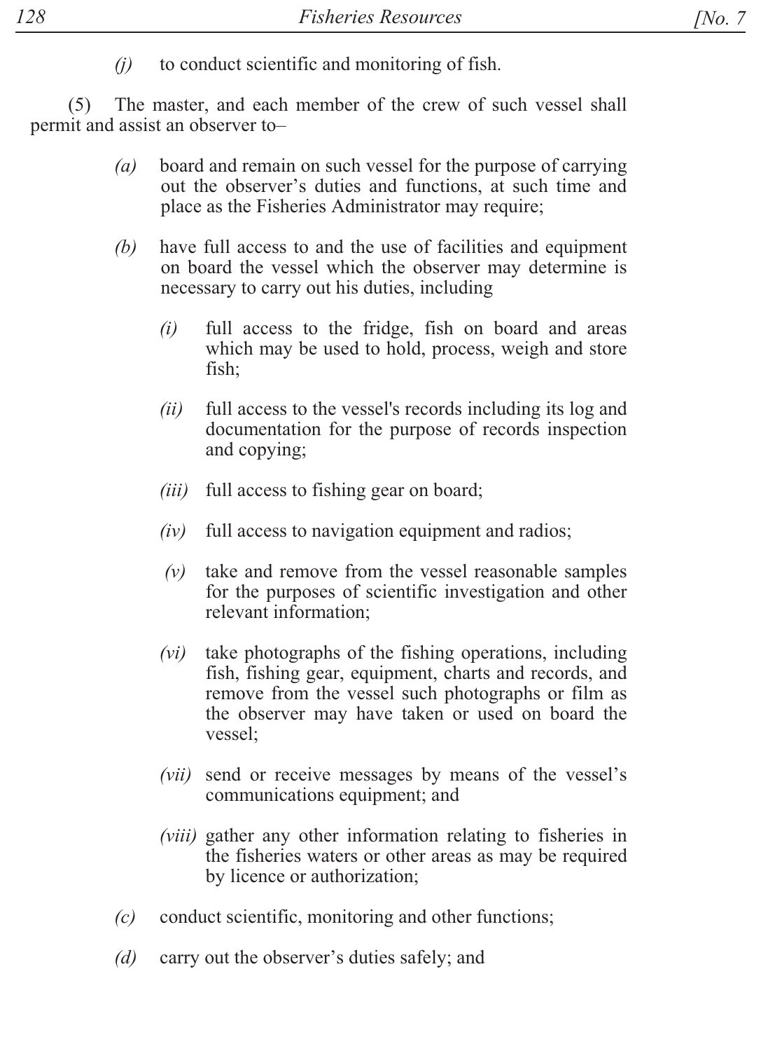*(j)* to conduct scientific and monitoring of fish.

(5) The master, and each member of the crew of such vessel shall permit and assist an observer to–

*(a)* board and remain on such vessel for the purpose of carrying out the observer's duties and functions, at such time and place as the Fisheries Administrator may require;

*(b)* have full access to and the use of facilities and equipment on board the vessel which the observer may determine is necessary to carry out his duties, including

*(i)* full access to the fridge, fish on board and areas which may be used to hold, process, weigh and store fish;

*(ii)* full access to the vessel's records including its log and documentation for the purpose of records inspection and copying;

*(iii)* full access to fishing gear on board;

*(iv)* full access to navigation equipment and radios;

*(v)* take and remove from the vessel reasonable samples for the purposes of scientific investigation and other relevant information;

*(vi)* take photographs of the fishing operations, including fish, fishing gear, equipment, charts and records, and remove from the vessel such photographs or film as the observer may have taken or used on board the vessel;

*(vii)* send or receive messages by means of the vessel's communications equipment; and

*(viii)* gather any other information relating to fisheries in the fisheries waters or other areas as may be required by licence or authorization;

*(c)* conduct scientific, monitoring and other functions;

*(d)* carry out the observer's duties safely; and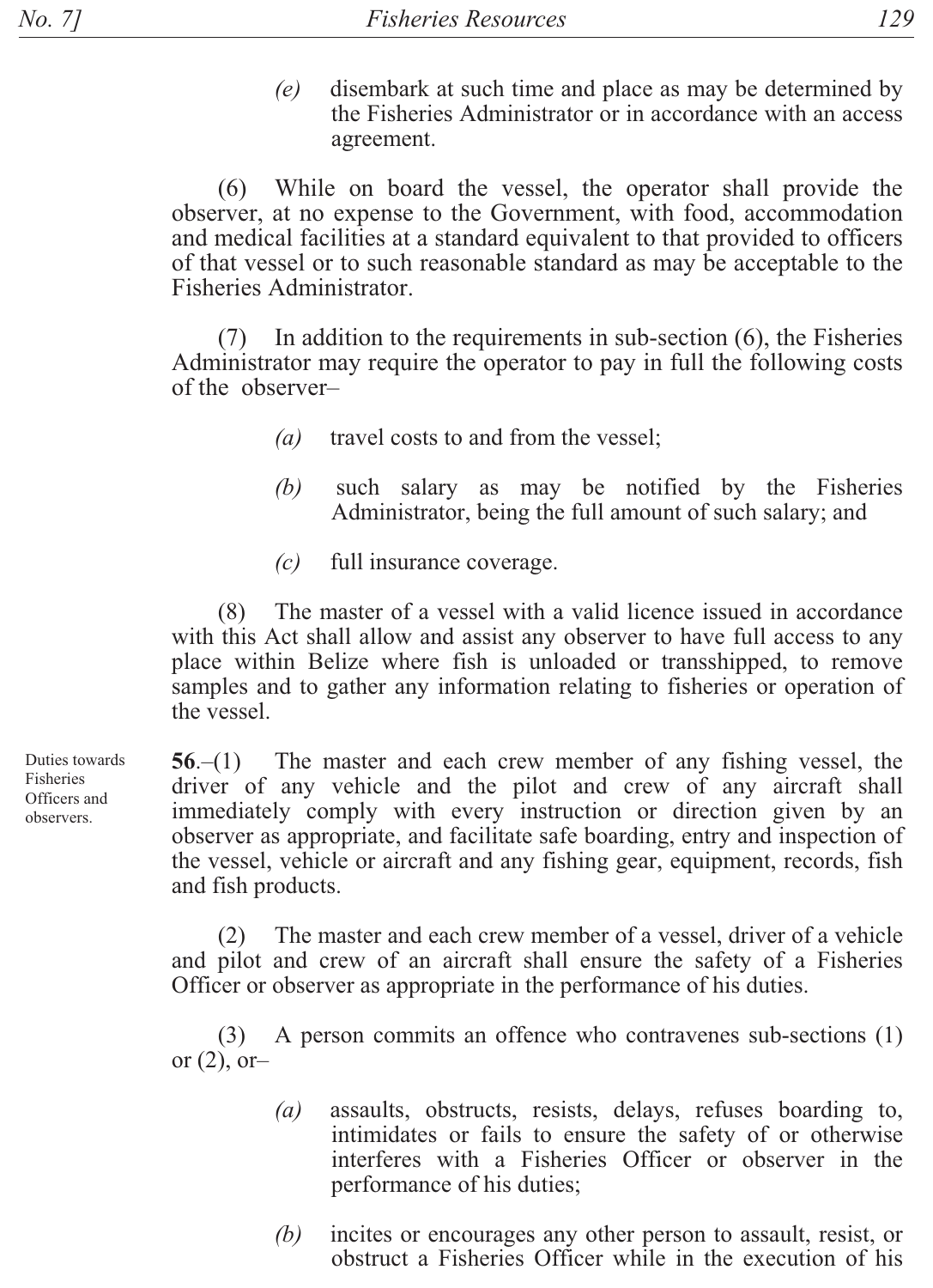*(e)* disembark at such time and place as may be determined by the Fisheries Administrator or in accordance with an access agreement.

(6) While on board the vessel, the operator shall provide the observer, at no expense to the Government, with food, accommodation and medical facilities at a standard equivalent to that provided to officers of that vessel or to such reasonable standard as may be acceptable to the Fisheries Administrator.

(7) In addition to the requirements in sub-section (6), the Fisheries Administrator may require the operator to pay in full the following costs of the observer–

*(a)* travel costs to and from the vessel;

*(b)* such salary as may be notified by the Fisheries Administrator, being the full amount of such salary; and

*(c)* full insurance coverage.

(8) The master of a vessel with a valid licence issued in accordance with this Act shall allow and assist any observer to have full access to any place within Belize where fish is unloaded or transshipped, to remove samples and to gather any information relating to fisheries or operation of the vessel.

Duties towards Fisheries Officers and observers.

**56**.–(1) The master and each crew member of any fishing vessel, the driver of any vehicle and the pilot and crew of any aircraft shall immediately comply with every instruction or direction given by an observer as appropriate, and facilitate safe boarding, entry and inspection of the vessel, vehicle or aircraft and any fishing gear, equipment, records, fish and fish products.

(2) The master and each crew member of a vessel, driver of a vehicle and pilot and crew of an aircraft shall ensure the safety of a Fisheries Officer or observer as appropriate in the performance of his duties.

(3) A person commits an offence who contravenes sub-sections (1) or (2), or–

*(a)* assaults, obstructs, resists, delays, refuses boarding to, intimidates or fails to ensure the safety of or otherwise interferes with a Fisheries Officer or observer in the performance of his duties;

*(b)* incites or encourages any other person to assault, resist, or obstruct a Fisheries Officer while in the execution of his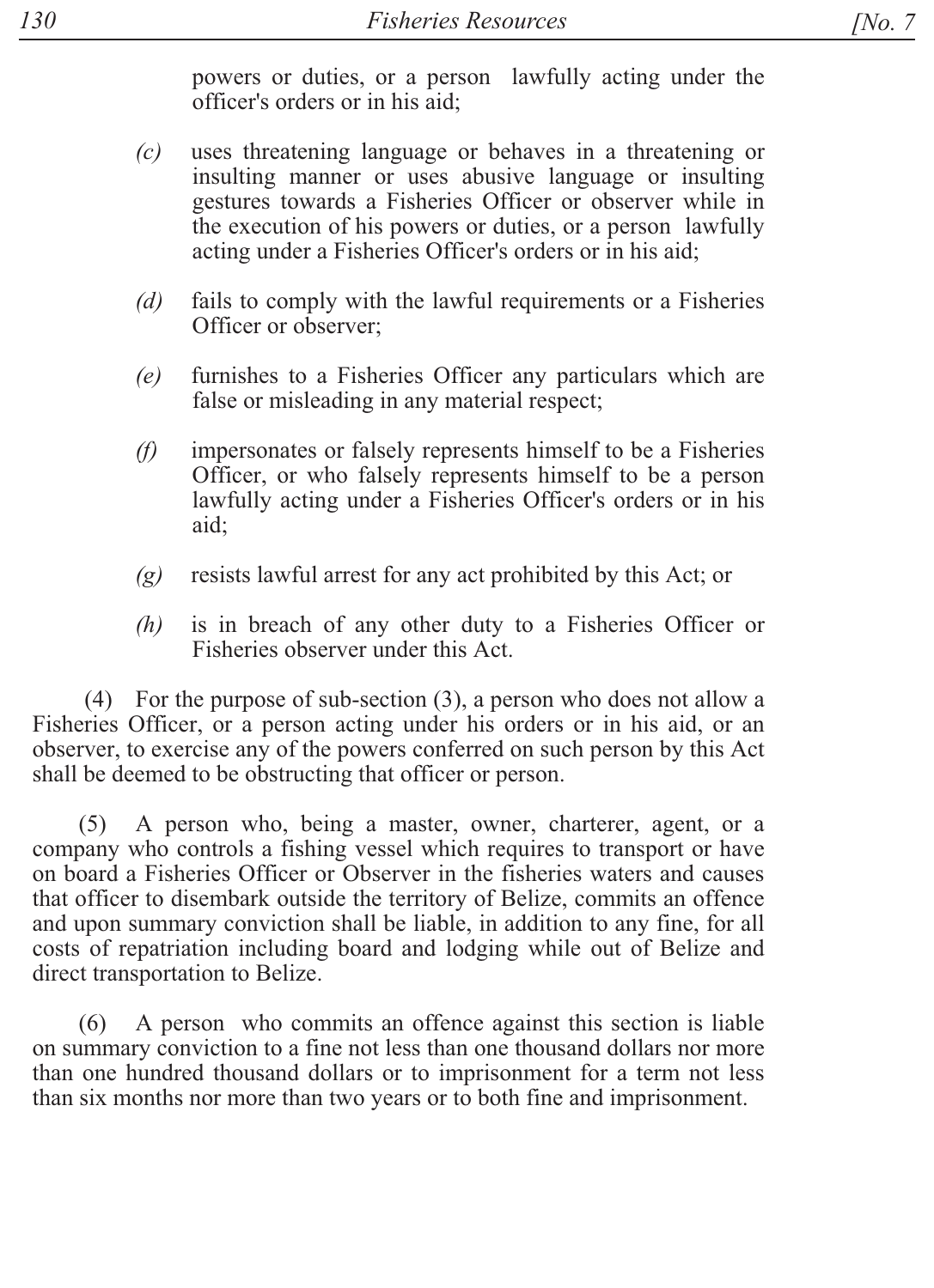powers or duties, or a person lawfully acting under the officer's orders or in his aid;

*(c)* uses threatening language or behaves in a threatening or insulting manner or uses abusive language or insulting gestures towards a Fisheries Officer or observer while in the execution of his powers or duties, or a person lawfully acting under a Fisheries Officer's orders or in his aid;

*(d)* fails to comply with the lawful requirements or a Fisheries Officer or observer;

*(e)* furnishes to a Fisheries Officer any particulars which are false or misleading in any material respect;

*(f)* impersonates or falsely represents himself to be a Fisheries Officer, or who falsely represents himself to be a person lawfully acting under a Fisheries Officer's orders or in his aid;

*(g)* resists lawful arrest for any act prohibited by this Act; or

*(h)* is in breach of any other duty to a Fisheries Officer or Fisheries observer under this Act.

(4) For the purpose of sub-section (3), a person who does not allow a Fisheries Officer, or a person acting under his orders or in his aid, or an observer, to exercise any of the powers conferred on such person by this Act shall be deemed to be obstructing that officer or person.

(5) A person who, being a master, owner, charterer, agent, or a company who controls a fishing vessel which requires to transport or have on board a Fisheries Officer or Observer in the fisheries waters and causes that officer to disembark outside the territory of Belize, commits an offence and upon summary conviction shall be liable, in addition to any fine, for all costs of repatriation including board and lodging while out of Belize and direct transportation to Belize.

(6) A person who commits an offence against this section is liable on summary conviction to a fine not less than one thousand dollars nor more than one hundred thousand dollars or to imprisonment for a term not less than six months nor more than two years or to both fine and imprisonment.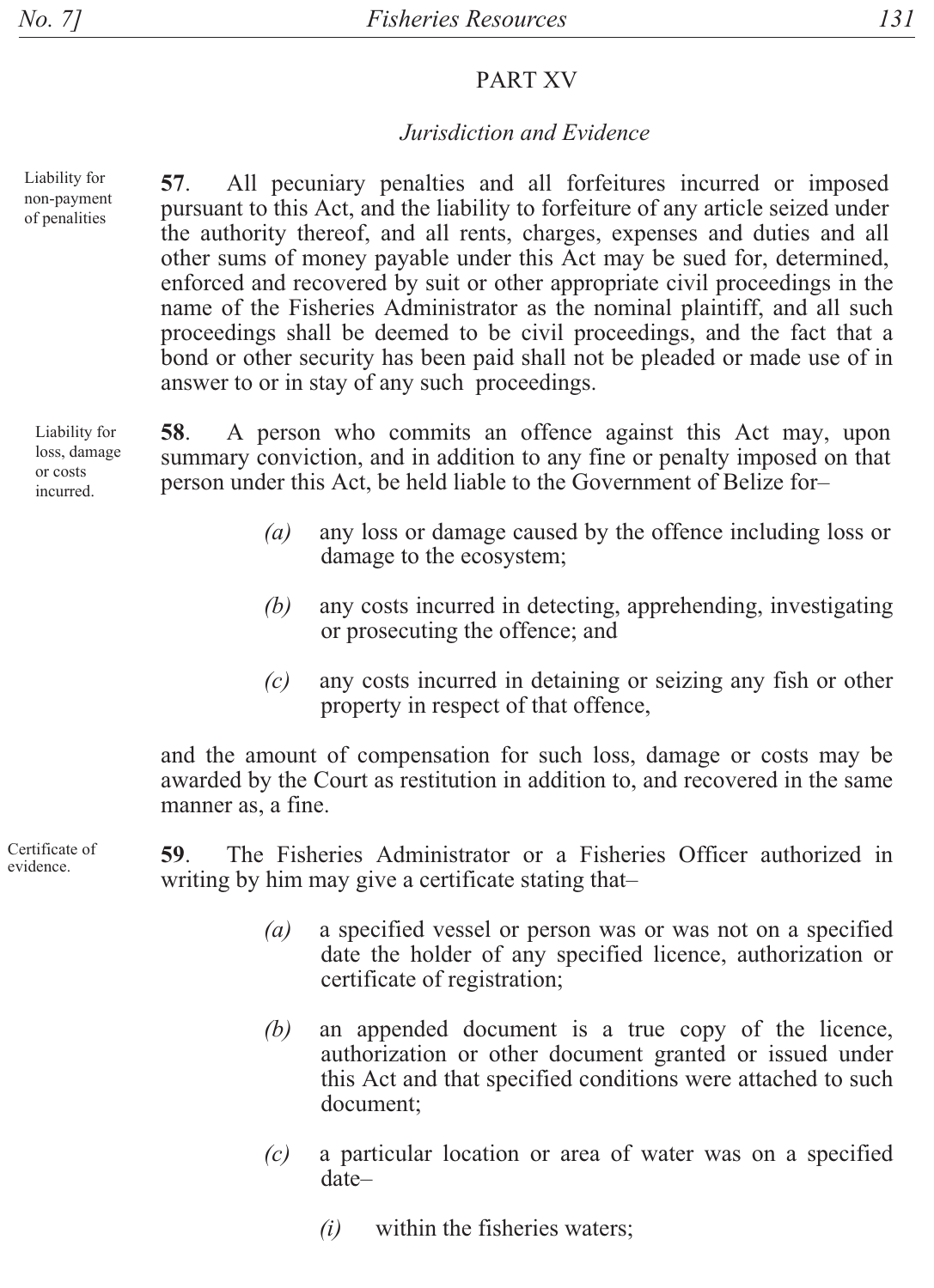## PART XV

### *Jurisdiction and Evidence*

Liability for non-payment of penalities

**57**. All pecuniary penalties and all forfeitures incurred or imposed pursuant to this Act, and the liability to forfeiture of any article seized under the authority thereof, and all rents, charges, expenses and duties and all other sums of money payable under this Act may be sued for, determined, enforced and recovered by suit or other appropriate civil proceedings in the name of the Fisheries Administrator as the nominal plaintiff, and all such proceedings shall be deemed to be civil proceedings, and the fact that a bond or other security has been paid shall not be pleaded or made use of in answer to or in stay of any such proceedings.

Liability for loss, damage or costs incurred.

**58**. A person who commits an offence against this Act may, upon summary conviction, and in addition to any fine or penalty imposed on that person under this Act, be held liable to the Government of Belize for–

*(a)* any loss or damage caused by the offence including loss or damage to the ecosystem;

*(b)* any costs incurred in detecting, apprehending, investigating or prosecuting the offence; and

*(c)* any costs incurred in detaining or seizing any fish or other property in respect of that offence,

and the amount of compensation for such loss, damage or costs may be awarded by the Court as restitution in addition to, and recovered in the same manner as, a fine.

Certificate of evidence.

**59**. The Fisheries Administrator or a Fisheries Officer authorized in writing by him may give a certificate stating that–

*(a)* a specified vessel or person was or was not on a specified date the holder of any specified licence, authorization or certificate of registration;

*(b)* an appended document is a true copy of the licence, authorization or other document granted or issued under this Act and that specified conditions were attached to such document;

*(c)* a particular location or area of water was on a specified date–

*(i)* within the fisheries waters;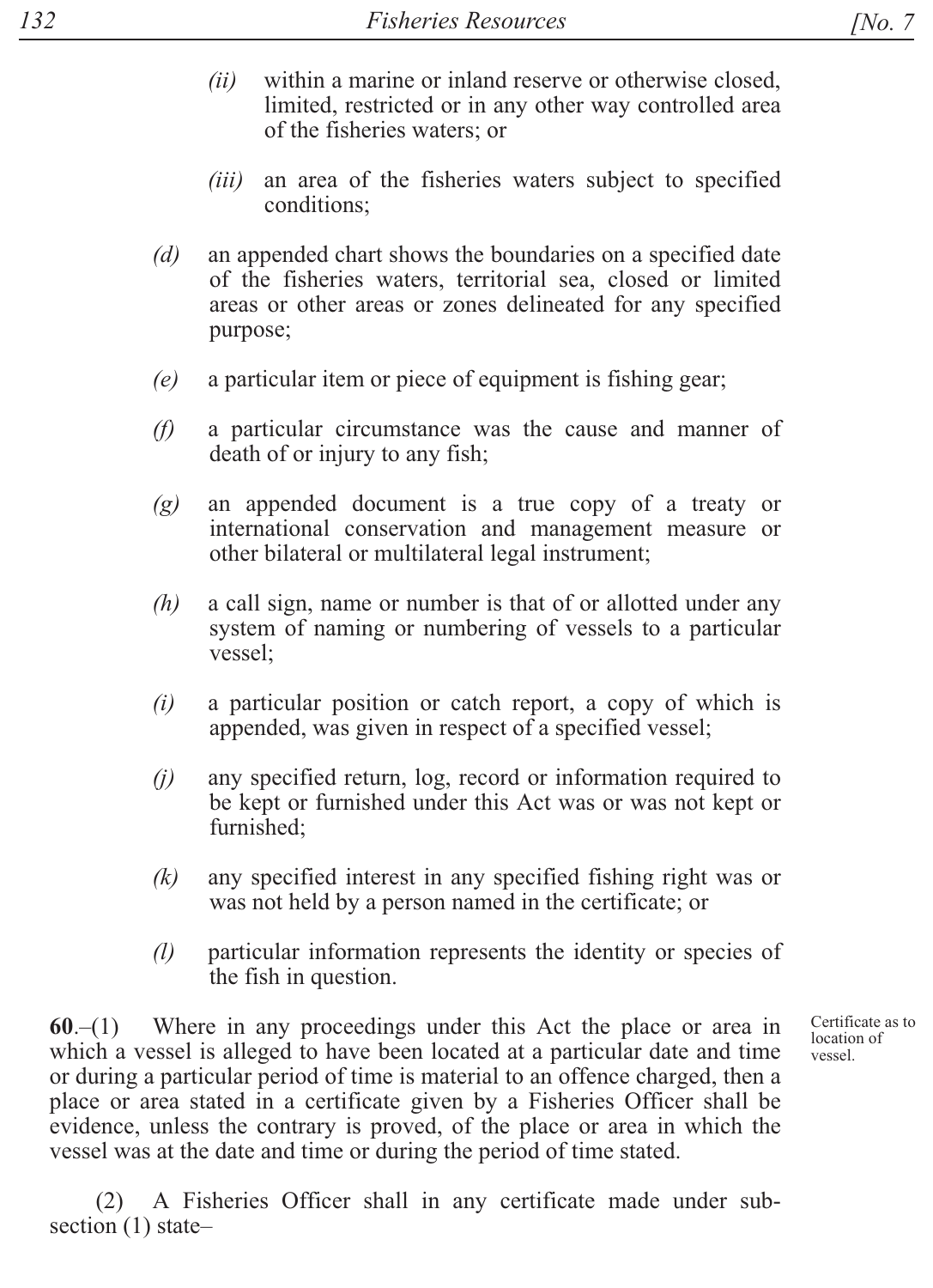*(ii)* within a marine or inland reserve or otherwise closed, limited, restricted or in any other way controlled area of the fisheries waters; or

*(iii)* an area of the fisheries waters subject to specified conditions;

*(d)* an appended chart shows the boundaries on a specified date of the fisheries waters, territorial sea, closed or limited areas or other areas or zones delineated for any specified purpose;

*(e)* a particular item or piece of equipment is fishing gear;

*(f)* a particular circumstance was the cause and manner of death of or injury to any fish;

*(g)* an appended document is a true copy of a treaty or international conservation and management measure or other bilateral or multilateral legal instrument;

*(h)* a call sign, name or number is that of or allotted under any system of naming or numbering of vessels to a particular vessel;

*(i)* a particular position or catch report, a copy of which is appended, was given in respect of a specified vessel;

*(j)* any specified return, log, record or information required to be kept or furnished under this Act was or was not kept or furnished;

*(k)* any specified interest in any specified fishing right was or was not held by a person named in the certificate; or

*(l)* particular information represents the identity or species of the fish in question.

Certificate as to location of vessel.

**60**.–(1) Where in any proceedings under this Act the place or area in which a vessel is alleged to have been located at a particular date and time or during a particular period of time is material to an offence charged, then a place or area stated in a certificate given by a Fisheries Officer shall be evidence, unless the contrary is proved, of the place or area in which the vessel was at the date and time or during the period of time stated.

(2) A Fisheries Officer shall in any certificate made under sub-section (1) state–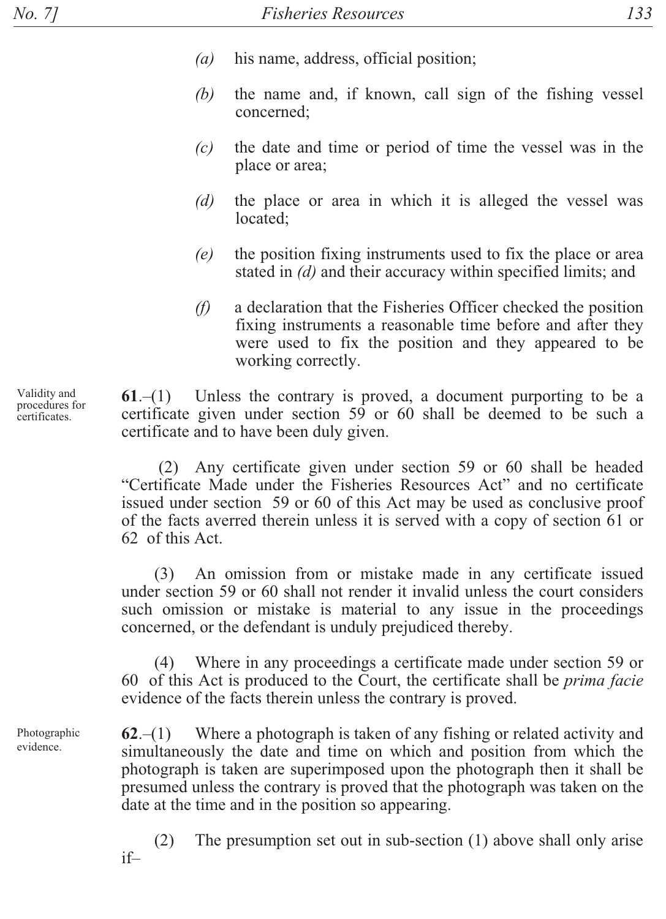*(a)* his name, address, official position;

*(b)* the name and, if known, call sign of the fishing vessel concerned;

*(c)* the date and time or period of time the vessel was in the place or area;

*(d)* the place or area in which it is alleged the vessel was located;

*(e)* the position fixing instruments used to fix the place or area stated in *(d)* and their accuracy within specified limits; and

*(f)* a declaration that the Fisheries Officer checked the position fixing instruments a reasonable time before and after they were used to fix the position and they appeared to be working correctly.

Validity and procedures for certificates.

**61**.–(1) Unless the contrary is proved, a document purporting to be a certificate given under section 59 or 60 shall be deemed to be such a certificate and to have been duly given.

(2) Any certificate given under section 59 or 60 shall be headed "Certificate Made under the Fisheries Resources Act" and no certificate issued under section 59 or 60 of this Act may be used as conclusive proof of the facts averred therein unless it is served with a copy of section 61 or 62 of this Act.

(3) An omission from or mistake made in any certificate issued under section 59 or 60 shall not render it invalid unless the court considers such omission or mistake is material to any issue in the proceedings concerned, or the defendant is unduly prejudiced thereby.

(4) Where in any proceedings a certificate made under section 59 or 60 of this Act is produced to the Court, the certificate shall be *prima facie* evidence of the facts therein unless the contrary is proved.

Photographic evidence.

**62**.–(1) Where a photograph is taken of any fishing or related activity and simultaneously the date and time on which and position from which the photograph is taken are superimposed upon the photograph then it shall be presumed unless the contrary is proved that the photograph was taken on the date at the time and in the position so appearing.

(2) The presumption set out in sub-section (1) above shall only arise if–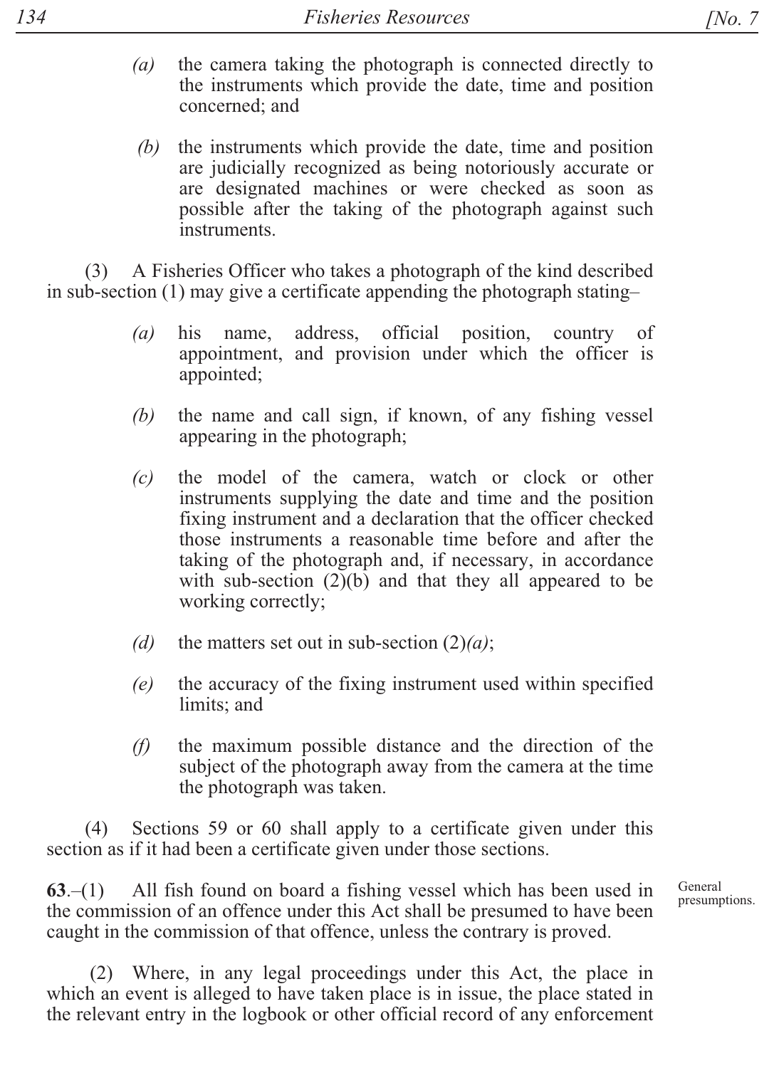*(a)* the camera taking the photograph is connected directly to the instruments which provide the date, time and position concerned; and

*(b)* the instruments which provide the date, time and position are judicially recognized as being notoriously accurate or are designated machines or were checked as soon as possible after the taking of the photograph against such instruments.

(3) A Fisheries Officer who takes a photograph of the kind described in sub-section (1) may give a certificate appending the photograph stating–

*(a)* his name, address, official position, country of appointment, and provision under which the officer is appointed;

*(b)* the name and call sign, if known, of any fishing vessel appearing in the photograph;

*(c)* the model of the camera, watch or clock or other instruments supplying the date and time and the position fixing instrument and a declaration that the officer checked those instruments a reasonable time before and after the taking of the photograph and, if necessary, in accordance with sub-section (2)(b) and that they all appeared to be working correctly;

*(d)* the matters set out in sub-section (2)*(a)*;

*(e)* the accuracy of the fixing instrument used within specified limits; and

*(f)* the maximum possible distance and the direction of the subject of the photograph away from the camera at the time the photograph was taken.

(4) Sections 59 or 60 shall apply to a certificate given under this section as if it had been a certificate given under those sections.

General presumptions.

**63**.–(1) All fish found on board a fishing vessel which has been used in the commission of an offence under this Act shall be presumed to have been caught in the commission of that offence, unless the contrary is proved.

(2) Where, in any legal proceedings under this Act, the place in which an event is alleged to have taken place is in issue, the place stated in the relevant entry in the logbook or other official record of any enforcement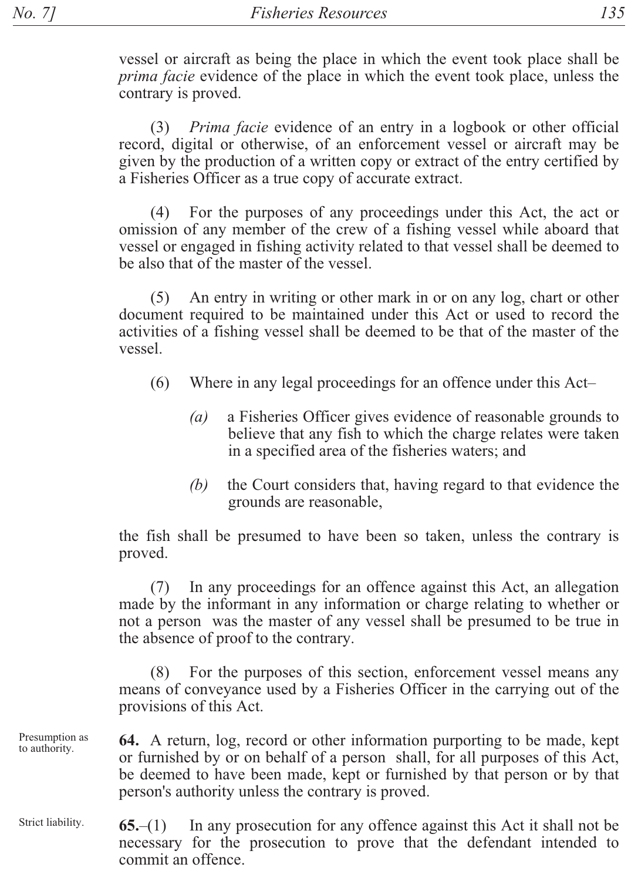vessel or aircraft as being the place in which the event took place shall be *prima facie* evidence of the place in which the event took place, unless the contrary is proved.

(3) *Prima facie* evidence of an entry in a logbook or other official record, digital or otherwise, of an enforcement vessel or aircraft may be given by the production of a written copy or extract of the entry certified by a Fisheries Officer as a true copy of accurate extract.

(4) For the purposes of any proceedings under this Act, the act or omission of any member of the crew of a fishing vessel while aboard that vessel or engaged in fishing activity related to that vessel shall be deemed to be also that of the master of the vessel.

(5) An entry in writing or other mark in or on any log, chart or other document required to be maintained under this Act or used to record the activities of a fishing vessel shall be deemed to be that of the master of the vessel.

(6) Where in any legal proceedings for an offence under this Act–

*(a)* a Fisheries Officer gives evidence of reasonable grounds to believe that any fish to which the charge relates were taken in a specified area of the fisheries waters; and

*(b)* the Court considers that, having regard to that evidence the grounds are reasonable,

the fish shall be presumed to have been so taken, unless the contrary is proved.

(7) In any proceedings for an offence against this Act, an allegation made by the informant in any information or charge relating to whether or not a person was the master of any vessel shall be presumed to be true in the absence of proof to the contrary.

(8) For the purposes of this section, enforcement vessel means any means of conveyance used by a Fisheries Officer in the carrying out of the provisions of this Act.

Presumption as to authority.

**64.** A return, log, record or other information purporting to be made, kept or furnished by or on behalf of a person shall, for all purposes of this Act, be deemed to have been made, kept or furnished by that person or by that person's authority unless the contrary is proved.

Strict liability.

**65.**–(1) In any prosecution for any offence against this Act it shall not be necessary for the prosecution to prove that the defendant intended to commit an offence.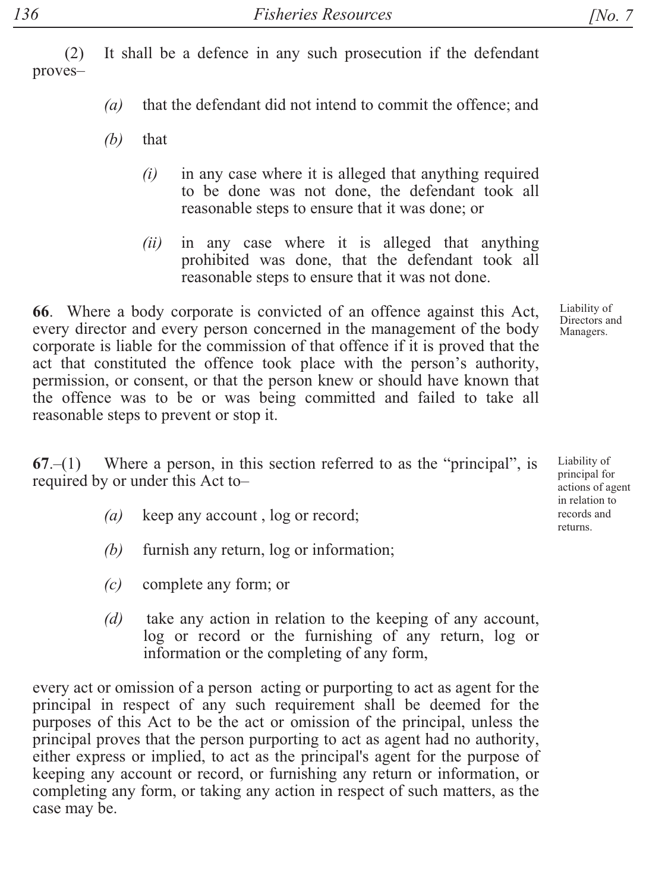(2) It shall be a defence in any such prosecution if the defendant proves–

*(a)* that the defendant did not intend to commit the offence; and

*(b)* that

*(i)* in any case where it is alleged that anything required to be done was not done, the defendant took all reasonable steps to ensure that it was done; or

*(ii)* in any case where it is alleged that anything prohibited was done, that the defendant took all reasonable steps to ensure that it was not done.

Liability of Directors and Managers.

**66**. Where a body corporate is convicted of an offence against this Act, every director and every person concerned in the management of the body corporate is liable for the commission of that offence if it is proved that the act that constituted the offence took place with the person's authority, permission, or consent, or that the person knew or should have known that the offence was to be or was being committed and failed to take all reasonable steps to prevent or stop it.

Liability of principal for actions of agent in relation to records and returns.

**67**.–(1) Where a person, in this section referred to as the "principal", is required by or under this Act to–

*(a)* keep any account , log or record;

*(b)* furnish any return, log or information;

*(c)* complete any form; or

*(d)* take any action in relation to the keeping of any account, log or record or the furnishing of any return, log or information or the completing of any form,

every act or omission of a person acting or purporting to act as agent for the principal in respect of any such requirement shall be deemed for the purposes of this Act to be the act or omission of the principal, unless the principal proves that the person purporting to act as agent had no authority, either express or implied, to act as the principal's agent for the purpose of keeping any account or record, or furnishing any return or information, or completing any form, or taking any action in respect of such matters, as the case may be.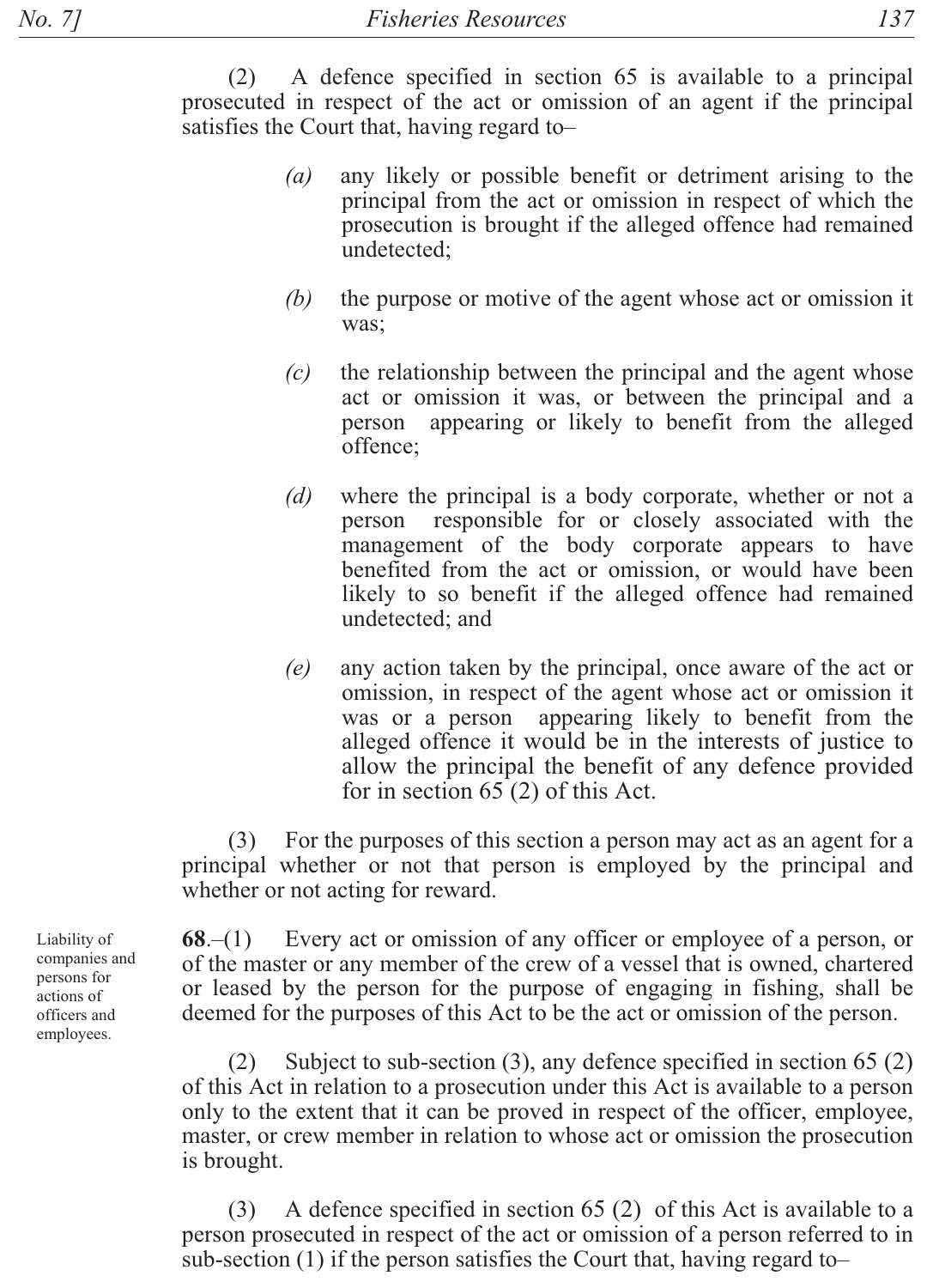(2) A defence specified in section 65 is available to a principal prosecuted in respect of the act or omission of an agent if the principal satisfies the Court that, having regard to–

*(a)* any likely or possible benefit or detriment arising to the principal from the act or omission in respect of which the prosecution is brought if the alleged offence had remained undetected;

*(b)* the purpose or motive of the agent whose act or omission it was;

*(c)* the relationship between the principal and the agent whose act or omission it was, or between the principal and a person appearing or likely to benefit from the alleged offence;

*(d)* where the principal is a body corporate, whether or not a person responsible for or closely associated with the management of the body corporate appears to have benefited from the act or omission, or would have been likely to so benefit if the alleged offence had remained undetected; and

*(e)* any action taken by the principal, once aware of the act or omission, in respect of the agent whose act or omission it was or a person appearing likely to benefit from the alleged offence it would be in the interests of justice to allow the principal the benefit of any defence provided for in section 65 (2) of this Act.

(3) For the purposes of this section a person may act as an agent for a principal whether or not that person is employed by the principal and whether or not acting for reward.

Liability of companies and persons for actions of officers and employees.

**68**.–(1) Every act or omission of any officer or employee of a person, or of the master or any member of the crew of a vessel that is owned, chartered or leased by the person for the purpose of engaging in fishing, shall be deemed for the purposes of this Act to be the act or omission of the person.

(2) Subject to sub-section (3), any defence specified in section 65 (2) of this Act in relation to a prosecution under this Act is available to a person only to the extent that it can be proved in respect of the officer, employee, master, or crew member in relation to whose act or omission the prosecution is brought.

(3) A defence specified in section 65 (2) of this Act is available to a person prosecuted in respect of the act or omission of a person referred to in sub-section (1) if the person satisfies the Court that, having regard to–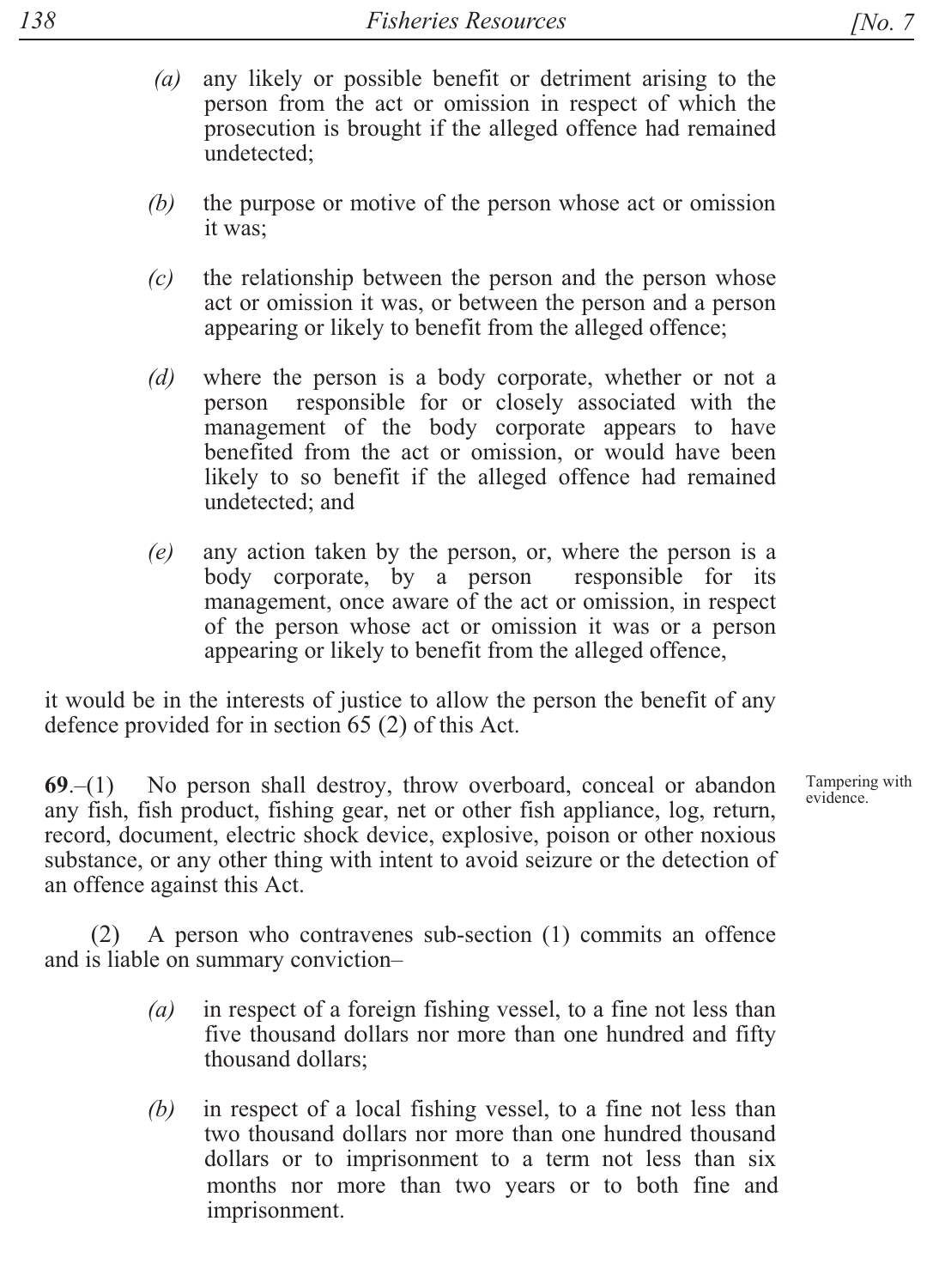*(a)* any likely or possible benefit or detriment arising to the person from the act or omission in respect of which the prosecution is brought if the alleged offence had remained undetected;

*(b)* the purpose or motive of the person whose act or omission it was;

*(c)* the relationship between the person and the person whose act or omission it was, or between the person and a person appearing or likely to benefit from the alleged offence;

*(d)* where the person is a body corporate, whether or not a person responsible for or closely associated with the management of the body corporate appears to have benefited from the act or omission, or would have been likely to so benefit if the alleged offence had remained undetected; and

*(e)* any action taken by the person, or, where the person is a body corporate, by a person responsible for its management, once aware of the act or omission, in respect of the person whose act or omission it was or a person appearing or likely to benefit from the alleged offence,

it would be in the interests of justice to allow the person the benefit of any defence provided for in section 65 (2) of this Act.

Tampering with evidence.

**69**.–(1) No person shall destroy, throw overboard, conceal or abandon any fish, fish product, fishing gear, net or other fish appliance, log, return, record, document, electric shock device, explosive, poison or other noxious substance, or any other thing with intent to avoid seizure or the detection of an offence against this Act.

(2) A person who contravenes sub-section (1) commits an offence and is liable on summary conviction–

*(a)* in respect of a foreign fishing vessel, to a fine not less than five thousand dollars nor more than one hundred and fifty thousand dollars;

*(b)* in respect of a local fishing vessel, to a fine not less than two thousand dollars nor more than one hundred thousand dollars or to imprisonment to a term not less than six months nor more than two years or to both fine and imprisonment.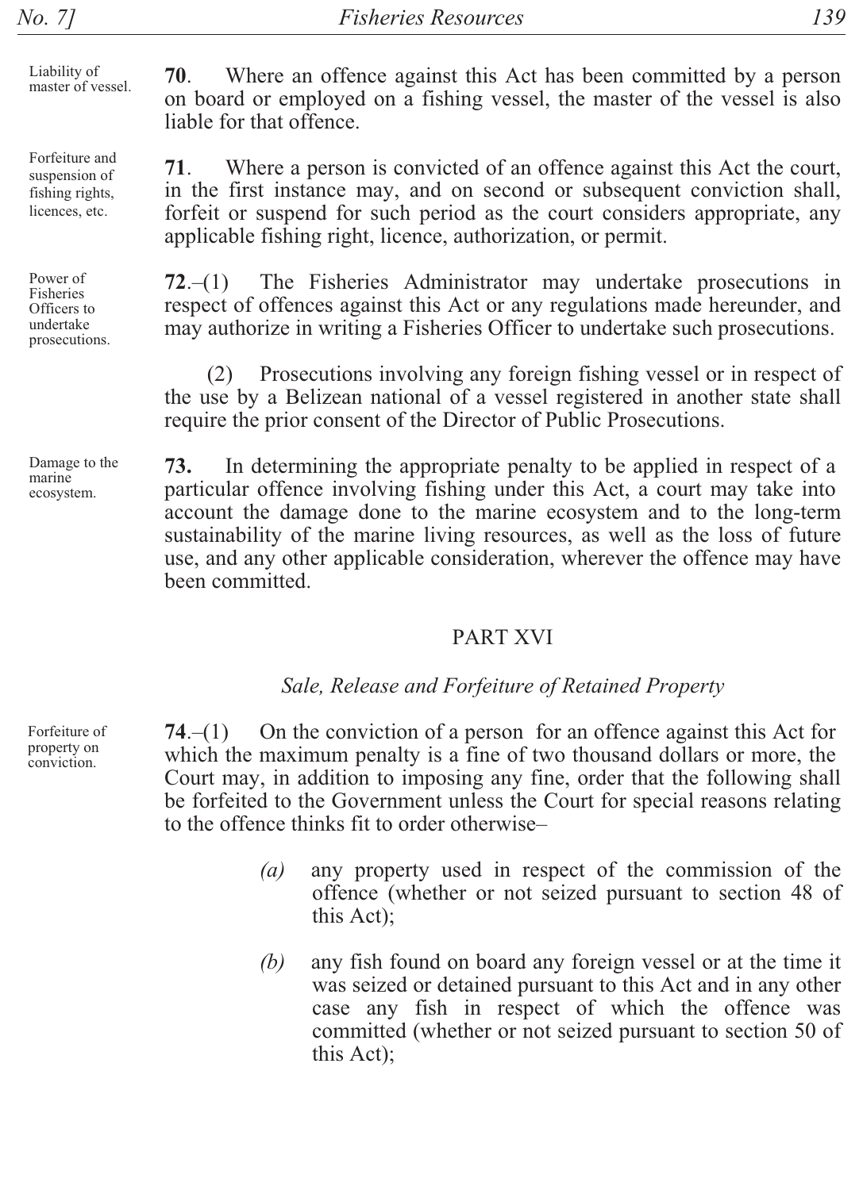Liability of master of vessel.

**70**. Where an offence against this Act has been committed by a person on board or employed on a fishing vessel, the master of the vessel is also liable for that offence.

Forfeiture and suspension of fishing rights, licences, etc.

**71**. Where a person is convicted of an offence against this Act the court, in the first instance may, and on second or subsequent conviction shall, forfeit or suspend for such period as the court considers appropriate, any applicable fishing right, licence, authorization, or permit.

Power of Fisheries Officers to undertake prosecutions.

**72**.–(1) The Fisheries Administrator may undertake prosecutions in respect of offences against this Act or any regulations made hereunder, and may authorize in writing a Fisheries Officer to undertake such prosecutions.

(2) Prosecutions involving any foreign fishing vessel or in respect of the use by a Belizean national of a vessel registered in another state shall require the prior consent of the Director of Public Prosecutions.

Damage to the marine ecosystem.

**73.** In determining the appropriate penalty to be applied in respect of a particular offence involving fishing under this Act, a court may take into account the damage done to the marine ecosystem and to the long-term sustainability of the marine living resources, as well as the loss of future use, and any other applicable consideration, wherever the offence may have been committed.

## PART XVI

### *Sale, Release and Forfeiture of Retained Property*

Forfeiture of property on conviction.

**74**.–(1) On the conviction of a person for an offence against this Act for which the maximum penalty is a fine of two thousand dollars or more, the Court may, in addition to imposing any fine, order that the following shall be forfeited to the Government unless the Court for special reasons relating to the offence thinks fit to order otherwise–

*(a)* any property used in respect of the commission of the offence (whether or not seized pursuant to section 48 of this Act);

*(b)* any fish found on board any foreign vessel or at the time it was seized or detained pursuant to this Act and in any other case any fish in respect of which the offence was committed (whether or not seized pursuant to section 50 of this Act);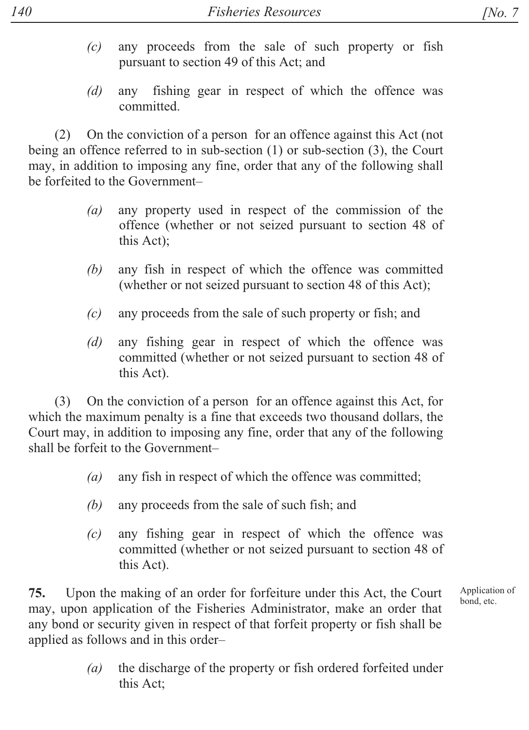*(c)* any proceeds from the sale of such property or fish pursuant to section 49 of this Act; and

*(d)* any fishing gear in respect of which the offence was committed.

(2) On the conviction of a person for an offence against this Act (not being an offence referred to in sub-section (1) or sub-section (3), the Court may, in addition to imposing any fine, order that any of the following shall be forfeited to the Government–

*(a)* any property used in respect of the commission of the offence (whether or not seized pursuant to section 48 of this Act);

*(b)* any fish in respect of which the offence was committed (whether or not seized pursuant to section 48 of this Act);

*(c)* any proceeds from the sale of such property or fish; and

*(d)* any fishing gear in respect of which the offence was committed (whether or not seized pursuant to section 48 of this Act).

(3) On the conviction of a person for an offence against this Act, for which the maximum penalty is a fine that exceeds two thousand dollars, the Court may, in addition to imposing any fine, order that any of the following shall be forfeit to the Government–

*(a)* any fish in respect of which the offence was committed;

*(b)* any proceeds from the sale of such fish; and

*(c)* any fishing gear in respect of which the offence was committed (whether or not seized pursuant to section 48 of this Act).

Application of bond, etc.

**75.** Upon the making of an order for forfeiture under this Act, the Court may, upon application of the Fisheries Administrator, make an order that any bond or security given in respect of that forfeit property or fish shall be applied as follows and in this order–

*(a)* the discharge of the property or fish ordered forfeited under this Act;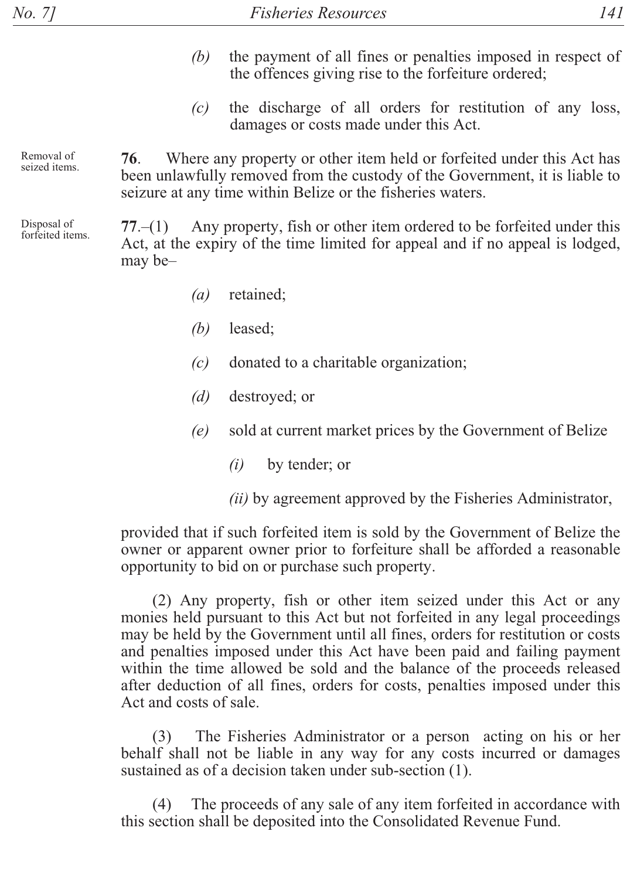*(b)* the payment of all fines or penalties imposed in respect of the offences giving rise to the forfeiture ordered;

*(c)* the discharge of all orders for restitution of any loss, damages or costs made under this Act.

Removal of seized items.

**76**. Where any property or other item held or forfeited under this Act has been unlawfully removed from the custody of the Government, it is liable to seizure at any time within Belize or the fisheries waters.

Disposal of forfeited items.

**77**.–(1) Any property, fish or other item ordered to be forfeited under this Act, at the expiry of the time limited for appeal and if no appeal is lodged, may be–

*(a)* retained;

*(b)* leased;

*(c)* donated to a charitable organization;

*(d)* destroyed; or

*(e)* sold at current market prices by the Government of Belize

*(i)* by tender; or

*(ii)* by agreement approved by the Fisheries Administrator,

provided that if such forfeited item is sold by the Government of Belize the owner or apparent owner prior to forfeiture shall be afforded a reasonable opportunity to bid on or purchase such property.

(2) Any property, fish or other item seized under this Act or any monies held pursuant to this Act but not forfeited in any legal proceedings may be held by the Government until all fines, orders for restitution or costs and penalties imposed under this Act have been paid and failing payment within the time allowed be sold and the balance of the proceeds released after deduction of all fines, orders for costs, penalties imposed under this Act and costs of sale.

(3) The Fisheries Administrator or a person acting on his or her behalf shall not be liable in any way for any costs incurred or damages sustained as of a decision taken under sub-section (1).

(4) The proceeds of any sale of any item forfeited in accordance with this section shall be deposited into the Consolidated Revenue Fund.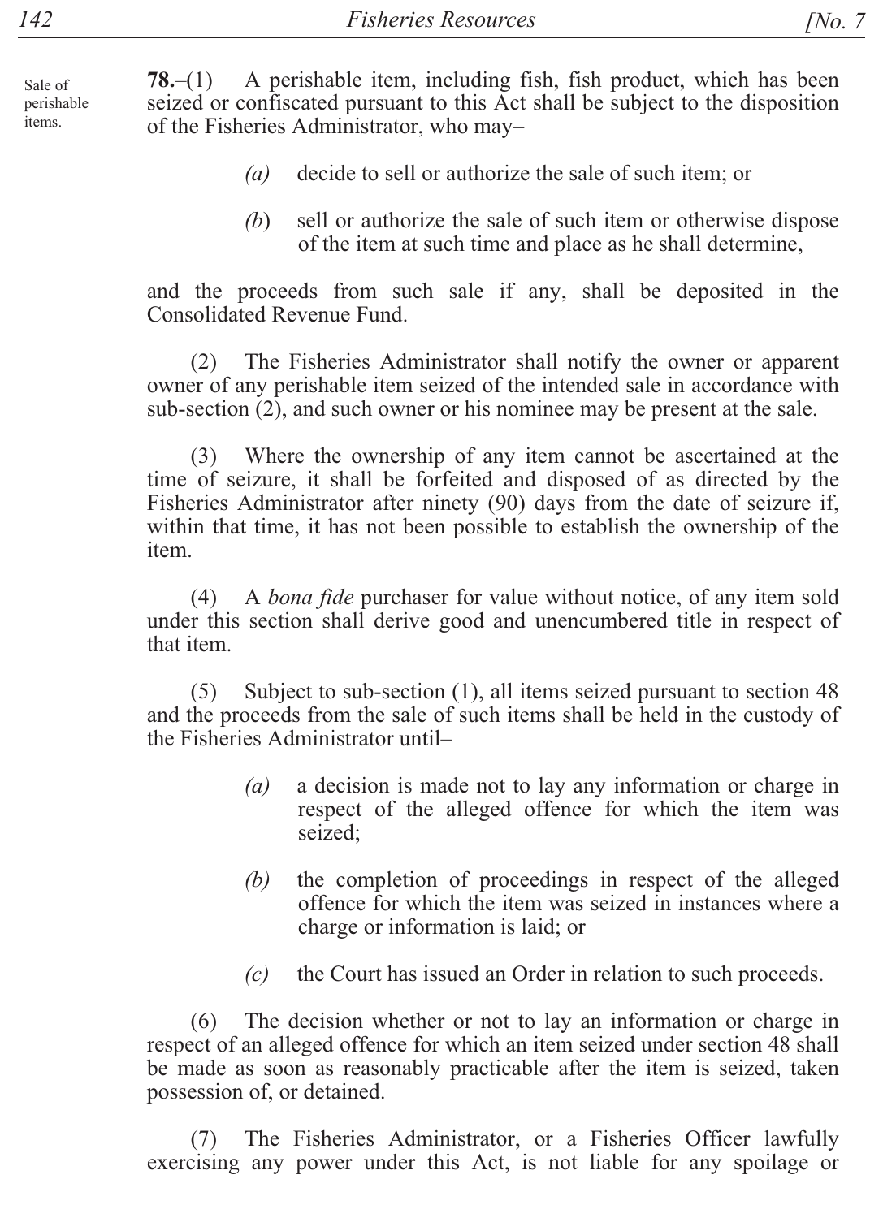Sale of perishable items.

**78.**–(1) A perishable item, including fish, fish product, which has been seized or confiscated pursuant to this Act shall be subject to the disposition of the Fisheries Administrator, who may–

*(a)* decide to sell or authorize the sale of such item; or

*(b)* sell or authorize the sale of such item or otherwise dispose of the item at such time and place as he shall determine,

and the proceeds from such sale if any, shall be deposited in the Consolidated Revenue Fund.

(2) The Fisheries Administrator shall notify the owner or apparent owner of any perishable item seized of the intended sale in accordance with sub-section (2), and such owner or his nominee may be present at the sale.

(3) Where the ownership of any item cannot be ascertained at the time of seizure, it shall be forfeited and disposed of as directed by the Fisheries Administrator after ninety (90) days from the date of seizure if, within that time, it has not been possible to establish the ownership of the item.

(4) A *bona fide* purchaser for value without notice, of any item sold under this section shall derive good and unencumbered title in respect of that item.

(5) Subject to sub-section (1), all items seized pursuant to section 48 and the proceeds from the sale of such items shall be held in the custody of the Fisheries Administrator until–

*(a)* a decision is made not to lay any information or charge in respect of the alleged offence for which the item was seized;

*(b)* the completion of proceedings in respect of the alleged offence for which the item was seized in instances where a charge or information is laid; or

*(c)* the Court has issued an Order in relation to such proceeds.

(6) The decision whether or not to lay an information or charge in respect of an alleged offence for which an item seized under section 48 shall be made as soon as reasonably practicable after the item is seized, taken possession of, or detained.

(7) The Fisheries Administrator, or a Fisheries Officer lawfully exercising any power under this Act, is not liable for any spoilage or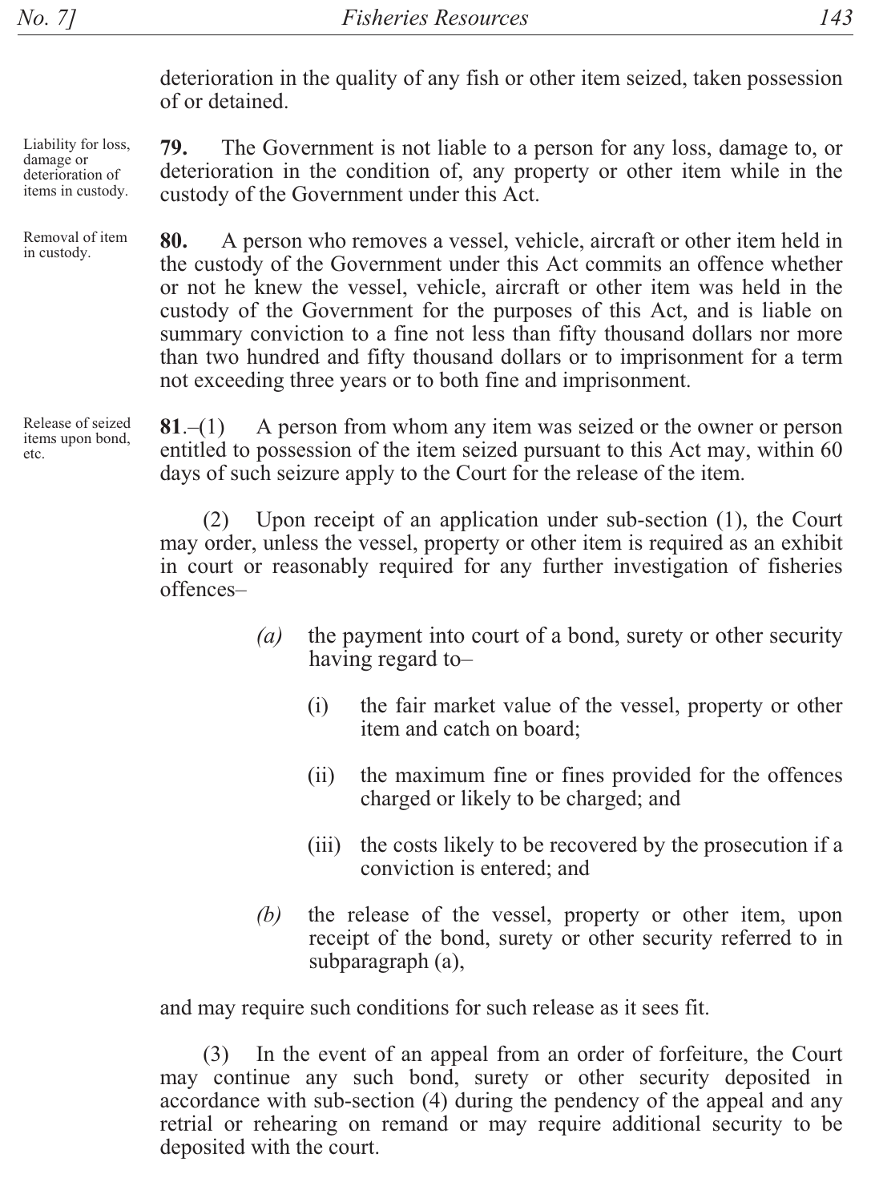deterioration in the quality of any fish or other item seized, taken possession of or detained.

Liability for loss, damage or deterioration of items in custody.

**79.** The Government is not liable to a person for any loss, damage to, or deterioration in the condition of, any property or other item while in the custody of the Government under this Act.

Removal of item in custody.

**80.** A person who removes a vessel, vehicle, aircraft or other item held in the custody of the Government under this Act commits an offence whether or not he knew the vessel, vehicle, aircraft or other item was held in the custody of the Government for the purposes of this Act, and is liable on summary conviction to a fine not less than fifty thousand dollars nor more than two hundred and fifty thousand dollars or to imprisonment for a term not exceeding three years or to both fine and imprisonment.

Release of seized items upon bond, etc.

**81**.–(1) A person from whom any item was seized or the owner or person entitled to possession of the item seized pursuant to this Act may, within 60 days of such seizure apply to the Court for the release of the item.

(2) Upon receipt of an application under sub-section (1), the Court may order, unless the vessel, property or other item is required as an exhibit in court or reasonably required for any further investigation of fisheries offences–

*(a)* the payment into court of a bond, surety or other security having regard to–

(i) the fair market value of the vessel, property or other item and catch on board;

(ii) the maximum fine or fines provided for the offences charged or likely to be charged; and

(iii) the costs likely to be recovered by the prosecution if a conviction is entered; and

*(b)* the release of the vessel, property or other item, upon receipt of the bond, surety or other security referred to in subparagraph (a),

and may require such conditions for such release as it sees fit.

(3) In the event of an appeal from an order of forfeiture, the Court may continue any such bond, surety or other security deposited in accordance with sub-section (4) during the pendency of the appeal and any retrial or rehearing on remand or may require additional security to be deposited with the court.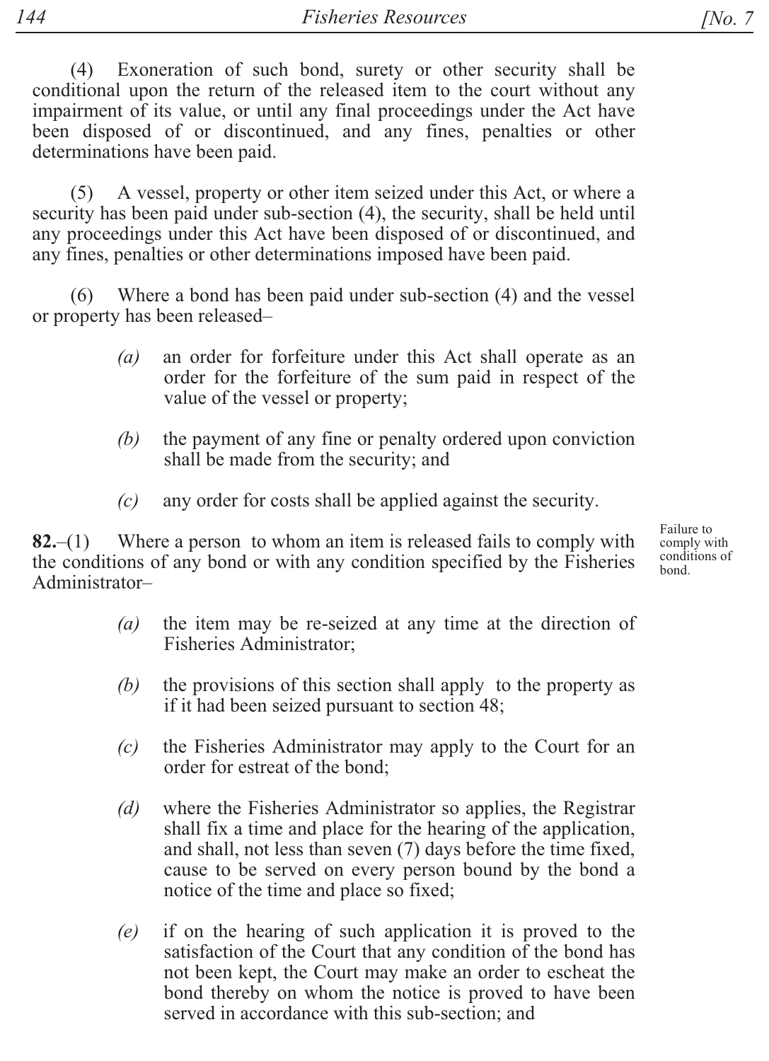(4) Exoneration of such bond, surety or other security shall be conditional upon the return of the released item to the court without any impairment of its value, or until any final proceedings under the Act have been disposed of or discontinued, and any fines, penalties or other determinations have been paid.

(5) A vessel, property or other item seized under this Act, or where a security has been paid under sub-section (4), the security, shall be held until any proceedings under this Act have been disposed of or discontinued, and any fines, penalties or other determinations imposed have been paid.

(6) Where a bond has been paid under sub-section (4) and the vessel or property has been released–

*(a)* an order for forfeiture under this Act shall operate as an order for the forfeiture of the sum paid in respect of the value of the vessel or property;

*(b)* the payment of any fine or penalty ordered upon conviction shall be made from the security; and

*(c)* any order for costs shall be applied against the security.

Failure to comply with conditions of bond.

**82.**–(1) Where a person to whom an item is released fails to comply with the conditions of any bond or with any condition specified by the Fisheries Administrator–

*(a)* the item may be re-seized at any time at the direction of Fisheries Administrator;

*(b)* the provisions of this section shall apply to the property as if it had been seized pursuant to section 48;

*(c)* the Fisheries Administrator may apply to the Court for an order for estreat of the bond;

*(d)* where the Fisheries Administrator so applies, the Registrar shall fix a time and place for the hearing of the application, and shall, not less than seven (7) days before the time fixed, cause to be served on every person bound by the bond a notice of the time and place so fixed;

*(e)* if on the hearing of such application it is proved to the satisfaction of the Court that any condition of the bond has not been kept, the Court may make an order to escheat the bond thereby on whom the notice is proved to have been served in accordance with this sub-section; and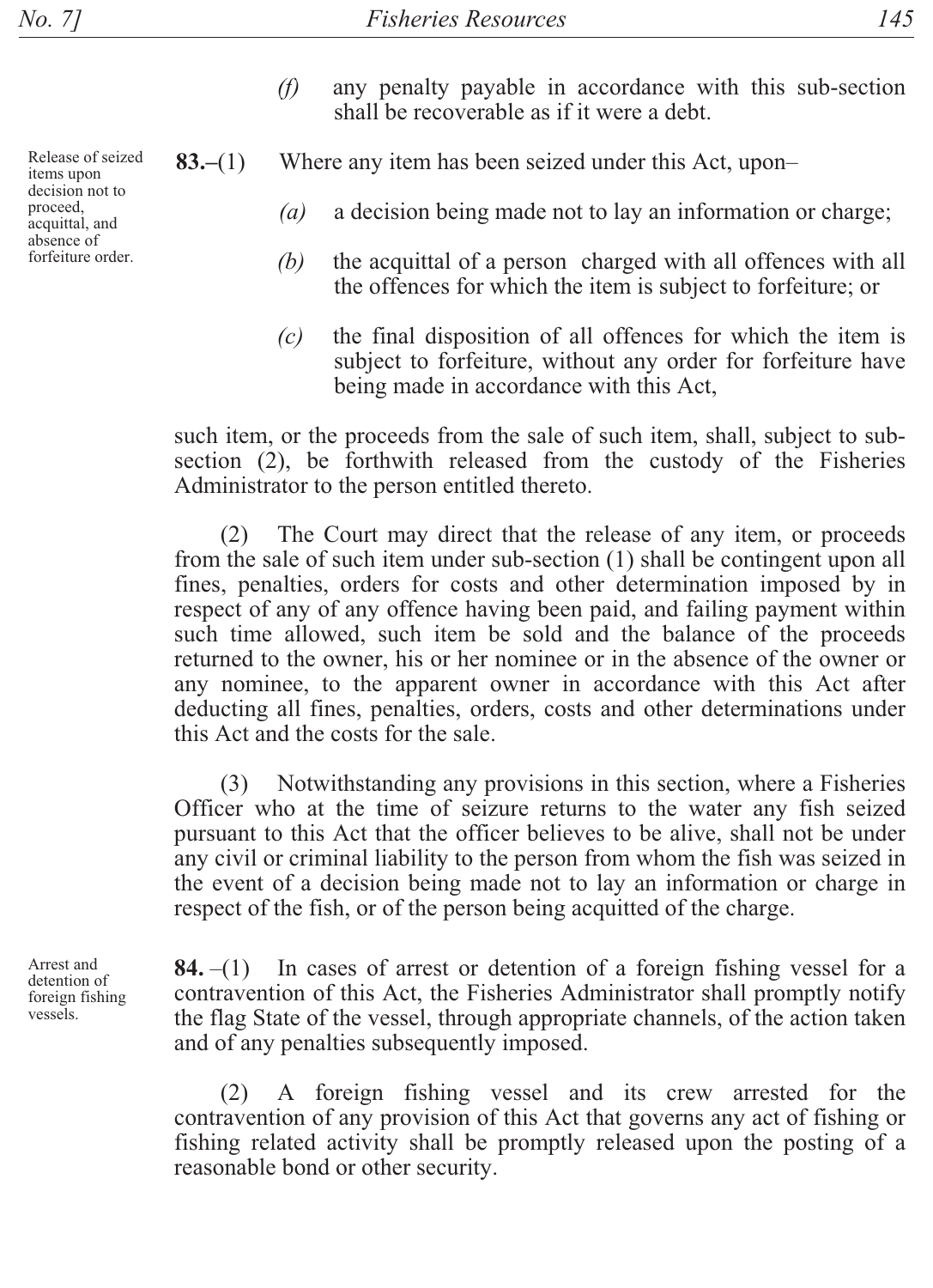*(f)* any penalty payable in accordance with this sub-section shall be recoverable as if it were a debt.

Release of seized items upon decision not to proceed, acquittal, and absence of forfeiture order.

**83.–**(1) Where any item has been seized under this Act, upon–

*(a)* a decision being made not to lay an information or charge;

*(b)* the acquittal of a person charged with all offences with all the offences for which the item is subject to forfeiture; or

*(c)* the final disposition of all offences for which the item is subject to forfeiture, without any order for forfeiture have being made in accordance with this Act,

such item, or the proceeds from the sale of such item, shall, subject to sub-section (2), be forthwith released from the custody of the Fisheries Administrator to the person entitled thereto.

(2) The Court may direct that the release of any item, or proceeds from the sale of such item under sub-section (1) shall be contingent upon all fines, penalties, orders for costs and other determination imposed by in respect of any of any offence having been paid, and failing payment within such time allowed, such item be sold and the balance of the proceeds returned to the owner, his or her nominee or in the absence of the owner or any nominee, to the apparent owner in accordance with this Act after deducting all fines, penalties, orders, costs and other determinations under this Act and the costs for the sale.

(3) Notwithstanding any provisions in this section, where a Fisheries Officer who at the time of seizure returns to the water any fish seized pursuant to this Act that the officer believes to be alive, shall not be under any civil or criminal liability to the person from whom the fish was seized in the event of a decision being made not to lay an information or charge in respect of the fish, or of the person being acquitted of the charge.

Arrest and detention of foreign fishing vessels.

**84.** –(1) In cases of arrest or detention of a foreign fishing vessel for a contravention of this Act, the Fisheries Administrator shall promptly notify the flag State of the vessel, through appropriate channels, of the action taken and of any penalties subsequently imposed.

(2) A foreign fishing vessel and its crew arrested for the contravention of any provision of this Act that governs any act of fishing or fishing related activity shall be promptly released upon the posting of a reasonable bond or other security.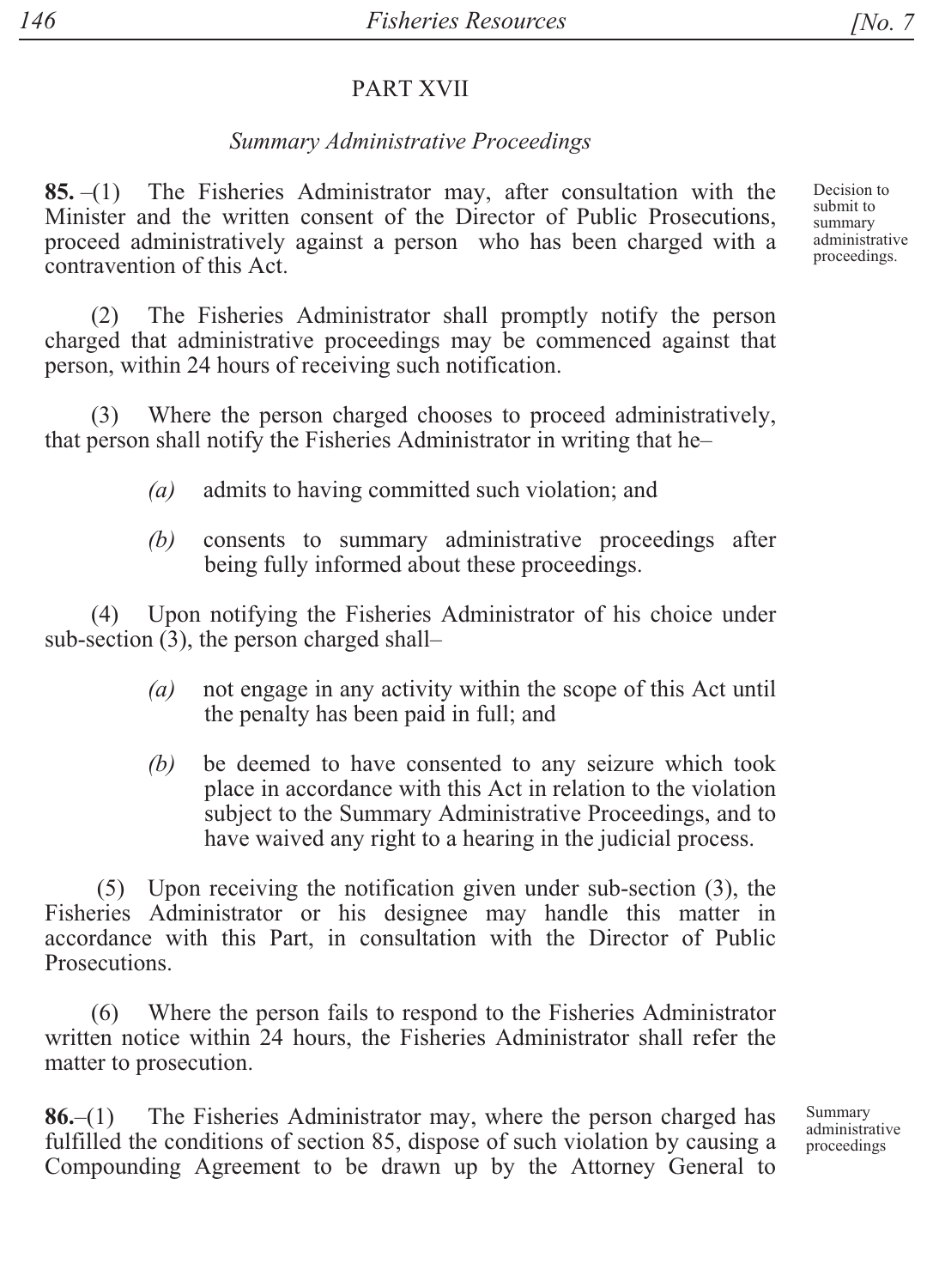## PART XVII

### *Summary Administrative Proceedings*

*Decision to submit to summary administrative proceedings.*

**85.** –(1) The Fisheries Administrator may, after consultation with the Minister and the written consent of the Director of Public Prosecutions, proceed administratively against a person who has been charged with a contravention of this Act.

(2) The Fisheries Administrator shall promptly notify the person charged that administrative proceedings may be commenced against that person, within 24 hours of receiving such notification.

(3) Where the person charged chooses to proceed administratively, that person shall notify the Fisheries Administrator in writing that he–

*(a)* admits to having committed such violation; and

*(b)* consents to summary administrative proceedings after being fully informed about these proceedings.

(4) Upon notifying the Fisheries Administrator of his choice under sub-section (3), the person charged shall–

*(a)* not engage in any activity within the scope of this Act until the penalty has been paid in full; and

*(b)* be deemed to have consented to any seizure which took place in accordance with this Act in relation to the violation subject to the Summary Administrative Proceedings, and to have waived any right to a hearing in the judicial process.

(5) Upon receiving the notification given under sub-section (3), the Fisheries Administrator or his designee may handle this matter in accordance with this Part, in consultation with the Director of Public Prosecutions.

(6) Where the person fails to respond to the Fisheries Administrator written notice within 24 hours, the Fisheries Administrator shall refer the matter to prosecution.

*Summary administrative proceedings*

**86.**–(1) The Fisheries Administrator may, where the person charged has fulfilled the conditions of section 85, dispose of such violation by causing a Compounding Agreement to be drawn up by the Attorney General to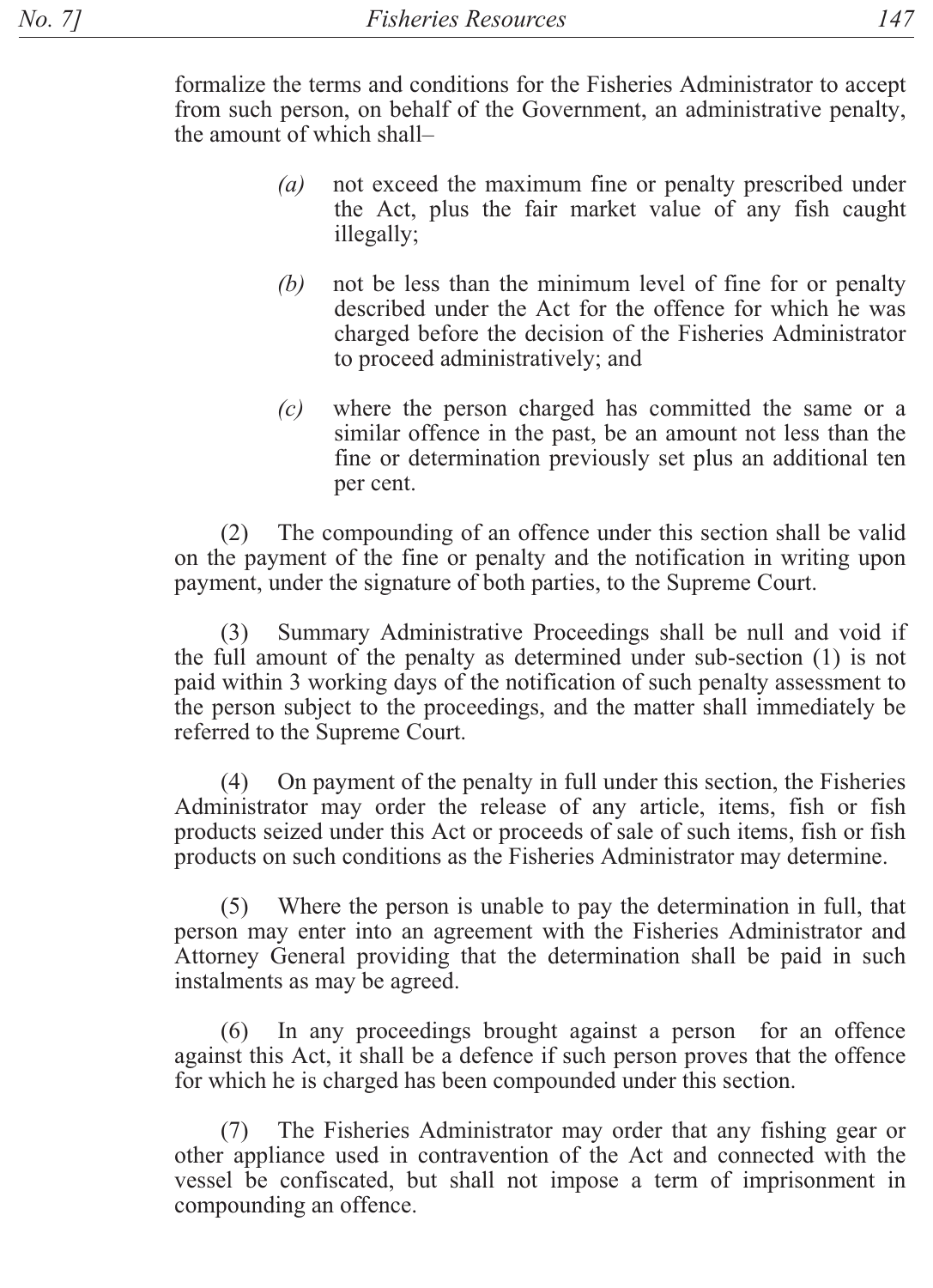formalize the terms and conditions for the Fisheries Administrator to accept from such person, on behalf of the Government, an administrative penalty, the amount of which shall–

> *(a)* not exceed the maximum fine or penalty prescribed under the Act, plus the fair market value of any fish caught illegally;
>
> *(b)* not be less than the minimum level of fine for or penalty described under the Act for the offence for which he was charged before the decision of the Fisheries Administrator to proceed administratively; and
>
> *(c)* where the person charged has committed the same or a similar offence in the past, be an amount not less than the fine or determination previously set plus an additional ten per cent.

(2) The compounding of an offence under this section shall be valid on the payment of the fine or penalty and the notification in writing upon payment, under the signature of both parties, to the Supreme Court.

(3) Summary Administrative Proceedings shall be null and void if the full amount of the penalty as determined under sub-section (1) is not paid within 3 working days of the notification of such penalty assessment to the person subject to the proceedings, and the matter shall immediately be referred to the Supreme Court.

(4) On payment of the penalty in full under this section, the Fisheries Administrator may order the release of any article, items, fish or fish products seized under this Act or proceeds of sale of such items, fish or fish products on such conditions as the Fisheries Administrator may determine.

(5) Where the person is unable to pay the determination in full, that person may enter into an agreement with the Fisheries Administrator and Attorney General providing that the determination shall be paid in such instalments as may be agreed.

(6) In any proceedings brought against a person for an offence against this Act, it shall be a defence if such person proves that the offence for which he is charged has been compounded under this section.

(7) The Fisheries Administrator may order that any fishing gear or other appliance used in contravention of the Act and connected with the vessel be confiscated, but shall not impose a term of imprisonment in compounding an offence.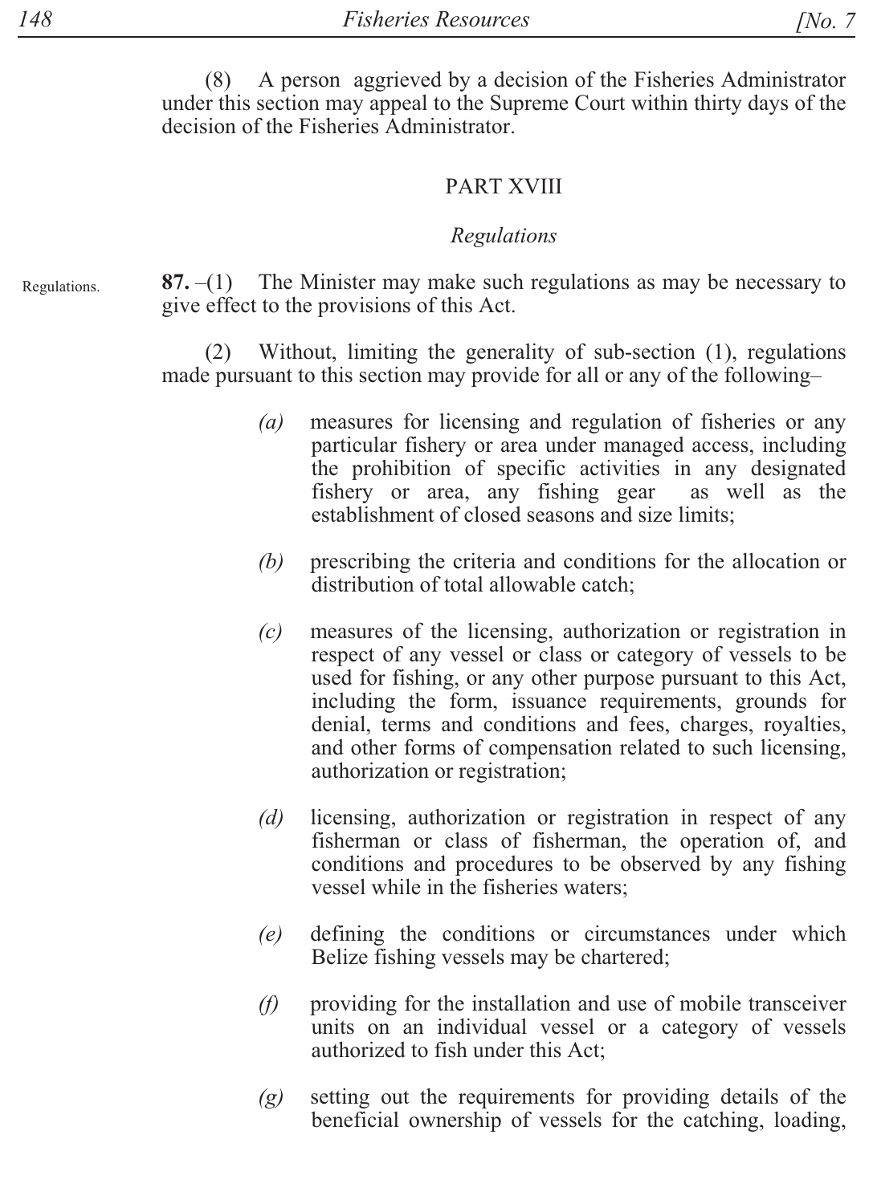(8) A person aggrieved by a decision of the Fisheries Administrator under this section may appeal to the Supreme Court within thirty days of the decision of the Fisheries Administrator.

## PART XVIII

### *Regulations*

Regulations.

**87.** –(1) The Minister may make such regulations as may be necessary to give effect to the provisions of this Act.

(2) Without, limiting the generality of sub-section (1), regulations made pursuant to this section may provide for all or any of the following–

*(a)* measures for licensing and regulation of fisheries or any particular fishery or area under managed access, including the prohibition of specific activities in any designated fishery or area, any fishing gear as well as the establishment of closed seasons and size limits;

*(b)* prescribing the criteria and conditions for the allocation or distribution of total allowable catch;

*(c)* measures of the licensing, authorization or registration in respect of any vessel or class or category of vessels to be used for fishing, or any other purpose pursuant to this Act, including the form, issuance requirements, grounds for denial, terms and conditions and fees, charges, royalties, and other forms of compensation related to such licensing, authorization or registration;

*(d)* licensing, authorization or registration in respect of any fisherman or class of fisherman, the operation of, and conditions and procedures to be observed by any fishing vessel while in the fisheries waters;

*(e)* defining the conditions or circumstances under which Belize fishing vessels may be chartered;

*(f)* providing for the installation and use of mobile transceiver units on an individual vessel or a category of vessels authorized to fish under this Act;

*(g)* setting out the requirements for providing details of the beneficial ownership of vessels for the catching, loading,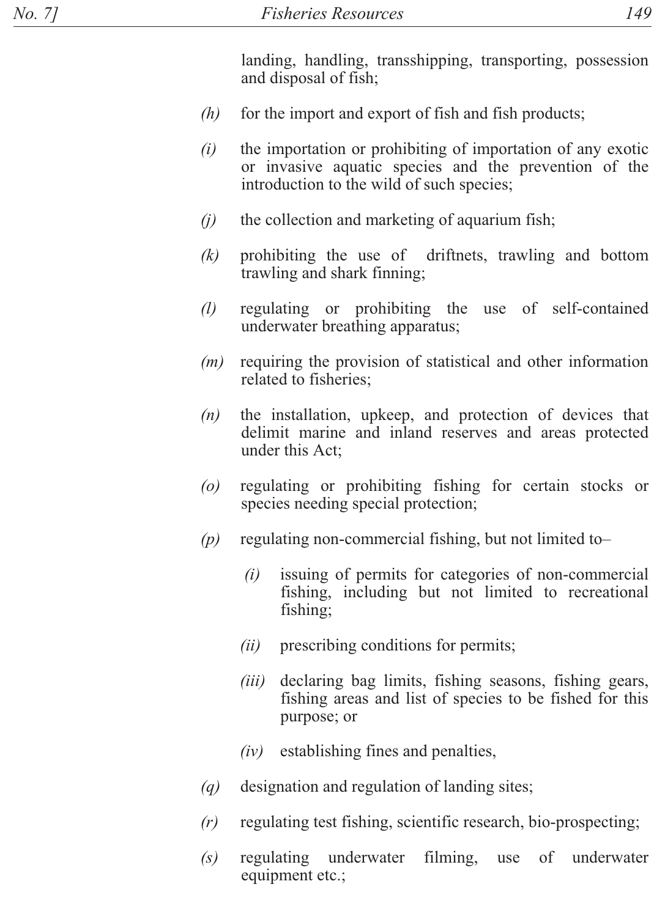landing, handling, transshipping, transporting, possession and disposal of fish;

*(h)* for the import and export of fish and fish products;

*(i)* the importation or prohibiting of importation of any exotic or invasive aquatic species and the prevention of the introduction to the wild of such species;

*(j)* the collection and marketing of aquarium fish;

*(k)* prohibiting the use of driftnets, trawling and bottom trawling and shark finning;

*(l)* regulating or prohibiting the use of self-contained underwater breathing apparatus;

*(m)* requiring the provision of statistical and other information related to fisheries;

*(n)* the installation, upkeep, and protection of devices that delimit marine and inland reserves and areas protected under this Act;

*(o)* regulating or prohibiting fishing for certain stocks or species needing special protection;

*(p)* regulating non-commercial fishing, but not limited to–

  *(i)* issuing of permits for categories of non-commercial fishing, including but not limited to recreational fishing;

  *(ii)* prescribing conditions for permits;

  *(iii)* declaring bag limits, fishing seasons, fishing gears, fishing areas and list of species to be fished for this purpose; or

  *(iv)* establishing fines and penalties,

*(q)* designation and regulation of landing sites;

*(r)* regulating test fishing, scientific research, bio-prospecting;

*(s)* regulating underwater filming, use of underwater equipment etc.;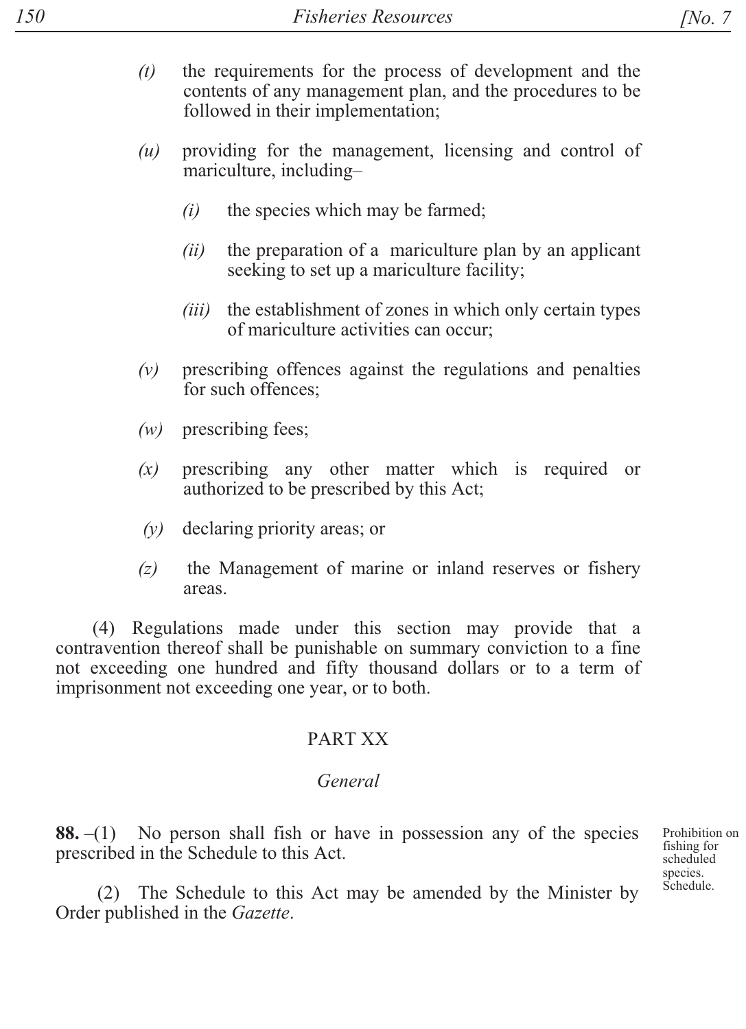*(t)* the requirements for the process of development and the contents of any management plan, and the procedures to be followed in their implementation;

*(u)* providing for the management, licensing and control of mariculture, including–

*(i)* the species which may be farmed;

*(ii)* the preparation of a mariculture plan by an applicant seeking to set up a mariculture facility;

*(iii)* the establishment of zones in which only certain types of mariculture activities can occur;

*(v)* prescribing offences against the regulations and penalties for such offences;

*(w)* prescribing fees;

*(x)* prescribing any other matter which is required or authorized to be prescribed by this Act;

*(y)* declaring priority areas; or

*(z)* the Management of marine or inland reserves or fishery areas.

(4) Regulations made under this section may provide that a contravention thereof shall be punishable on summary conviction to a fine not exceeding one hundred and fifty thousand dollars or to a term of imprisonment not exceeding one year, or to both.

## PART XX

### *General*

Prohibition on fishing for scheduled species. Schedule.

**88.** –(1) No person shall fish or have in possession any of the species prescribed in the Schedule to this Act.

(2) The Schedule to this Act may be amended by the Minister by Order published in the *Gazette*.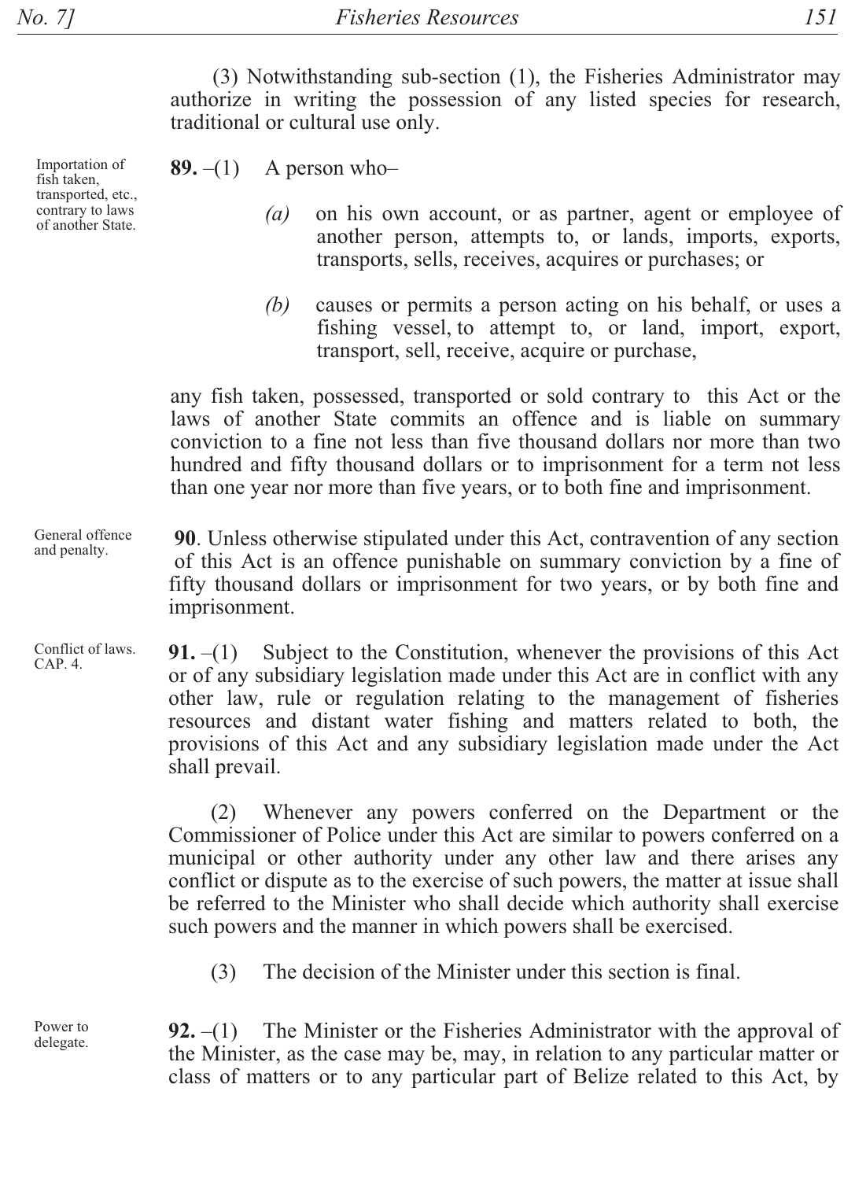(3) Notwithstanding sub-section (1), the Fisheries Administrator may authorize in writing the possession of any listed species for research, traditional or cultural use only.

Importation of fish taken, transported, etc., contrary to laws of another State.

**89.** –(1) A person who–

*(a)* on his own account, or as partner, agent or employee of another person, attempts to, or lands, imports, exports, transports, sells, receives, acquires or purchases; or

*(b)* causes or permits a person acting on his behalf, or uses a fishing vessel, to attempt to, or land, import, export, transport, sell, receive, acquire or purchase,

any fish taken, possessed, transported or sold contrary to this Act or the laws of another State commits an offence and is liable on summary conviction to a fine not less than five thousand dollars nor more than two hundred and fifty thousand dollars or to imprisonment for a term not less than one year nor more than five years, or to both fine and imprisonment.

General offence and penalty.

**90**. Unless otherwise stipulated under this Act, contravention of any section of this Act is an offence punishable on summary conviction by a fine of fifty thousand dollars or imprisonment for two years, or by both fine and imprisonment.

Conflict of laws. CAP. 4.

**91.** –(1) Subject to the Constitution, whenever the provisions of this Act or of any subsidiary legislation made under this Act are in conflict with any other law, rule or regulation relating to the management of fisheries resources and distant water fishing and matters related to both, the provisions of this Act and any subsidiary legislation made under the Act shall prevail.

(2) Whenever any powers conferred on the Department or the Commissioner of Police under this Act are similar to powers conferred on a municipal or other authority under any other law and there arises any conflict or dispute as to the exercise of such powers, the matter at issue shall be referred to the Minister who shall decide which authority shall exercise such powers and the manner in which powers shall be exercised.

(3) The decision of the Minister under this section is final.

Power to delegate.

**92.** –(1) The Minister or the Fisheries Administrator with the approval of the Minister, as the case may be, may, in relation to any particular matter or class of matters or to any particular part of Belize related to this Act, by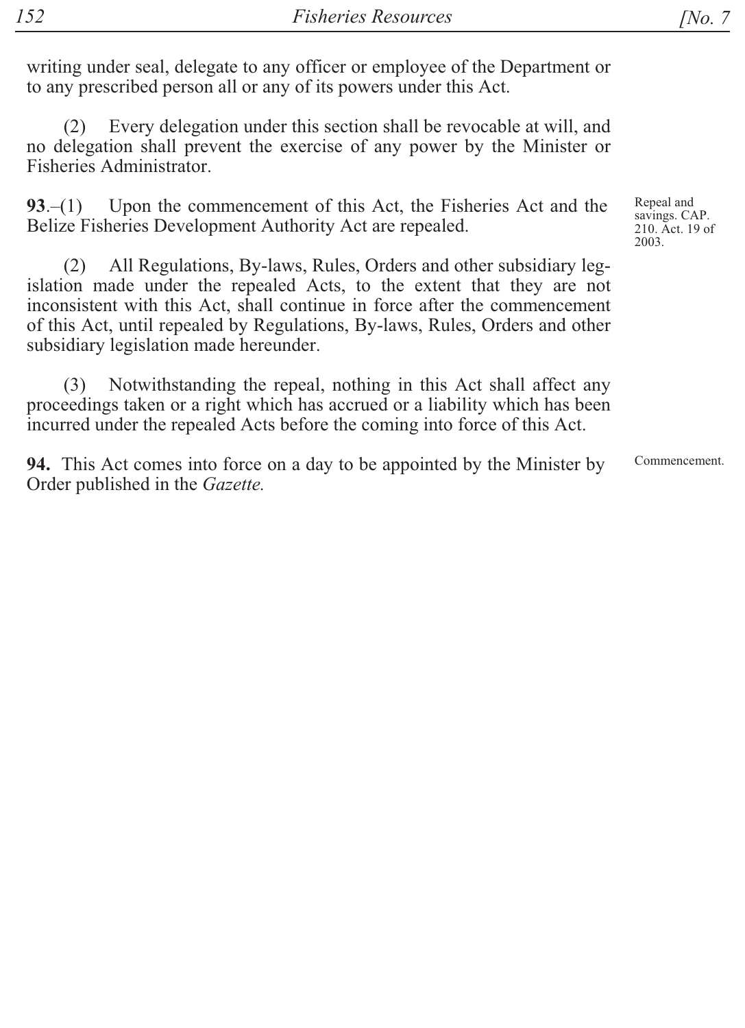writing under seal, delegate to any officer or employee of the Department or to any prescribed person all or any of its powers under this Act.

(2) Every delegation under this section shall be revocable at will, and no delegation shall prevent the exercise of any power by the Minister or Fisheries Administrator.

Repeal and savings. CAP. 210. Act. 19 of 2003.

**93**.–(1) Upon the commencement of this Act, the Fisheries Act and the Belize Fisheries Development Authority Act are repealed.

(2) All Regulations, By-laws, Rules, Orders and other subsidiary legislation made under the repealed Acts, to the extent that they are not inconsistent with this Act, shall continue in force after the commencement of this Act, until repealed by Regulations, By-laws, Rules, Orders and other subsidiary legislation made hereunder.

(3) Notwithstanding the repeal, nothing in this Act shall affect any proceedings taken or a right which has accrued or a liability which has been incurred under the repealed Acts before the coming into force of this Act.

Commencement.

**94.** This Act comes into force on a day to be appointed by the Minister by Order published in the *Gazette.*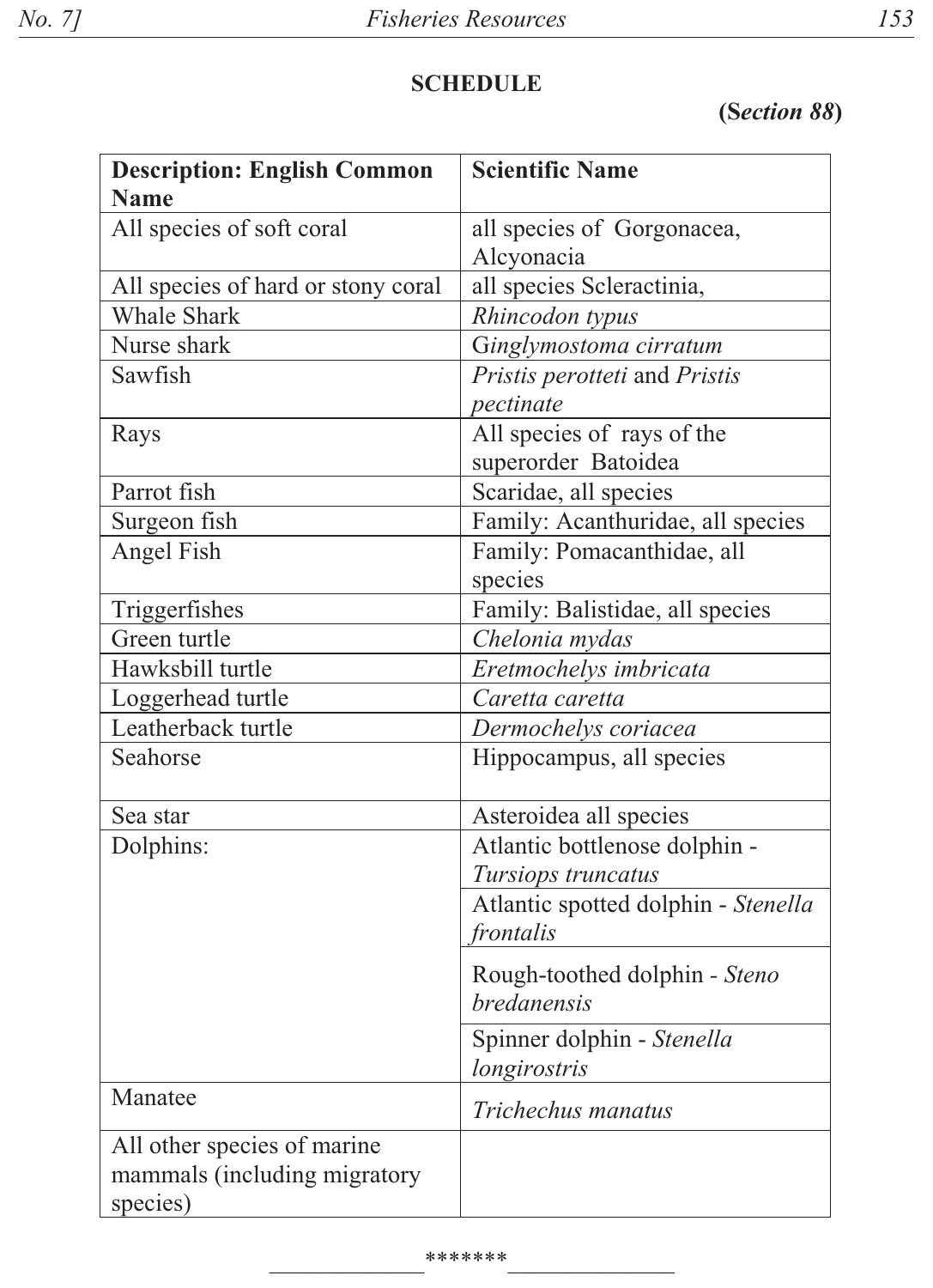# SCHEDULE

**(*Section 88*)**

| Description: English Common Name | Scientific Name |
|---|---|
| All species of soft coral | all species of Gorgonacea, Alcyonacia |
| All species of hard or stony coral | all species Scleractinia, |
| Whale Shark | *Rhincodon typus* |
| Nurse shark | G*inglymostoma cirratum* |
| Sawfish | *Pristis perotteti* and *Pristis pectinate* |
| Rays | All species of rays of the superorder Batoidea |
| Parrot fish | Scaridae, all species |
| Surgeon fish | Family: Acanthuridae, all species |
| Angel Fish | Family: Pomacanthidae, all species |
| Triggerfishes | Family: Balistidae, all species |
| Green turtle | *Chelonia mydas* |
| Hawksbill turtle | *Eretmochelys imbricata* |
| Loggerhead turtle | *Caretta caretta* |
| Leatherback turtle | *Dermochelys coriacea* |
| Seahorse | Hippocampus, all species |
| Sea star | Asteroidea all species |
| Dolphins: | Atlantic bottlenose dolphin - *Tursiops truncatus* |
| | Atlantic spotted dolphin - *Stenella frontalis* |
| | Rough-toothed dolphin - *Steno bredanensis* |
| | Spinner dolphin - *Stenella longirostris* |
| Manatee | *Trichechus manatus* |
| All other species of marine mammals (including migratory species) | |

*******